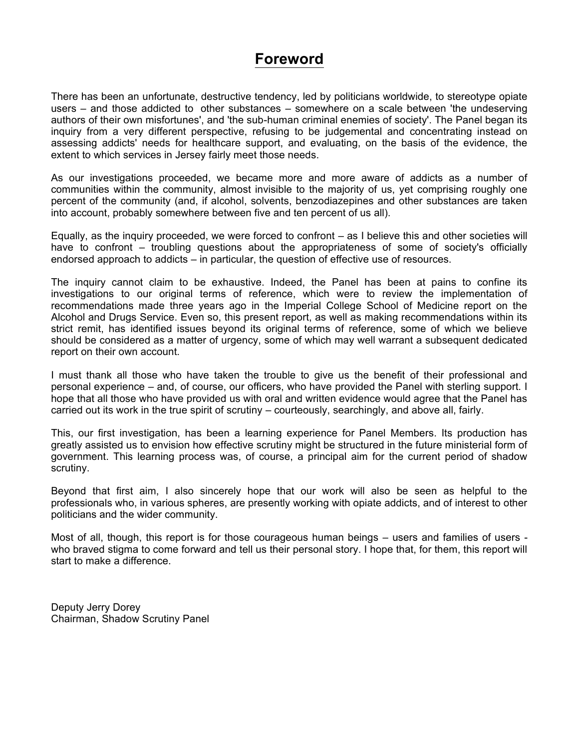# Foreword

There has been an unfortunate, destructive tendency, led by politicians worldwide, to stereotype opiate users – and those addicted to other substances – somewhere on a scale between 'the undeserving authors of their own misfortunes', and 'the sub-human criminal enemies of society'. The Panel began its inquiry from a very different perspective, refusing to be judgemental and concentrating instead on assessing addicts' needs for healthcare support, and evaluating, on the basis of the evidence, the extent to which services in Jersey fairly meet those needs.

As our investigations proceeded, we became more and more aware of addicts as a number of communities within the community, almost invisible to the majority of us, yet comprising roughly one percent of the community (and, if alcohol, solvents, benzodiazepines and other substances are taken into account, probably somewhere between five and ten percent of us all).

Equally, as the inquiry proceeded, we were forced to confront – as I believe this and other societies will have to confront – troubling questions about the appropriateness of some of society's officially endorsed approach to addicts – in particular, the question of effective use of resources.

The inquiry cannot claim to be exhaustive. Indeed, the Panel has been at pains to confine its investigations to our original terms of reference, which were to review the implementation of recommendations made three years ago in the Imperial College School of Medicine report on the Alcohol and Drugs Service. Even so, this present report, as well as making recommendations within its strict remit, has identified issues beyond its original terms of reference, some of which we believe should be considered as a matter of urgency, some of which may well warrant a subsequent dedicated report on their own account.

I must thank all those who have taken the trouble to give us the benefit of their professional and personal experience – and, of course, our officers, who have provided the Panel with sterling support. I hope that all those who have provided us with oral and written evidence would agree that the Panel has carried out its work in the true spirit of scrutiny – courteously, searchingly, and above all, fairly.

This, our first investigation, has been a learning experience for Panel Members. Its production has greatly assisted us to envision how effective scrutiny might be structured in the future ministerial form of government. This learning process was, of course, a principal aim for the current period of shadow scrutiny.

Beyond that first aim, I also sincerely hope that our work will also be seen as helpful to the professionals who, in various spheres, are presently working with opiate addicts, and of interest to other politicians and the wider community.

Most of all, though, this report is for those courageous human beings – users and families of users - who braved stigma to come forward and tell us their personal story. I hope that, for them, this report will start to make a difference.

Deputy Jerry Dorey
Chairman, Shadow Scrutiny Panel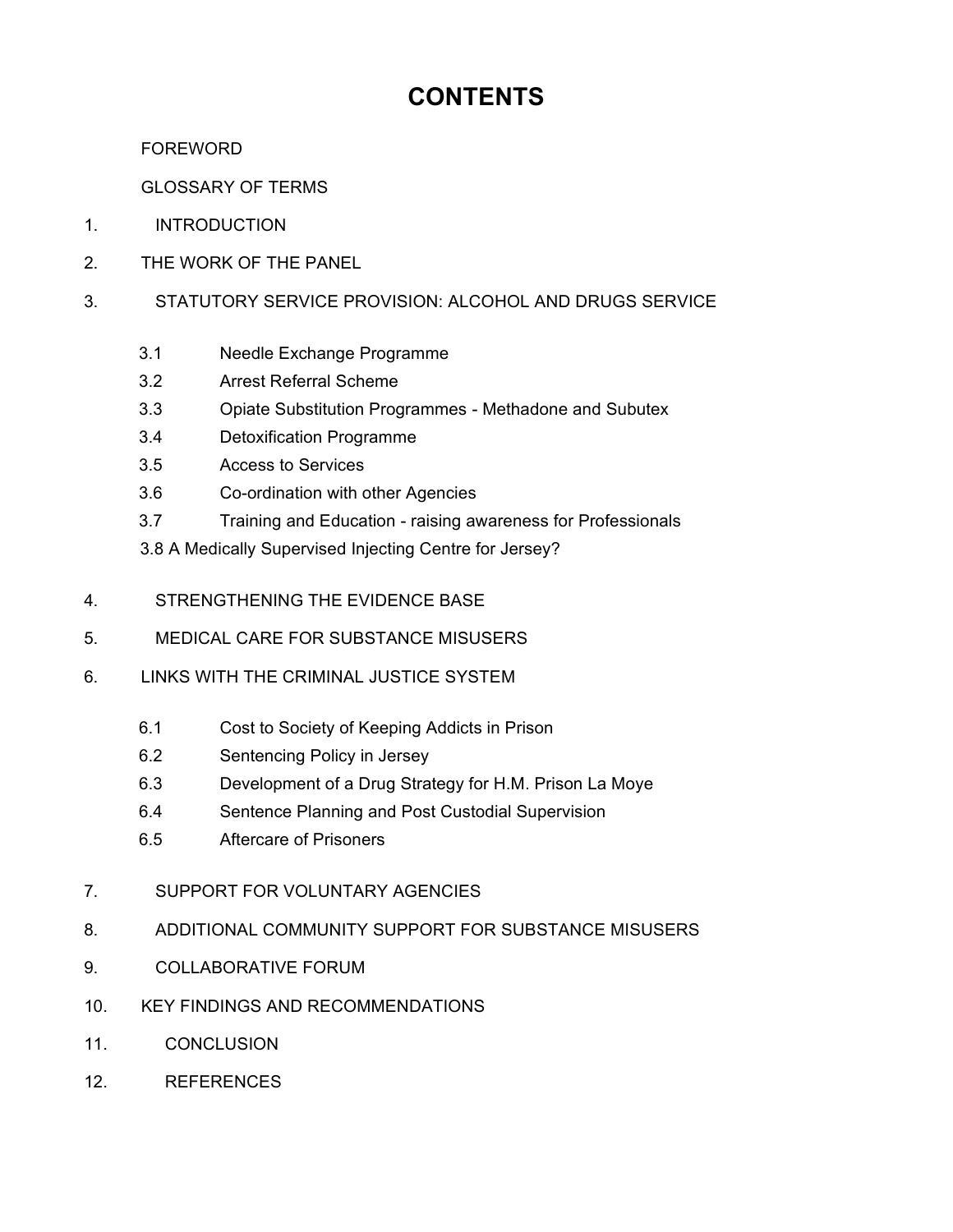# CONTENTS

FOREWORD

GLOSSARY OF TERMS

1. INTRODUCTION
2. THE WORK OF THE PANEL
3. STATUTORY SERVICE PROVISION: ALCOHOL AND DRUGS SERVICE
   - 3.1 Needle Exchange Programme
   - 3.2 Arrest Referral Scheme
   - 3.3 Opiate Substitution Programmes - Methadone and Subutex
   - 3.4 Detoxification Programme
   - 3.5 Access to Services
   - 3.6 Co-ordination with other Agencies
   - 3.7 Training and Education - raising awareness for Professionals
   - 3.8 A Medically Supervised Injecting Centre for Jersey?
4. STRENGTHENING THE EVIDENCE BASE
5. MEDICAL CARE FOR SUBSTANCE MISUSERS
6. LINKS WITH THE CRIMINAL JUSTICE SYSTEM
   - 6.1 Cost to Society of Keeping Addicts in Prison
   - 6.2 Sentencing Policy in Jersey
   - 6.3 Development of a Drug Strategy for H.M. Prison La Moye
   - 6.4 Sentence Planning and Post Custodial Supervision
   - 6.5 Aftercare of Prisoners
7. SUPPORT FOR VOLUNTARY AGENCIES
8. ADDITIONAL COMMUNITY SUPPORT FOR SUBSTANCE MISUSERS
9. COLLABORATIVE FORUM
10. KEY FINDINGS AND RECOMMENDATIONS
11. CONCLUSION
12. REFERENCES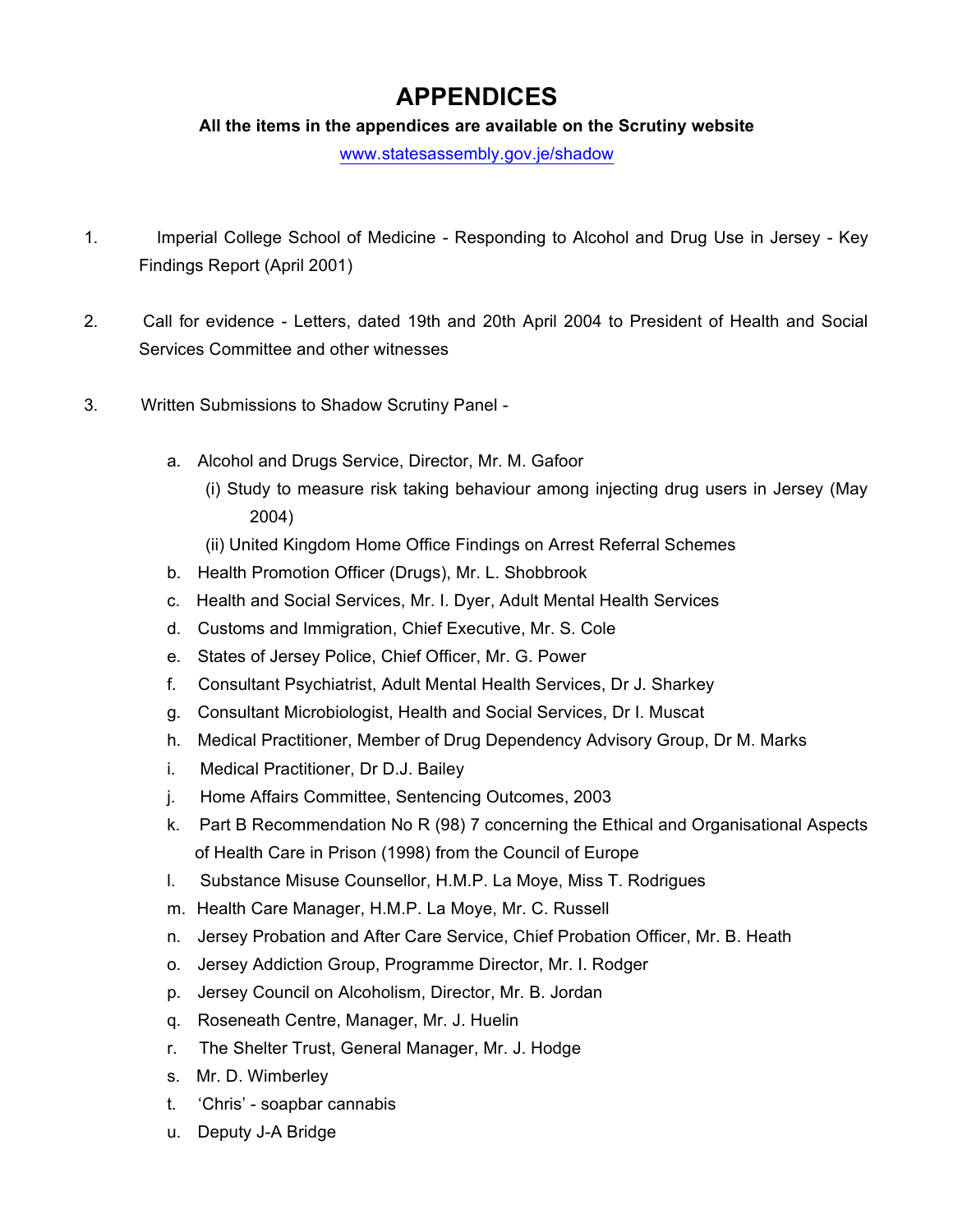# APPENDICES

**All the items in the appendices are available on the Scrutiny website**

www.statesassembly.gov.je/shadow

1. Imperial College School of Medicine - Responding to Alcohol and Drug Use in Jersey - Key Findings Report (April 2001)

2. Call for evidence - Letters, dated 19th and 20th April 2004 to President of Health and Social Services Committee and other witnesses

3. Written Submissions to Shadow Scrutiny Panel -

   a. Alcohol and Drugs Service, Director, Mr. M. Gafoor
      (i) Study to measure risk taking behaviour among injecting drug users in Jersey (May 2004)
      (ii) United Kingdom Home Office Findings on Arrest Referral Schemes
   b. Health Promotion Officer (Drugs), Mr. L. Shobbrook
   c. Health and Social Services, Mr. I. Dyer, Adult Mental Health Services
   d. Customs and Immigration, Chief Executive, Mr. S. Cole
   e. States of Jersey Police, Chief Officer, Mr. G. Power
   f. Consultant Psychiatrist, Adult Mental Health Services, Dr J. Sharkey
   g. Consultant Microbiologist, Health and Social Services, Dr I. Muscat
   h. Medical Practitioner, Member of Drug Dependency Advisory Group, Dr M. Marks
   i. Medical Practitioner, Dr D.J. Bailey
   j. Home Affairs Committee, Sentencing Outcomes, 2003
   k. Part B Recommendation No R (98) 7 concerning the Ethical and Organisational Aspects of Health Care in Prison (1998) from the Council of Europe
   l. Substance Misuse Counsellor, H.M.P. La Moye, Miss T. Rodrigues
   m. Health Care Manager, H.M.P. La Moye, Mr. C. Russell
   n. Jersey Probation and After Care Service, Chief Probation Officer, Mr. B. Heath
   o. Jersey Addiction Group, Programme Director, Mr. I. Rodger
   p. Jersey Council on Alcoholism, Director, Mr. B. Jordan
   q. Roseneath Centre, Manager, Mr. J. Huelin
   r. The Shelter Trust, General Manager, Mr. J. Hodge
   s. Mr. D. Wimberley
   t. 'Chris' - soapbar cannabis
   u. Deputy J-A Bridge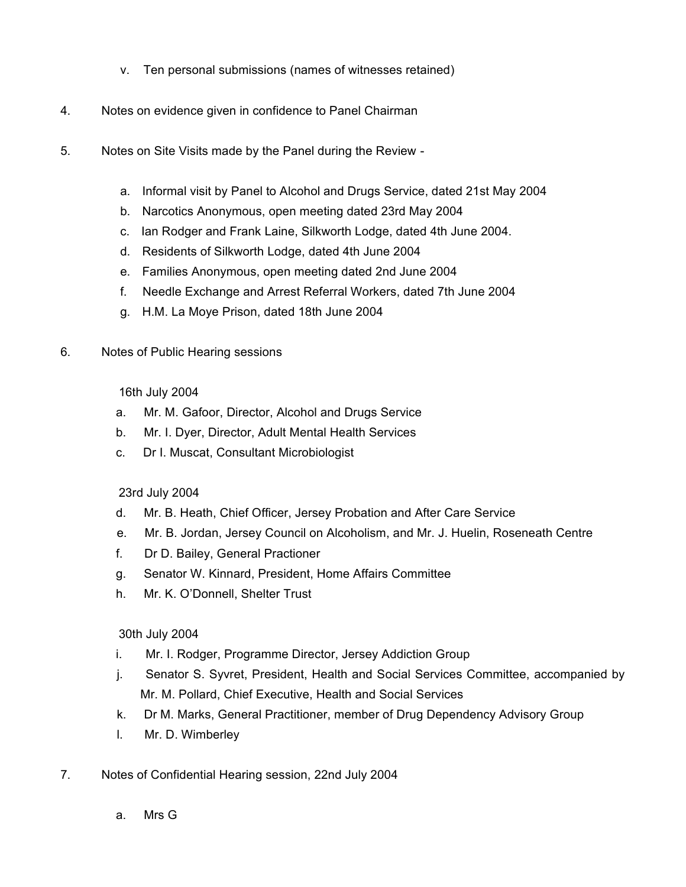v. Ten personal submissions (names of witnesses retained)

4. Notes on evidence given in confidence to Panel Chairman

5. Notes on Site Visits made by the Panel during the Review -

   a. Informal visit by Panel to Alcohol and Drugs Service, dated 21st May 2004
   b. Narcotics Anonymous, open meeting dated 23rd May 2004
   c. Ian Rodger and Frank Laine, Silkworth Lodge, dated 4th June 2004.
   d. Residents of Silkworth Lodge, dated 4th June 2004
   e. Families Anonymous, open meeting dated 2nd June 2004
   f. Needle Exchange and Arrest Referral Workers, dated 7th June 2004
   g. H.M. La Moye Prison, dated 18th June 2004

6. Notes of Public Hearing sessions

   16th July 2004

   a. Mr. M. Gafoor, Director, Alcohol and Drugs Service
   b. Mr. I. Dyer, Director, Adult Mental Health Services
   c. Dr I. Muscat, Consultant Microbiologist

   23rd July 2004

   d. Mr. B. Heath, Chief Officer, Jersey Probation and After Care Service
   e. Mr. B. Jordan, Jersey Council on Alcoholism, and Mr. J. Huelin, Roseneath Centre
   f. Dr D. Bailey, General Practioner
   g. Senator W. Kinnard, President, Home Affairs Committee
   h. Mr. K. O'Donnell, Shelter Trust

   30th July 2004

   i. Mr. I. Rodger, Programme Director, Jersey Addiction Group
   j. Senator S. Syvret, President, Health and Social Services Committee, accompanied by Mr. M. Pollard, Chief Executive, Health and Social Services
   k. Dr M. Marks, General Practitioner, member of Drug Dependency Advisory Group
   l. Mr. D. Wimberley

7. Notes of Confidential Hearing session, 22nd July 2004

   a. Mrs G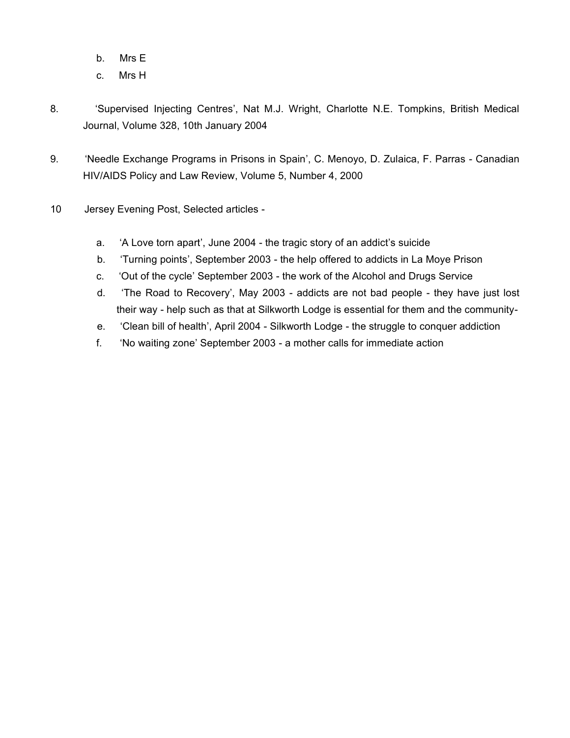b. Mrs E
   c. Mrs H

8. 'Supervised Injecting Centres', Nat M.J. Wright, Charlotte N.E. Tompkins, British Medical Journal, Volume 328, 10th January 2004

9. 'Needle Exchange Programs in Prisons in Spain', C. Menoyo, D. Zulaica, F. Parras - Canadian HIV/AIDS Policy and Law Review, Volume 5, Number 4, 2000

10 Jersey Evening Post, Selected articles -

   a. 'A Love torn apart', June 2004 - the tragic story of an addict's suicide
   b. 'Turning points', September 2003 - the help offered to addicts in La Moye Prison
   c. 'Out of the cycle' September 2003 - the work of the Alcohol and Drugs Service
   d. 'The Road to Recovery', May 2003 - addicts are not bad people - they have just lost their way - help such as that at Silkworth Lodge is essential for them and the community-
   e. 'Clean bill of health', April 2004 - Silkworth Lodge - the struggle to conquer addiction
   f. 'No waiting zone' September 2003 - a mother calls for immediate action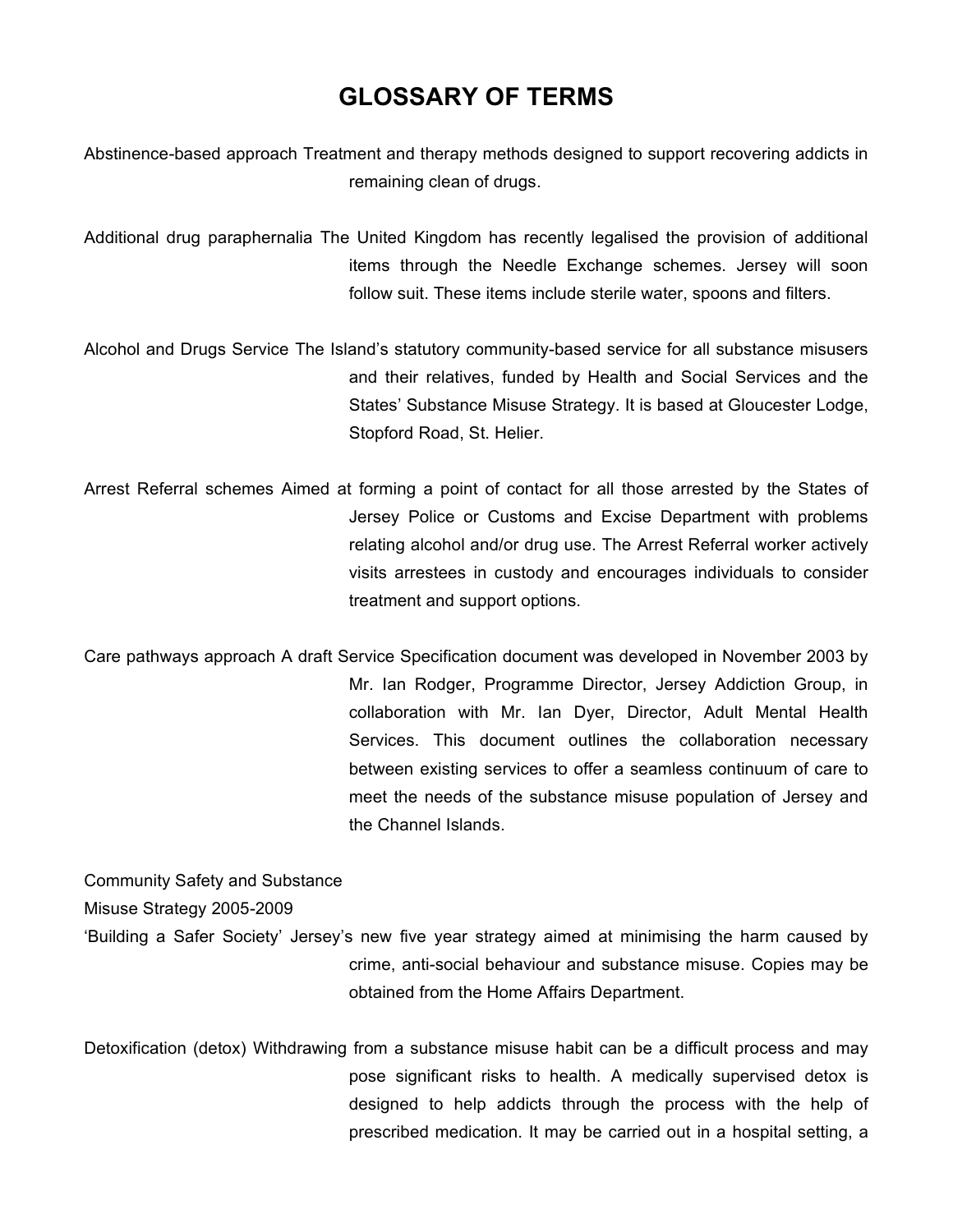# GLOSSARY OF TERMS

**Abstinence-based approach** Treatment and therapy methods designed to support recovering addicts in remaining clean of drugs.

**Additional drug paraphernalia** The United Kingdom has recently legalised the provision of additional items through the Needle Exchange schemes. Jersey will soon follow suit. These items include sterile water, spoons and filters.

**Alcohol and Drugs Service** The Island's statutory community-based service for all substance misusers and their relatives, funded by Health and Social Services and the States' Substance Misuse Strategy. It is based at Gloucester Lodge, Stopford Road, St. Helier.

**Arrest Referral schemes** Aimed at forming a point of contact for all those arrested by the States of Jersey Police or Customs and Excise Department with problems relating alcohol and/or drug use. The Arrest Referral worker actively visits arrestees in custody and encourages individuals to consider treatment and support options.

**Care pathways approach** A draft Service Specification document was developed in November 2003 by Mr. Ian Rodger, Programme Director, Jersey Addiction Group, in collaboration with Mr. Ian Dyer, Director, Adult Mental Health Services. This document outlines the collaboration necessary between existing services to offer a seamless continuum of care to meet the needs of the substance misuse population of Jersey and the Channel Islands.

**Community Safety and Substance Misuse Strategy 2005-2009 'Building a Safer Society'** Jersey's new five year strategy aimed at minimising the harm caused by crime, anti-social behaviour and substance misuse. Copies may be obtained from the Home Affairs Department.

**Detoxification (detox)** Withdrawing from a substance misuse habit can be a difficult process and may pose significant risks to health. A medically supervised detox is designed to help addicts through the process with the help of prescribed medication. It may be carried out in a hospital setting, a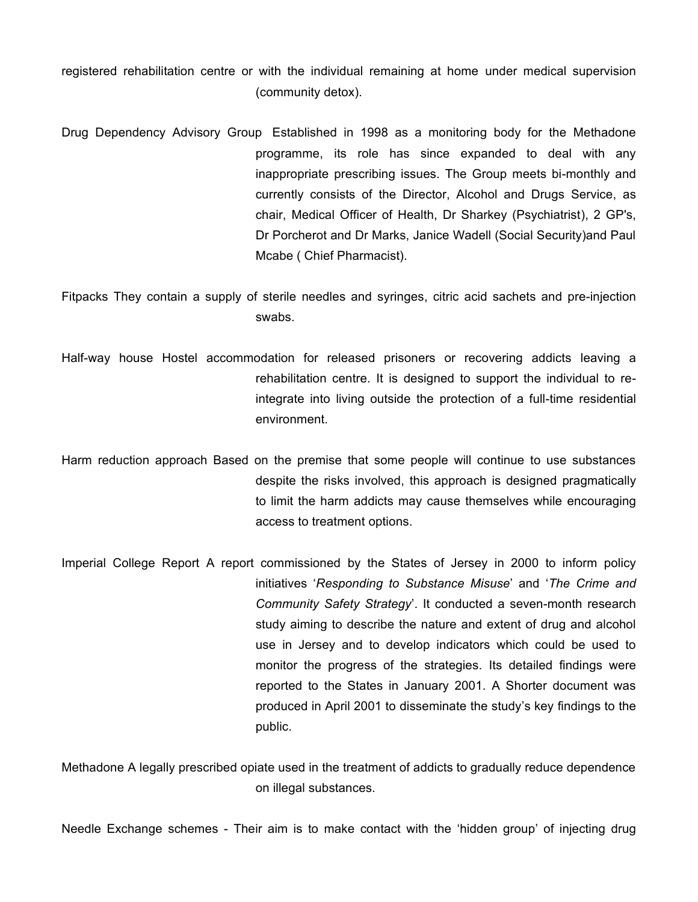registered rehabilitation centre or with the individual remaining at home under medical supervision (community detox).

Drug Dependency Advisory Group Established in 1998 as a monitoring body for the Methadone programme, its role has since expanded to deal with any inappropriate prescribing issues. The Group meets bi-monthly and currently consists of the Director, Alcohol and Drugs Service, as chair, Medical Officer of Health, Dr Sharkey (Psychiatrist), 2 GP's, Dr Porcherot and Dr Marks, Janice Wadell (Social Security)and Paul Mcabe ( Chief Pharmacist).

Fitpacks They contain a supply of sterile needles and syringes, citric acid sachets and pre-injection swabs.

Half-way house Hostel accommodation for released prisoners or recovering addicts leaving a rehabilitation centre. It is designed to support the individual to re-integrate into living outside the protection of a full-time residential environment.

Harm reduction approach Based on the premise that some people will continue to use substances despite the risks involved, this approach is designed pragmatically to limit the harm addicts may cause themselves while encouraging access to treatment options.

Imperial College Report A report commissioned by the States of Jersey in 2000 to inform policy initiatives '*Responding to Substance Misuse*' and '*The Crime and Community Safety Strategy*'. It conducted a seven-month research study aiming to describe the nature and extent of drug and alcohol use in Jersey and to develop indicators which could be used to monitor the progress of the strategies. Its detailed findings were reported to the States in January 2001. A Shorter document was produced in April 2001 to disseminate the study's key findings to the public.

Methadone A legally prescribed opiate used in the treatment of addicts to gradually reduce dependence on illegal substances.

Needle Exchange schemes - Their aim is to make contact with the 'hidden group' of injecting drug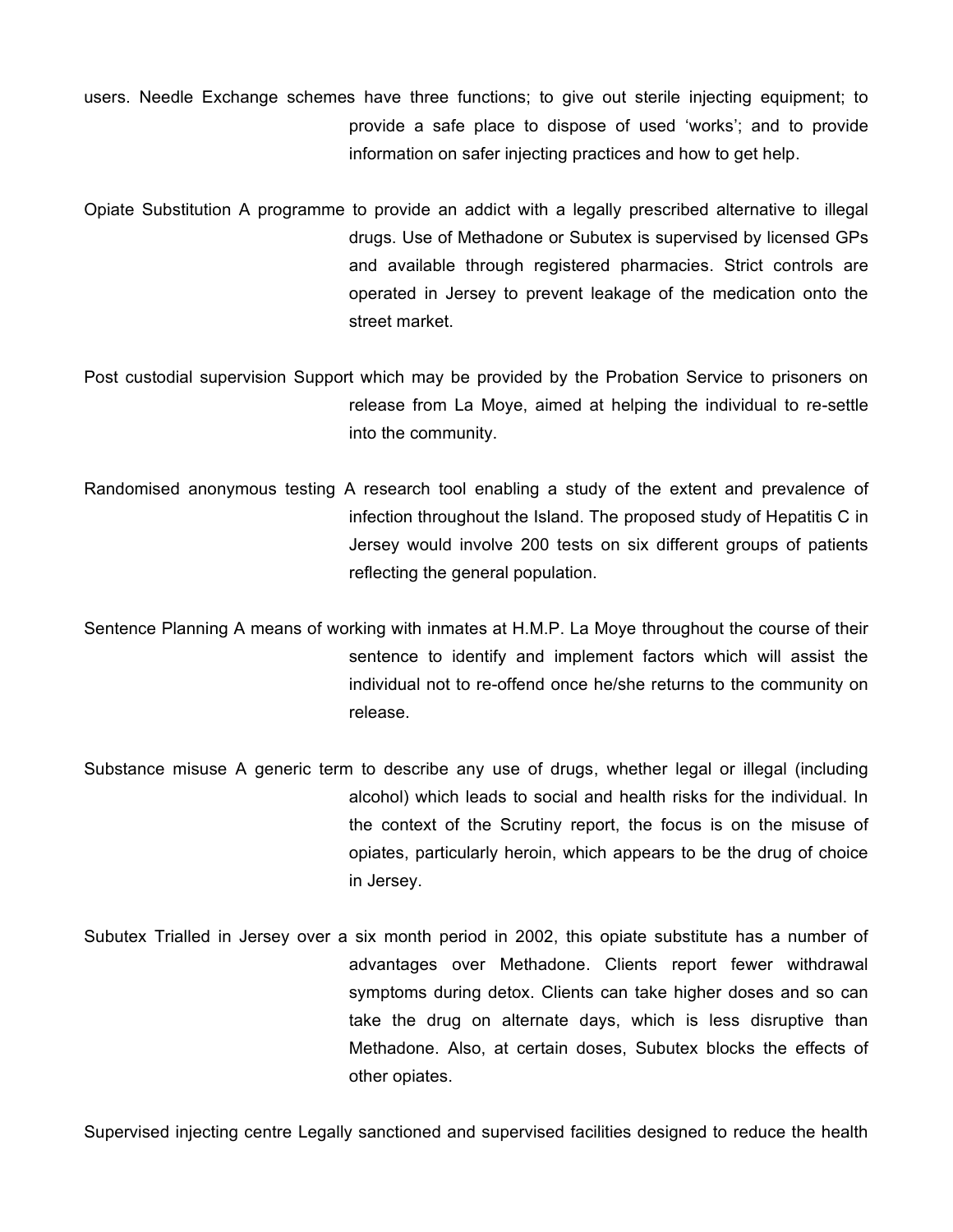users. Needle Exchange schemes have three functions; to give out sterile injecting equipment; to provide a safe place to dispose of used 'works'; and to provide information on safer injecting practices and how to get help.

**Opiate Substitution** A programme to provide an addict with a legally prescribed alternative to illegal drugs. Use of Methadone or Subutex is supervised by licensed GPs and available through registered pharmacies. Strict controls are operated in Jersey to prevent leakage of the medication onto the street market.

**Post custodial supervision** Support which may be provided by the Probation Service to prisoners on release from La Moye, aimed at helping the individual to re-settle into the community.

**Randomised anonymous testing** A research tool enabling a study of the extent and prevalence of infection throughout the Island. The proposed study of Hepatitis C in Jersey would involve 200 tests on six different groups of patients reflecting the general population.

**Sentence Planning** A means of working with inmates at H.M.P. La Moye throughout the course of their sentence to identify and implement factors which will assist the individual not to re-offend once he/she returns to the community on release.

**Substance misuse** A generic term to describe any use of drugs, whether legal or illegal (including alcohol) which leads to social and health risks for the individual. In the context of the Scrutiny report, the focus is on the misuse of opiates, particularly heroin, which appears to be the drug of choice in Jersey.

**Subutex** Trialled in Jersey over a six month period in 2002, this opiate substitute has a number of advantages over Methadone. Clients report fewer withdrawal symptoms during detox. Clients can take higher doses and so can take the drug on alternate days, which is less disruptive than Methadone. Also, at certain doses, Subutex blocks the effects of other opiates.

**Supervised injecting centre** Legally sanctioned and supervised facilities designed to reduce the health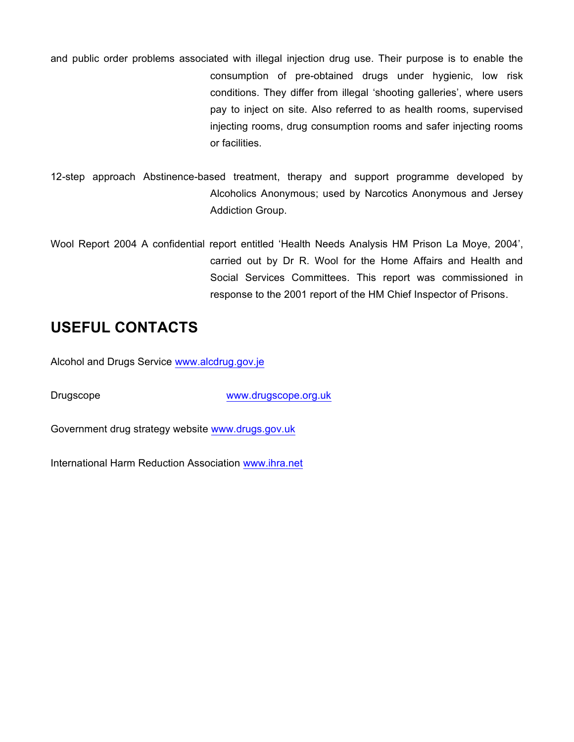and public order problems associated with illegal injection drug use. Their purpose is to enable the consumption of pre-obtained drugs under hygienic, low risk conditions. They differ from illegal 'shooting galleries', where users pay to inject on site. Also referred to as health rooms, supervised injecting rooms, drug consumption rooms and safer injecting rooms or facilities.

12-step approach Abstinence-based treatment, therapy and support programme developed by Alcoholics Anonymous; used by Narcotics Anonymous and Jersey Addiction Group.

Wool Report 2004 A confidential report entitled 'Health Needs Analysis HM Prison La Moye, 2004', carried out by Dr R. Wool for the Home Affairs and Health and Social Services Committees. This report was commissioned in response to the 2001 report of the HM Chief Inspector of Prisons.

## USEFUL CONTACTS

Alcohol and Drugs Service www.alcdrug.gov.je

Drugscope www.drugscope.org.uk

Government drug strategy website www.drugs.gov.uk

International Harm Reduction Association www.ihra.net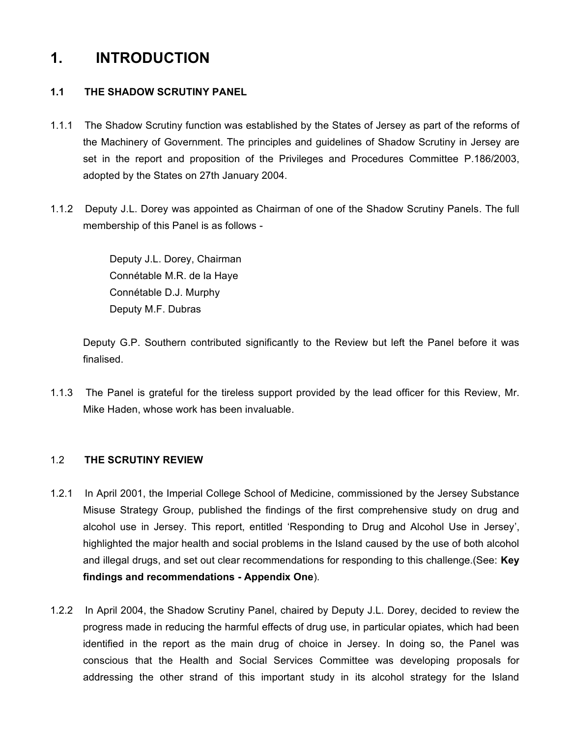# 1. INTRODUCTION

## 1.1 THE SHADOW SCRUTINY PANEL

1.1.1 The Shadow Scrutiny function was established by the States of Jersey as part of the reforms of the Machinery of Government. The principles and guidelines of Shadow Scrutiny in Jersey are set in the report and proposition of the Privileges and Procedures Committee P.186/2003, adopted by the States on 27th January 2004.

1.1.2 Deputy J.L. Dorey was appointed as Chairman of one of the Shadow Scrutiny Panels. The full membership of this Panel is as follows -

Deputy J.L. Dorey, Chairman
Connétable M.R. de la Haye
Connétable D.J. Murphy
Deputy M.F. Dubras

Deputy G.P. Southern contributed significantly to the Review but left the Panel before it was finalised.

1.1.3 The Panel is grateful for the tireless support provided by the lead officer for this Review, Mr. Mike Haden, whose work has been invaluable.

## 1.2 THE SCRUTINY REVIEW

1.2.1 In April 2001, the Imperial College School of Medicine, commissioned by the Jersey Substance Misuse Strategy Group, published the findings of the first comprehensive study on drug and alcohol use in Jersey. This report, entitled 'Responding to Drug and Alcohol Use in Jersey', highlighted the major health and social problems in the Island caused by the use of both alcohol and illegal drugs, and set out clear recommendations for responding to this challenge.(See: **Key findings and recommendations - Appendix One**).

1.2.2 In April 2004, the Shadow Scrutiny Panel, chaired by Deputy J.L. Dorey, decided to review the progress made in reducing the harmful effects of drug use, in particular opiates, which had been identified in the report as the main drug of choice in Jersey. In doing so, the Panel was conscious that the Health and Social Services Committee was developing proposals for addressing the other strand of this important study in its alcohol strategy for the Island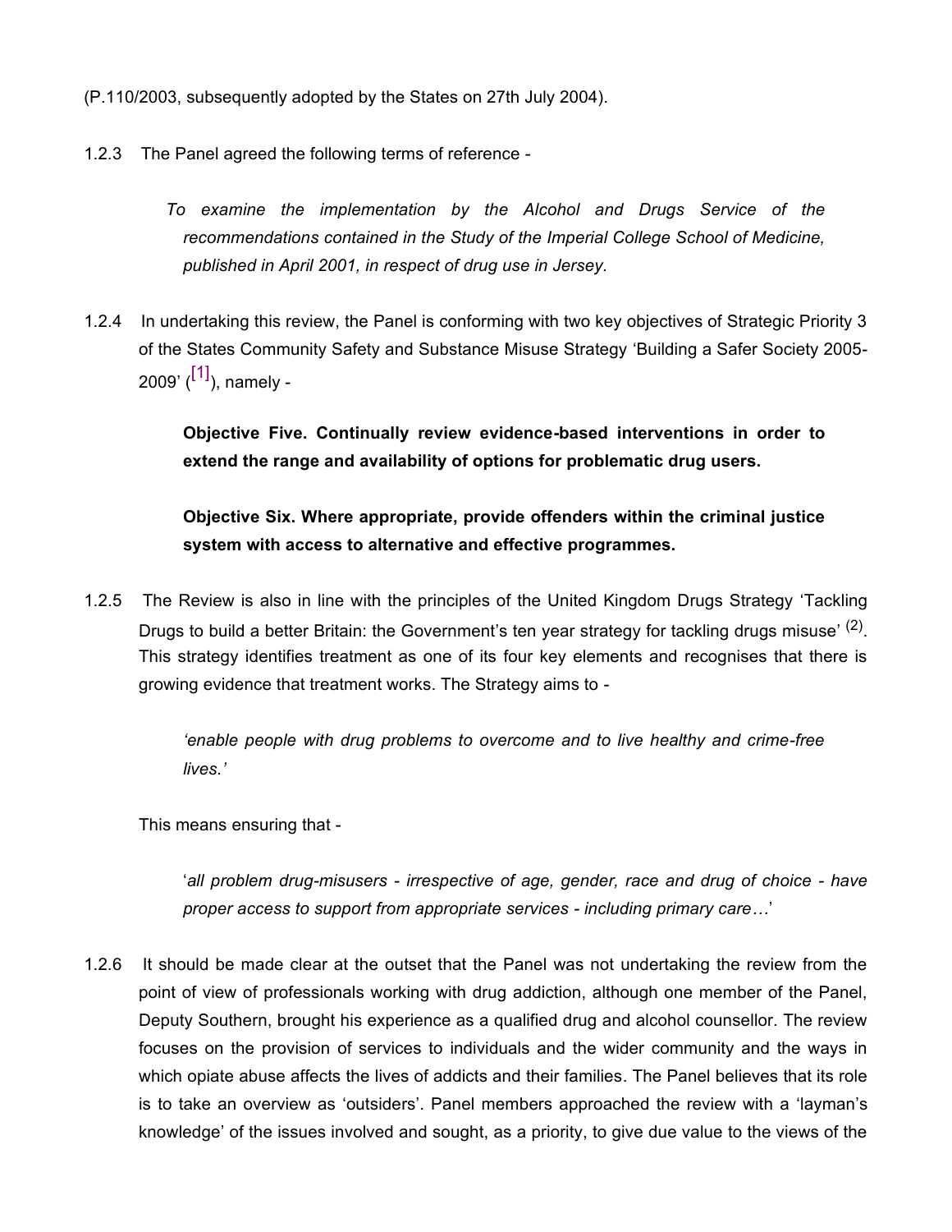(P.110/2003, subsequently adopted by the States on 27th July 2004).

1.2.3 The Panel agreed the following terms of reference -

> *To examine the implementation by the Alcohol and Drugs Service of the recommendations contained in the Study of the Imperial College School of Medicine, published in April 2001, in respect of drug use in Jersey.*

1.2.4 In undertaking this review, the Panel is conforming with two key objectives of Strategic Priority 3 of the States Community Safety and Substance Misuse Strategy 'Building a Safer Society 2005-2009' ([1]), namely -

> **Objective Five. Continually review evidence-based interventions in order to extend the range and availability of options for problematic drug users.**
>
> **Objective Six. Where appropriate, provide offenders within the criminal justice system with access to alternative and effective programmes.**

1.2.5 The Review is also in line with the principles of the United Kingdom Drugs Strategy 'Tackling Drugs to build a better Britain: the Government's ten year strategy for tackling drugs misuse' (2). This strategy identifies treatment as one of its four key elements and recognises that there is growing evidence that treatment works. The Strategy aims to -

> *'enable people with drug problems to overcome and to live healthy and crime-free lives.'*

This means ensuring that -

> '*all problem drug-misusers - irrespective of age, gender, race and drug of choice - have proper access to support from appropriate services - including primary care…*'

1.2.6 It should be made clear at the outset that the Panel was not undertaking the review from the point of view of professionals working with drug addiction, although one member of the Panel, Deputy Southern, brought his experience as a qualified drug and alcohol counsellor. The review focuses on the provision of services to individuals and the wider community and the ways in which opiate abuse affects the lives of addicts and their families. The Panel believes that its role is to take an overview as 'outsiders'. Panel members approached the review with a 'layman's knowledge' of the issues involved and sought, as a priority, to give due value to the views of the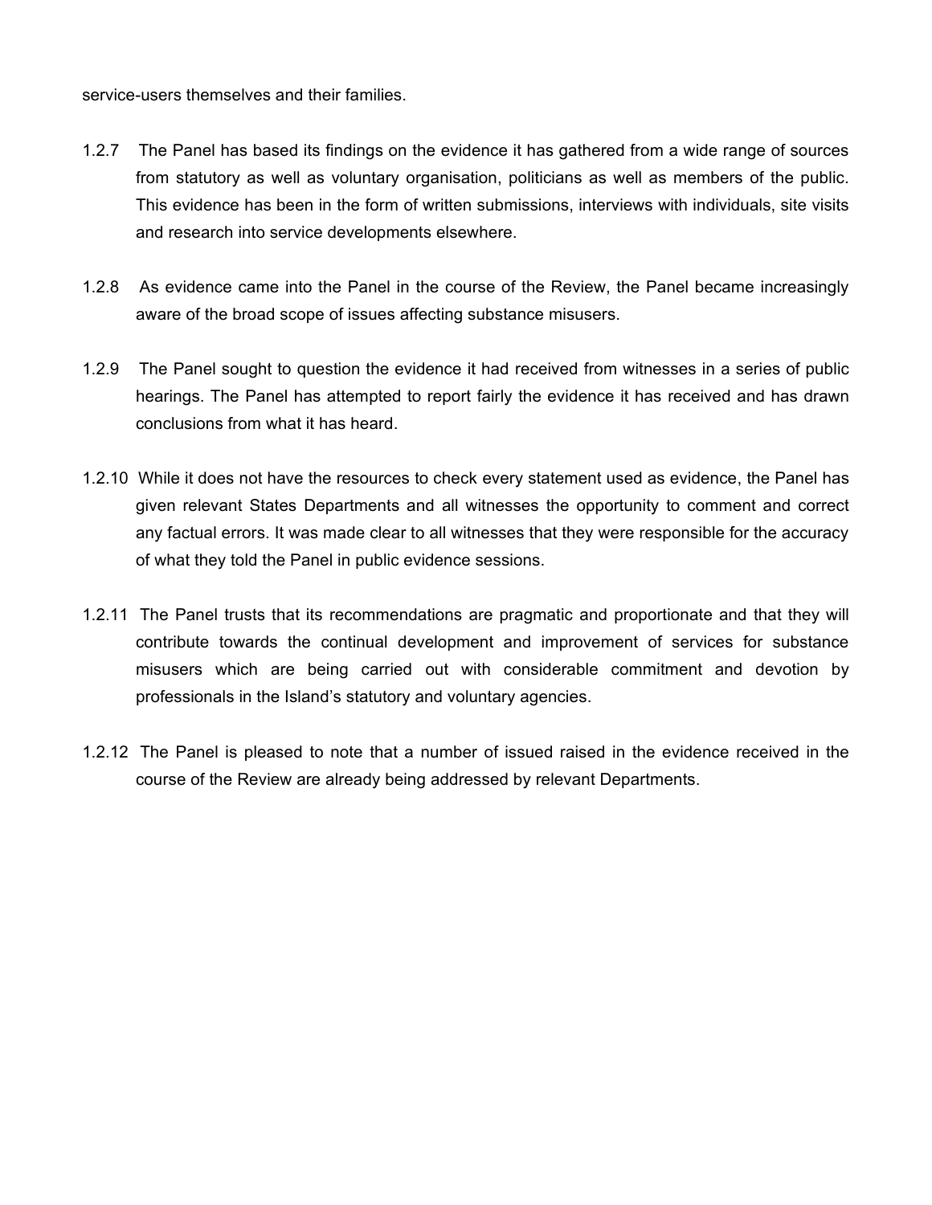service-users themselves and their families.

1.2.7 The Panel has based its findings on the evidence it has gathered from a wide range of sources from statutory as well as voluntary organisation, politicians as well as members of the public. This evidence has been in the form of written submissions, interviews with individuals, site visits and research into service developments elsewhere.

1.2.8 As evidence came into the Panel in the course of the Review, the Panel became increasingly aware of the broad scope of issues affecting substance misusers.

1.2.9 The Panel sought to question the evidence it had received from witnesses in a series of public hearings. The Panel has attempted to report fairly the evidence it has received and has drawn conclusions from what it has heard.

1.2.10 While it does not have the resources to check every statement used as evidence, the Panel has given relevant States Departments and all witnesses the opportunity to comment and correct any factual errors. It was made clear to all witnesses that they were responsible for the accuracy of what they told the Panel in public evidence sessions.

1.2.11 The Panel trusts that its recommendations are pragmatic and proportionate and that they will contribute towards the continual development and improvement of services for substance misusers which are being carried out with considerable commitment and devotion by professionals in the Island's statutory and voluntary agencies.

1.2.12 The Panel is pleased to note that a number of issued raised in the evidence received in the course of the Review are already being addressed by relevant Departments.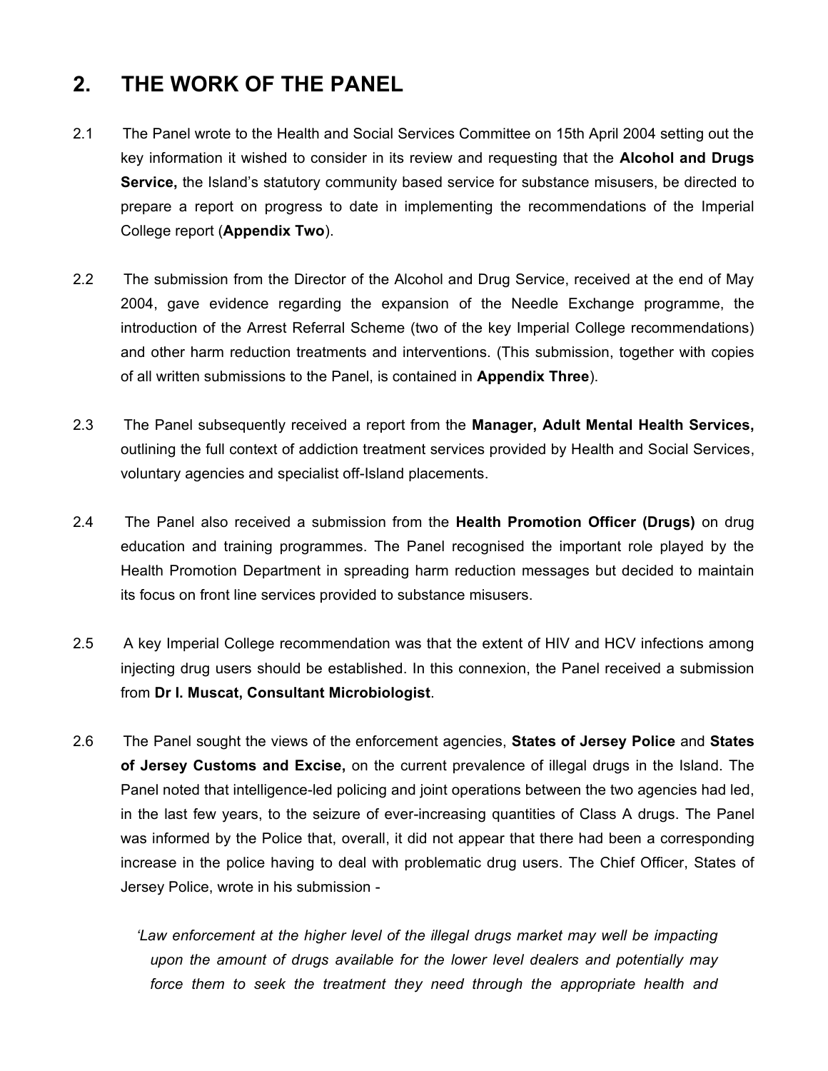## 2. THE WORK OF THE PANEL

2.1 The Panel wrote to the Health and Social Services Committee on 15th April 2004 setting out the key information it wished to consider in its review and requesting that the **Alcohol and Drugs Service,** the Island's statutory community based service for substance misusers, be directed to prepare a report on progress to date in implementing the recommendations of the Imperial College report (**Appendix Two**).

2.2 The submission from the Director of the Alcohol and Drug Service, received at the end of May 2004, gave evidence regarding the expansion of the Needle Exchange programme, the introduction of the Arrest Referral Scheme (two of the key Imperial College recommendations) and other harm reduction treatments and interventions. (This submission, together with copies of all written submissions to the Panel, is contained in **Appendix Three**).

2.3 The Panel subsequently received a report from the **Manager, Adult Mental Health Services,** outlining the full context of addiction treatment services provided by Health and Social Services, voluntary agencies and specialist off-Island placements.

2.4 The Panel also received a submission from the **Health Promotion Officer (Drugs)** on drug education and training programmes. The Panel recognised the important role played by the Health Promotion Department in spreading harm reduction messages but decided to maintain its focus on front line services provided to substance misusers.

2.5 A key Imperial College recommendation was that the extent of HIV and HCV infections among injecting drug users should be established. In this connexion, the Panel received a submission from **Dr I. Muscat, Consultant Microbiologist**.

2.6 The Panel sought the views of the enforcement agencies, **States of Jersey Police** and **States of Jersey Customs and Excise,** on the current prevalence of illegal drugs in the Island. The Panel noted that intelligence-led policing and joint operations between the two agencies had led, in the last few years, to the seizure of ever-increasing quantities of Class A drugs. The Panel was informed by the Police that, overall, it did not appear that there had been a corresponding increase in the police having to deal with problematic drug users. The Chief Officer, States of Jersey Police, wrote in his submission -

> *'Law enforcement at the higher level of the illegal drugs market may well be impacting upon the amount of drugs available for the lower level dealers and potentially may force them to seek the treatment they need through the appropriate health and*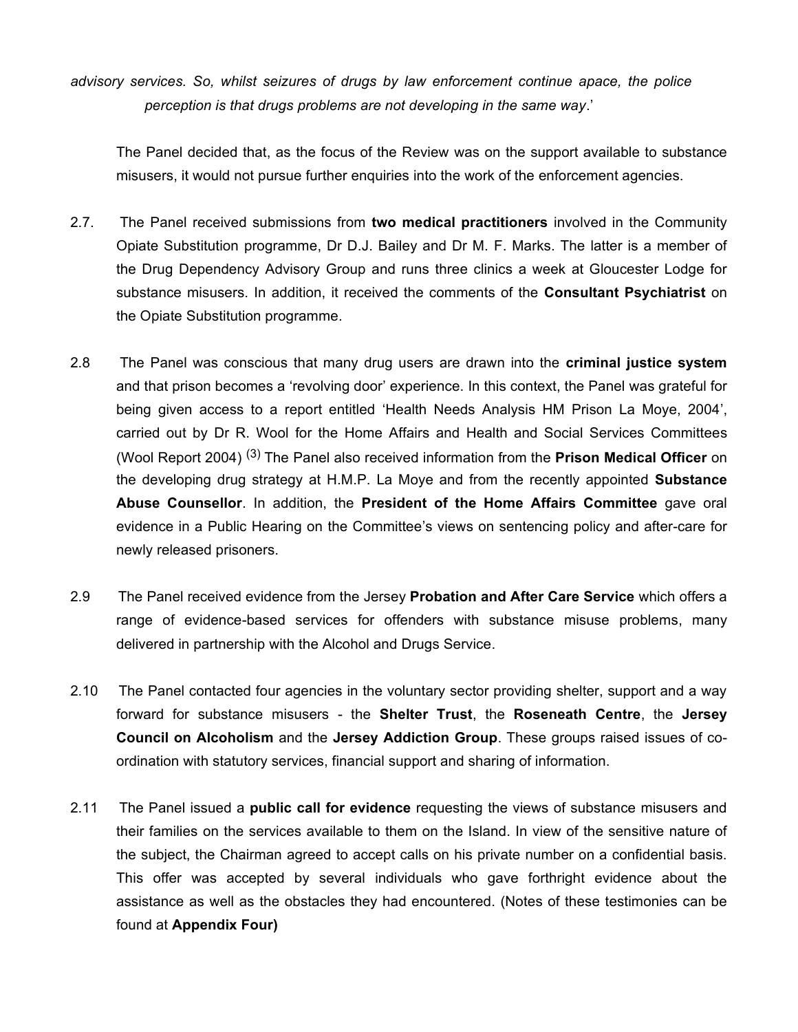*advisory services. So, whilst seizures of drugs by law enforcement continue apace, the police perception is that drugs problems are not developing in the same way*.'

The Panel decided that, as the focus of the Review was on the support available to substance misusers, it would not pursue further enquiries into the work of the enforcement agencies.

2.7. The Panel received submissions from **two medical practitioners** involved in the Community Opiate Substitution programme, Dr D.J. Bailey and Dr M. F. Marks. The latter is a member of the Drug Dependency Advisory Group and runs three clinics a week at Gloucester Lodge for substance misusers. In addition, it received the comments of the **Consultant Psychiatrist** on the Opiate Substitution programme.

2.8 The Panel was conscious that many drug users are drawn into the **criminal justice system** and that prison becomes a 'revolving door' experience. In this context, the Panel was grateful for being given access to a report entitled 'Health Needs Analysis HM Prison La Moye, 2004', carried out by Dr R. Wool for the Home Affairs and Health and Social Services Committees (Wool Report 2004) [(3)] The Panel also received information from the **Prison Medical Officer** on the developing drug strategy at H.M.P. La Moye and from the recently appointed **Substance Abuse Counsellor**. In addition, the **President of the Home Affairs Committee** gave oral evidence in a Public Hearing on the Committee's views on sentencing policy and after-care for newly released prisoners.

2.9 The Panel received evidence from the Jersey **Probation and After Care Service** which offers a range of evidence-based services for offenders with substance misuse problems, many delivered in partnership with the Alcohol and Drugs Service.

2.10 The Panel contacted four agencies in the voluntary sector providing shelter, support and a way forward for substance misusers - the **Shelter Trust**, the **Roseneath Centre**, the **Jersey Council on Alcoholism** and the **Jersey Addiction Group**. These groups raised issues of co-ordination with statutory services, financial support and sharing of information.

2.11 The Panel issued a **public call for evidence** requesting the views of substance misusers and their families on the services available to them on the Island. In view of the sensitive nature of the subject, the Chairman agreed to accept calls on his private number on a confidential basis. This offer was accepted by several individuals who gave forthright evidence about the assistance as well as the obstacles they had encountered. (Notes of these testimonies can be found at **Appendix Four)**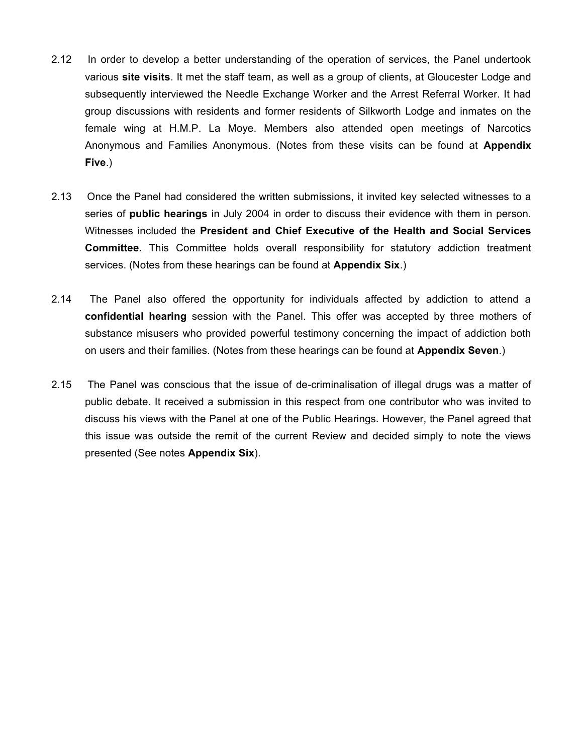2.12 In order to develop a better understanding of the operation of services, the Panel undertook various **site visits**. It met the staff team, as well as a group of clients, at Gloucester Lodge and subsequently interviewed the Needle Exchange Worker and the Arrest Referral Worker. It had group discussions with residents and former residents of Silkworth Lodge and inmates on the female wing at H.M.P. La Moye. Members also attended open meetings of Narcotics Anonymous and Families Anonymous. (Notes from these visits can be found at **Appendix Five**.)

2.13 Once the Panel had considered the written submissions, it invited key selected witnesses to a series of **public hearings** in July 2004 in order to discuss their evidence with them in person. Witnesses included the **President and Chief Executive of the Health and Social Services Committee.** This Committee holds overall responsibility for statutory addiction treatment services. (Notes from these hearings can be found at **Appendix Six**.)

2.14 The Panel also offered the opportunity for individuals affected by addiction to attend a **confidential hearing** session with the Panel. This offer was accepted by three mothers of substance misusers who provided powerful testimony concerning the impact of addiction both on users and their families. (Notes from these hearings can be found at **Appendix Seven**.)

2.15 The Panel was conscious that the issue of de-criminalisation of illegal drugs was a matter of public debate. It received a submission in this respect from one contributor who was invited to discuss his views with the Panel at one of the Public Hearings. However, the Panel agreed that this issue was outside the remit of the current Review and decided simply to note the views presented (See notes **Appendix Six**).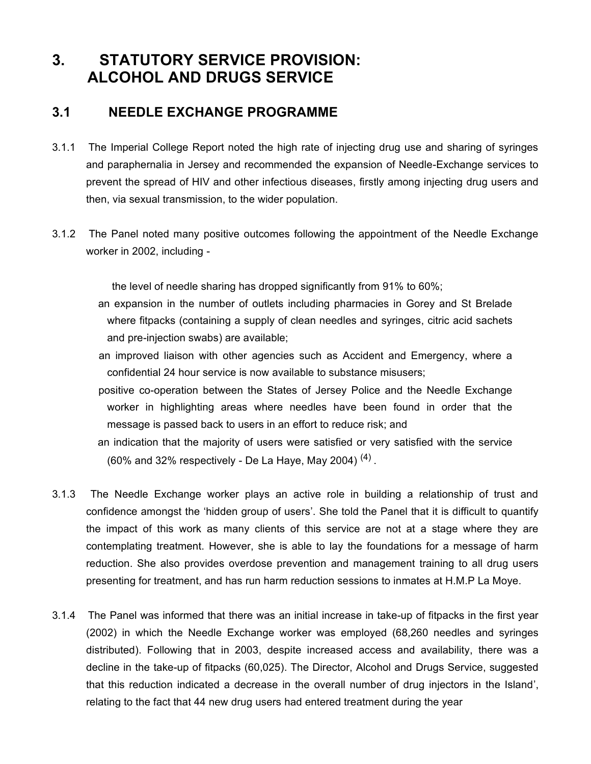# 3. STATUTORY SERVICE PROVISION: ALCOHOL AND DRUGS SERVICE

## 3.1 NEEDLE EXCHANGE PROGRAMME

3.1.1 The Imperial College Report noted the high rate of injecting drug use and sharing of syringes and paraphernalia in Jersey and recommended the expansion of Needle-Exchange services to prevent the spread of HIV and other infectious diseases, firstly among injecting drug users and then, via sexual transmission, to the wider population.

3.1.2 The Panel noted many positive outcomes following the appointment of the Needle Exchange worker in 2002, including -

- the level of needle sharing has dropped significantly from 91% to 60%;
- an expansion in the number of outlets including pharmacies in Gorey and St Brelade where fitpacks (containing a supply of clean needles and syringes, citric acid sachets and pre-injection swabs) are available;
- an improved liaison with other agencies such as Accident and Emergency, where a confidential 24 hour service is now available to substance misusers;
- positive co-operation between the States of Jersey Police and the Needle Exchange worker in highlighting areas where needles have been found in order that the message is passed back to users in an effort to reduce risk; and
- an indication that the majority of users were satisfied or very satisfied with the service (60% and 32% respectively - De La Haye, May 2004) [(4)].

3.1.3 The Needle Exchange worker plays an active role in building a relationship of trust and confidence amongst the 'hidden group of users'. She told the Panel that it is difficult to quantify the impact of this work as many clients of this service are not at a stage where they are contemplating treatment. However, she is able to lay the foundations for a message of harm reduction. She also provides overdose prevention and management training to all drug users presenting for treatment, and has run harm reduction sessions to inmates at H.M.P La Moye.

3.1.4 The Panel was informed that there was an initial increase in take-up of fitpacks in the first year (2002) in which the Needle Exchange worker was employed (68,260 needles and syringes distributed). Following that in 2003, despite increased access and availability, there was a decline in the take-up of fitpacks (60,025). The Director, Alcohol and Drugs Service, suggested that this reduction indicated a decrease in the overall number of drug injectors in the Island', relating to the fact that 44 new drug users had entered treatment during the year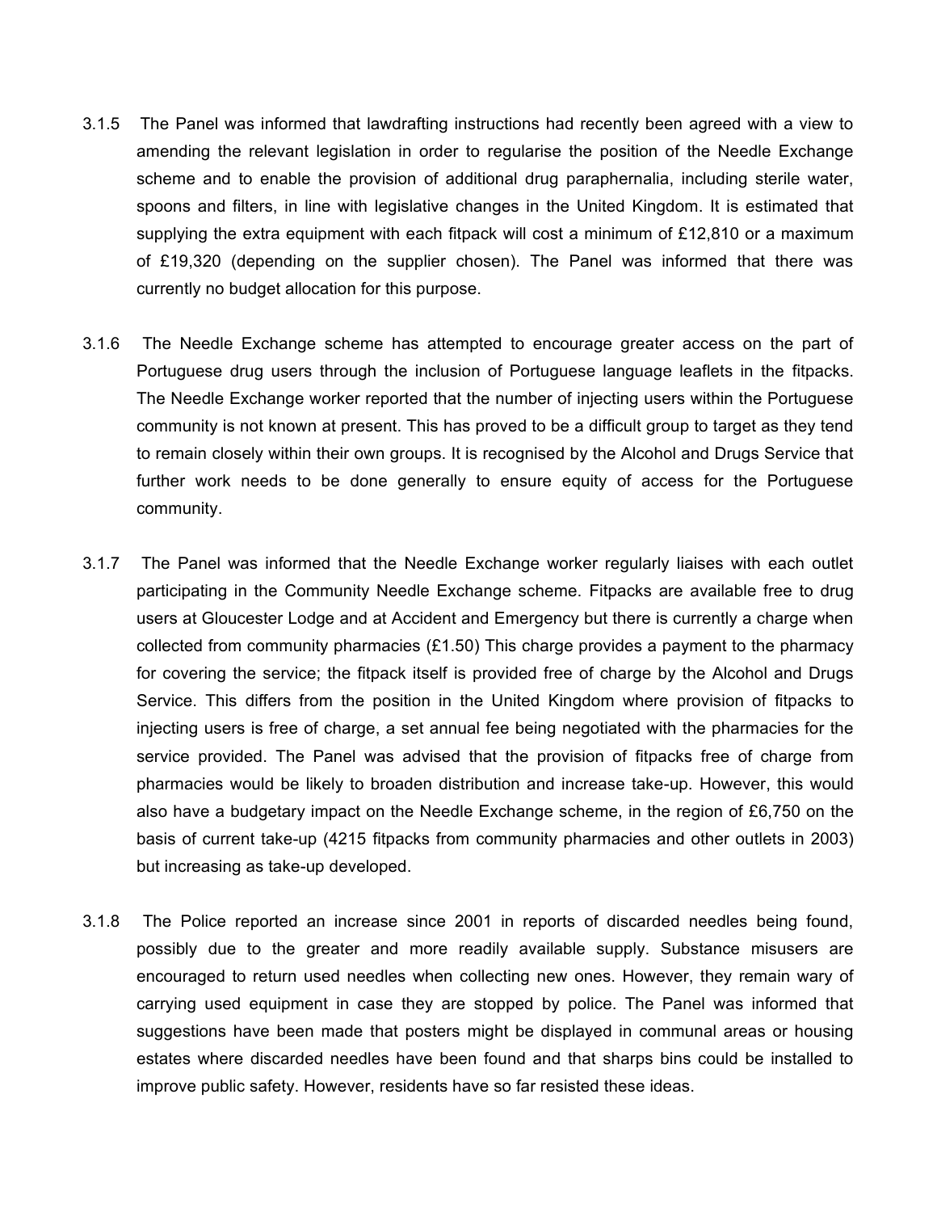3.1.5 The Panel was informed that lawdrafting instructions had recently been agreed with a view to amending the relevant legislation in order to regularise the position of the Needle Exchange scheme and to enable the provision of additional drug paraphernalia, including sterile water, spoons and filters, in line with legislative changes in the United Kingdom. It is estimated that supplying the extra equipment with each fitpack will cost a minimum of £12,810 or a maximum of £19,320 (depending on the supplier chosen). The Panel was informed that there was currently no budget allocation for this purpose.

3.1.6 The Needle Exchange scheme has attempted to encourage greater access on the part of Portuguese drug users through the inclusion of Portuguese language leaflets in the fitpacks. The Needle Exchange worker reported that the number of injecting users within the Portuguese community is not known at present. This has proved to be a difficult group to target as they tend to remain closely within their own groups. It is recognised by the Alcohol and Drugs Service that further work needs to be done generally to ensure equity of access for the Portuguese community.

3.1.7 The Panel was informed that the Needle Exchange worker regularly liaises with each outlet participating in the Community Needle Exchange scheme. Fitpacks are available free to drug users at Gloucester Lodge and at Accident and Emergency but there is currently a charge when collected from community pharmacies (£1.50) This charge provides a payment to the pharmacy for covering the service; the fitpack itself is provided free of charge by the Alcohol and Drugs Service. This differs from the position in the United Kingdom where provision of fitpacks to injecting users is free of charge, a set annual fee being negotiated with the pharmacies for the service provided. The Panel was advised that the provision of fitpacks free of charge from pharmacies would be likely to broaden distribution and increase take-up. However, this would also have a budgetary impact on the Needle Exchange scheme, in the region of £6,750 on the basis of current take-up (4215 fitpacks from community pharmacies and other outlets in 2003) but increasing as take-up developed.

3.1.8 The Police reported an increase since 2001 in reports of discarded needles being found, possibly due to the greater and more readily available supply. Substance misusers are encouraged to return used needles when collecting new ones. However, they remain wary of carrying used equipment in case they are stopped by police. The Panel was informed that suggestions have been made that posters might be displayed in communal areas or housing estates where discarded needles have been found and that sharps bins could be installed to improve public safety. However, residents have so far resisted these ideas.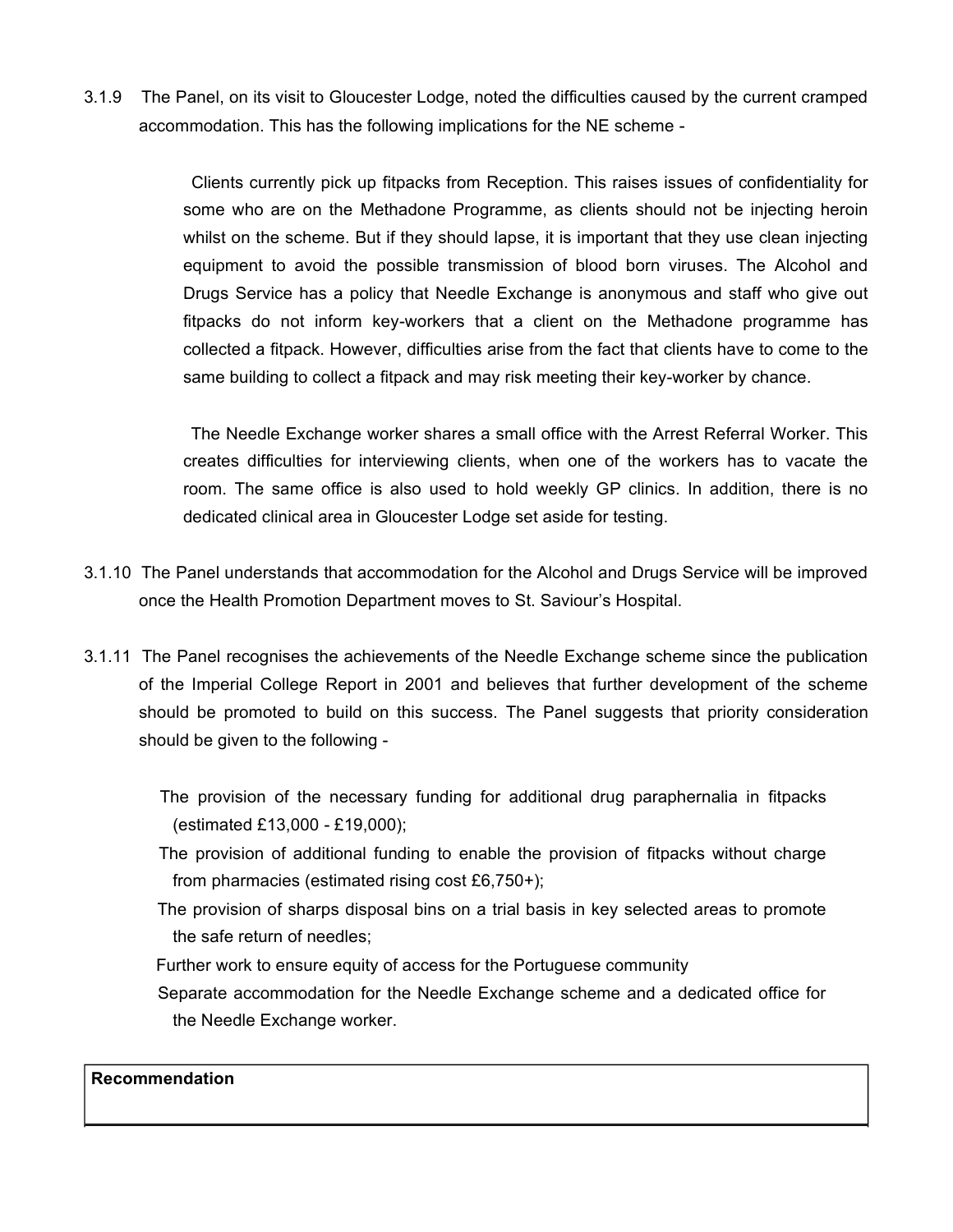3.1.9 The Panel, on its visit to Gloucester Lodge, noted the difficulties caused by the current cramped accommodation. This has the following implications for the NE scheme -

> Clients currently pick up fitpacks from Reception. This raises issues of confidentiality for some who are on the Methadone Programme, as clients should not be injecting heroin whilst on the scheme. But if they should lapse, it is important that they use clean injecting equipment to avoid the possible transmission of blood born viruses. The Alcohol and Drugs Service has a policy that Needle Exchange is anonymous and staff who give out fitpacks do not inform key-workers that a client on the Methadone programme has collected a fitpack. However, difficulties arise from the fact that clients have to come to the same building to collect a fitpack and may risk meeting their key-worker by chance.
>
> The Needle Exchange worker shares a small office with the Arrest Referral Worker. This creates difficulties for interviewing clients, when one of the workers has to vacate the room. The same office is also used to hold weekly GP clinics. In addition, there is no dedicated clinical area in Gloucester Lodge set aside for testing.

3.1.10 The Panel understands that accommodation for the Alcohol and Drugs Service will be improved once the Health Promotion Department moves to St. Saviour's Hospital.

3.1.11 The Panel recognises the achievements of the Needle Exchange scheme since the publication of the Imperial College Report in 2001 and believes that further development of the scheme should be promoted to build on this success. The Panel suggests that priority consideration should be given to the following -

- The provision of the necessary funding for additional drug paraphernalia in fitpacks (estimated £13,000 - £19,000);
- The provision of additional funding to enable the provision of fitpacks without charge from pharmacies (estimated rising cost £6,750+);
- The provision of sharps disposal bins on a trial basis in key selected areas to promote the safe return of needles;
- Further work to ensure equity of access for the Portuguese community
- Separate accommodation for the Needle Exchange scheme and a dedicated office for the Needle Exchange worker.

| **Recommendation** |
|---|
| |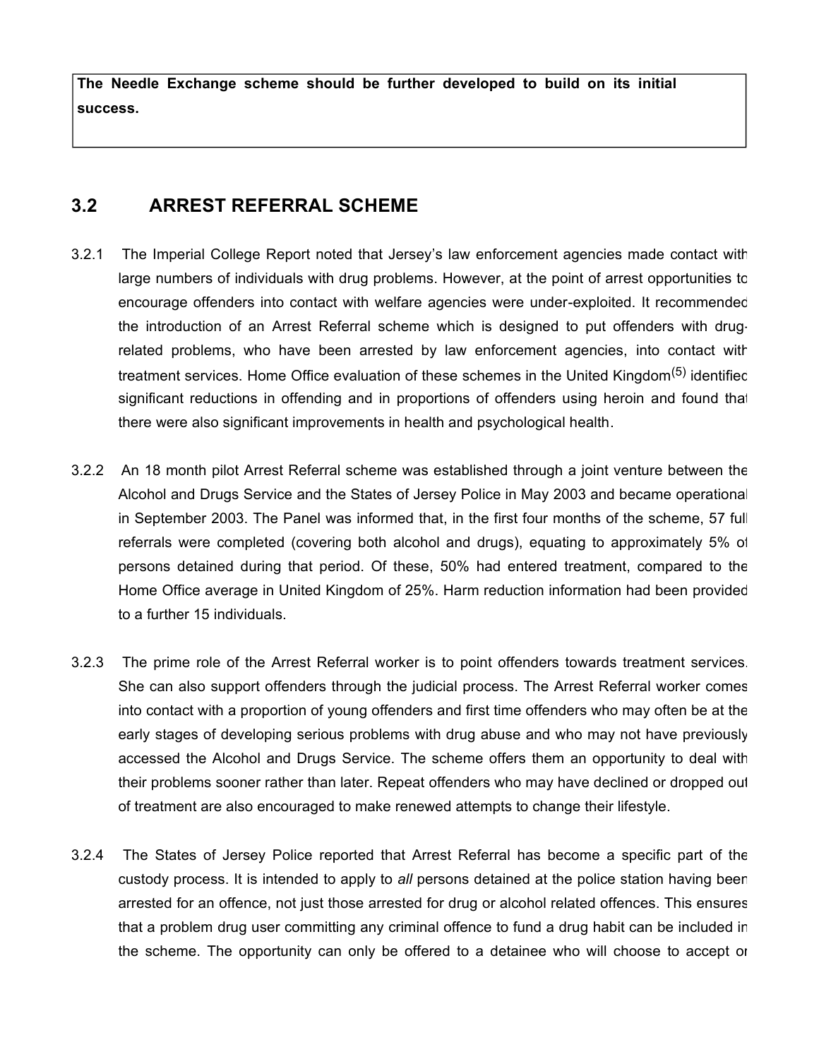**The Needle Exchange scheme should be further developed to build on its initial success.**

## 3.2 ARREST REFERRAL SCHEME

3.2.1 The Imperial College Report noted that Jersey's law enforcement agencies made contact with large numbers of individuals with drug problems. However, at the point of arrest opportunities to encourage offenders into contact with welfare agencies were under-exploited. It recommended the introduction of an Arrest Referral scheme which is designed to put offenders with drug-related problems, who have been arrested by law enforcement agencies, into contact with treatment services. Home Office evaluation of these schemes in the United Kingdom[(5)] identified significant reductions in offending and in proportions of offenders using heroin and found that there were also significant improvements in health and psychological health.

3.2.2 An 18 month pilot Arrest Referral scheme was established through a joint venture between the Alcohol and Drugs Service and the States of Jersey Police in May 2003 and became operational in September 2003. The Panel was informed that, in the first four months of the scheme, 57 full referrals were completed (covering both alcohol and drugs), equating to approximately 5% of persons detained during that period. Of these, 50% had entered treatment, compared to the Home Office average in United Kingdom of 25%. Harm reduction information had been provided to a further 15 individuals.

3.2.3 The prime role of the Arrest Referral worker is to point offenders towards treatment services. She can also support offenders through the judicial process. The Arrest Referral worker comes into contact with a proportion of young offenders and first time offenders who may often be at the early stages of developing serious problems with drug abuse and who may not have previously accessed the Alcohol and Drugs Service. The scheme offers them an opportunity to deal with their problems sooner rather than later. Repeat offenders who may have declined or dropped out of treatment are also encouraged to make renewed attempts to change their lifestyle.

3.2.4 The States of Jersey Police reported that Arrest Referral has become a specific part of the custody process. It is intended to apply to *all* persons detained at the police station having been arrested for an offence, not just those arrested for drug or alcohol related offences. This ensures that a problem drug user committing any criminal offence to fund a drug habit can be included in the scheme. The opportunity can only be offered to a detainee who will choose to accept or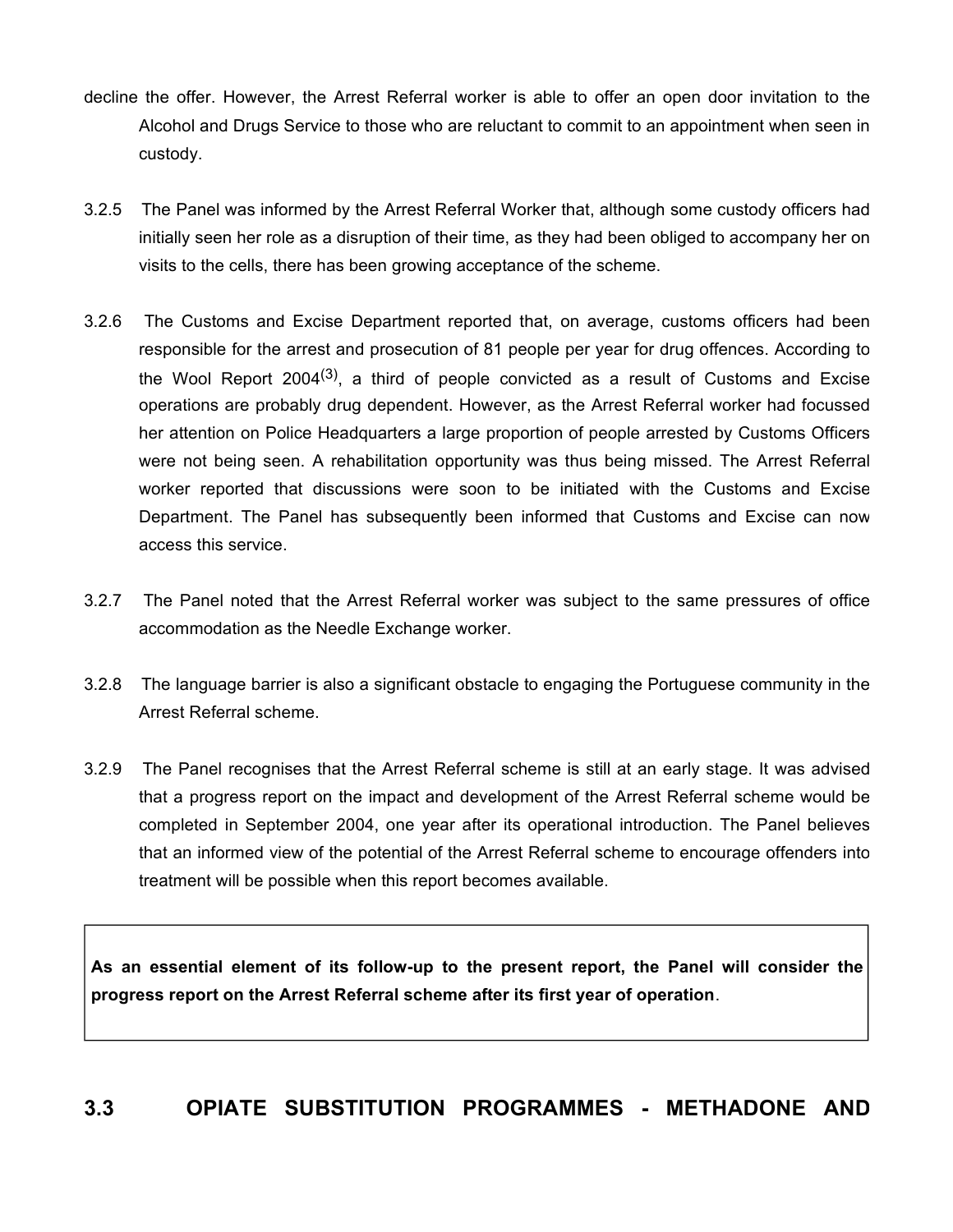decline the offer. However, the Arrest Referral worker is able to offer an open door invitation to the Alcohol and Drugs Service to those who are reluctant to commit to an appointment when seen in custody.

3.2.5 The Panel was informed by the Arrest Referral Worker that, although some custody officers had initially seen her role as a disruption of their time, as they had been obliged to accompany her on visits to the cells, there has been growing acceptance of the scheme.

3.2.6 The Customs and Excise Department reported that, on average, customs officers had been responsible for the arrest and prosecution of 81 people per year for drug offences. According to the Wool Report 2004(3), a third of people convicted as a result of Customs and Excise operations are probably drug dependent. However, as the Arrest Referral worker had focussed her attention on Police Headquarters a large proportion of people arrested by Customs Officers were not being seen. A rehabilitation opportunity was thus being missed. The Arrest Referral worker reported that discussions were soon to be initiated with the Customs and Excise Department. The Panel has subsequently been informed that Customs and Excise can now access this service.

3.2.7 The Panel noted that the Arrest Referral worker was subject to the same pressures of office accommodation as the Needle Exchange worker.

3.2.8 The language barrier is also a significant obstacle to engaging the Portuguese community in the Arrest Referral scheme.

3.2.9 The Panel recognises that the Arrest Referral scheme is still at an early stage. It was advised that a progress report on the impact and development of the Arrest Referral scheme would be completed in September 2004, one year after its operational introduction. The Panel believes that an informed view of the potential of the Arrest Referral scheme to encourage offenders into treatment will be possible when this report becomes available.

**As an essential element of its follow-up to the present report, the Panel will consider the progress report on the Arrest Referral scheme after its first year of operation**.

## 3.3 OPIATE SUBSTITUTION PROGRAMMES - METHADONE AND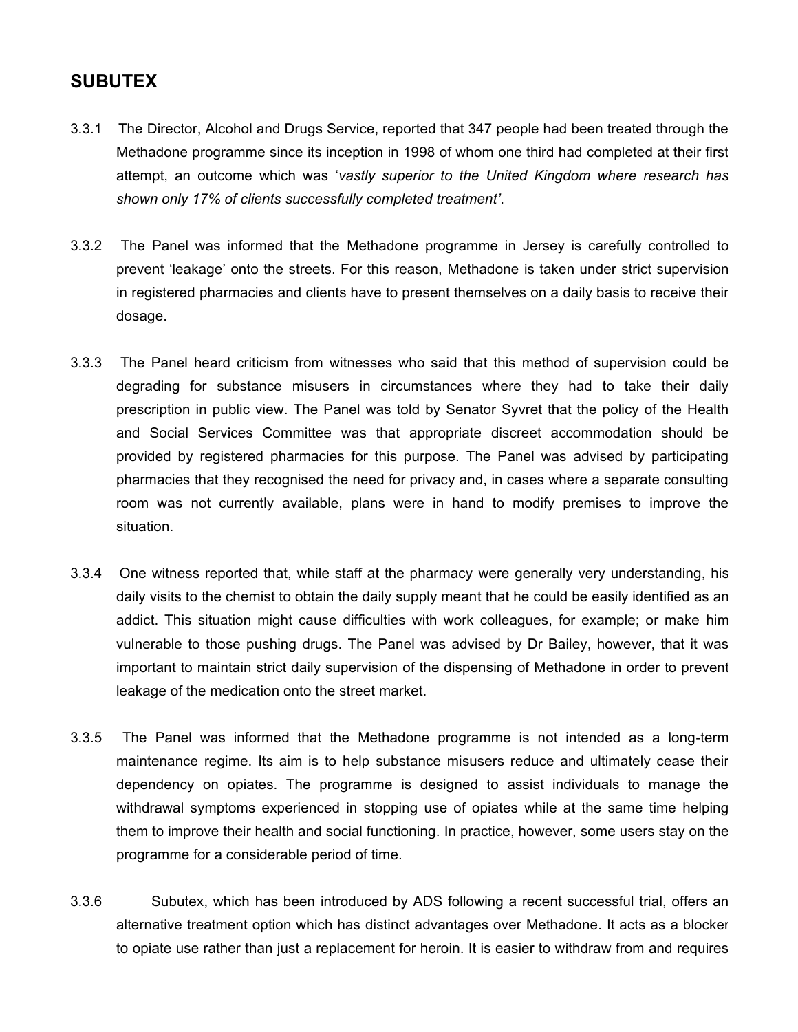## SUBUTEX

3.3.1 The Director, Alcohol and Drugs Service, reported that 347 people had been treated through the Methadone programme since its inception in 1998 of whom one third had completed at their first attempt, an outcome which was '*vastly superior to the United Kingdom where research has shown only 17% of clients successfully completed treatment'*.

3.3.2 The Panel was informed that the Methadone programme in Jersey is carefully controlled to prevent 'leakage' onto the streets. For this reason, Methadone is taken under strict supervision in registered pharmacies and clients have to present themselves on a daily basis to receive their dosage.

3.3.3 The Panel heard criticism from witnesses who said that this method of supervision could be degrading for substance misusers in circumstances where they had to take their daily prescription in public view. The Panel was told by Senator Syvret that the policy of the Health and Social Services Committee was that appropriate discreet accommodation should be provided by registered pharmacies for this purpose. The Panel was advised by participating pharmacies that they recognised the need for privacy and, in cases where a separate consulting room was not currently available, plans were in hand to modify premises to improve the situation.

3.3.4 One witness reported that, while staff at the pharmacy were generally very understanding, his daily visits to the chemist to obtain the daily supply meant that he could be easily identified as an addict. This situation might cause difficulties with work colleagues, for example; or make him vulnerable to those pushing drugs. The Panel was advised by Dr Bailey, however, that it was important to maintain strict daily supervision of the dispensing of Methadone in order to prevent leakage of the medication onto the street market.

3.3.5 The Panel was informed that the Methadone programme is not intended as a long-term maintenance regime. Its aim is to help substance misusers reduce and ultimately cease their dependency on opiates. The programme is designed to assist individuals to manage the withdrawal symptoms experienced in stopping use of opiates while at the same time helping them to improve their health and social functioning. In practice, however, some users stay on the programme for a considerable period of time.

3.3.6 Subutex, which has been introduced by ADS following a recent successful trial, offers an alternative treatment option which has distinct advantages over Methadone. It acts as a blocker to opiate use rather than just a replacement for heroin. It is easier to withdraw from and requires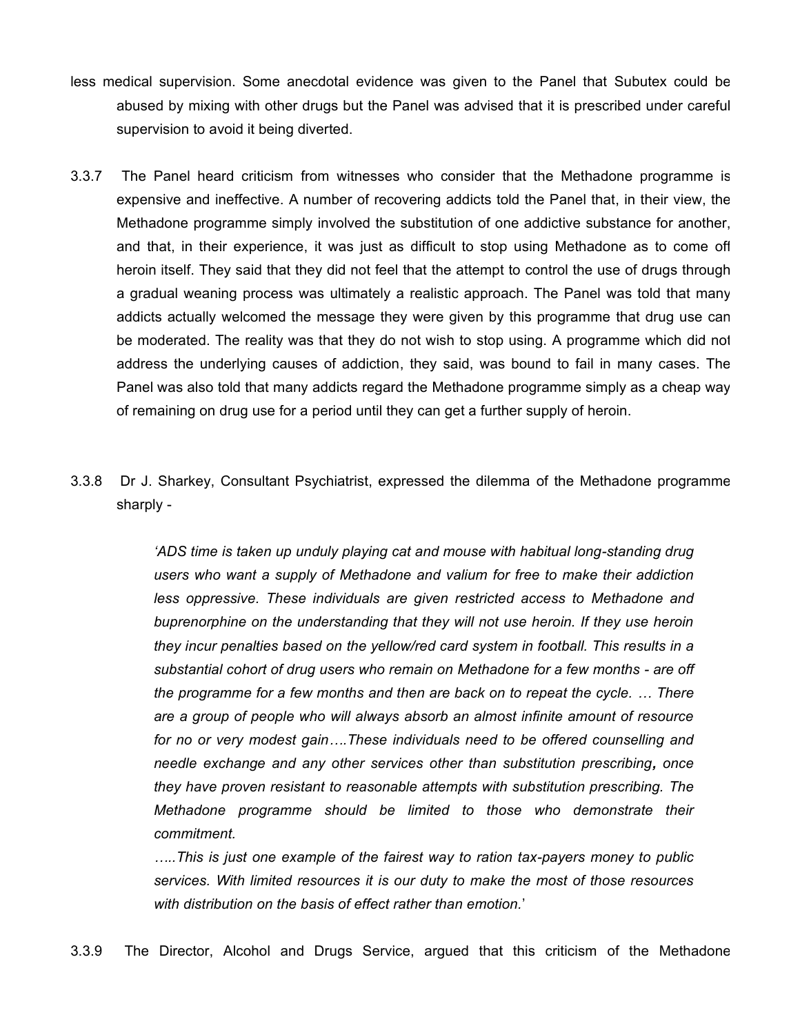less medical supervision. Some anecdotal evidence was given to the Panel that Subutex could be abused by mixing with other drugs but the Panel was advised that it is prescribed under careful supervision to avoid it being diverted.

3.3.7 The Panel heard criticism from witnesses who consider that the Methadone programme is expensive and ineffective. A number of recovering addicts told the Panel that, in their view, the Methadone programme simply involved the substitution of one addictive substance for another, and that, in their experience, it was just as difficult to stop using Methadone as to come off heroin itself. They said that they did not feel that the attempt to control the use of drugs through a gradual weaning process was ultimately a realistic approach. The Panel was told that many addicts actually welcomed the message they were given by this programme that drug use can be moderated. The reality was that they do not wish to stop using. A programme which did not address the underlying causes of addiction, they said, was bound to fail in many cases. The Panel was also told that many addicts regard the Methadone programme simply as a cheap way of remaining on drug use for a period until they can get a further supply of heroin.

3.3.8 Dr J. Sharkey, Consultant Psychiatrist, expressed the dilemma of the Methadone programme sharply -

> *'ADS time is taken up unduly playing cat and mouse with habitual long-standing drug users who want a supply of Methadone and valium for free to make their addiction less oppressive. These individuals are given restricted access to Methadone and buprenorphine on the understanding that they will not use heroin. If they use heroin they incur penalties based on the yellow/red card system in football. This results in a substantial cohort of drug users who remain on Methadone for a few months - are off the programme for a few months and then are back on to repeat the cycle. … There are a group of people who will always absorb an almost infinite amount of resource for no or very modest gain….These individuals need to be offered counselling and needle exchange and any other services other than substitution prescribing, once they have proven resistant to reasonable attempts with substitution prescribing. The Methadone programme should be limited to those who demonstrate their commitment.*
>
> *…..This is just one example of the fairest way to ration tax-payers money to public services. With limited resources it is our duty to make the most of those resources with distribution on the basis of effect rather than emotion.*'

3.3.9 The Director, Alcohol and Drugs Service, argued that this criticism of the Methadone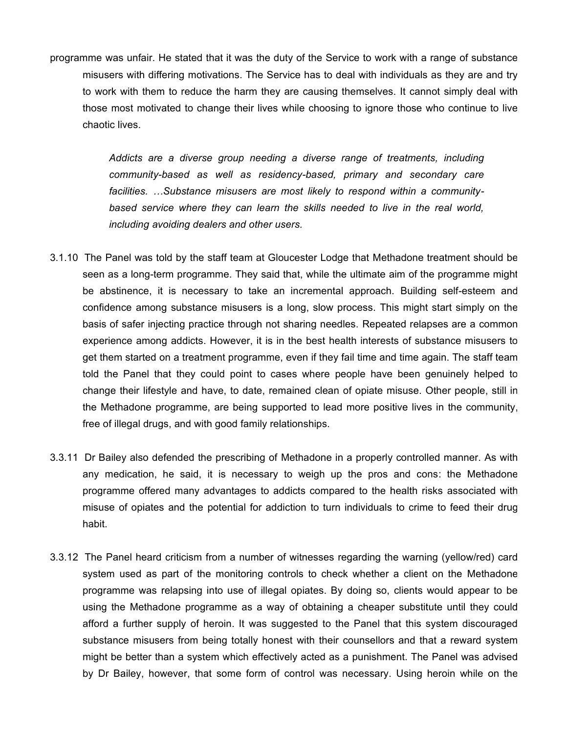programme was unfair. He stated that it was the duty of the Service to work with a range of substance misusers with differing motivations. The Service has to deal with individuals as they are and try to work with them to reduce the harm they are causing themselves. It cannot simply deal with those most motivated to change their lives while choosing to ignore those who continue to live chaotic lives.

> *Addicts are a diverse group needing a diverse range of treatments, including community-based as well as residency-based, primary and secondary care facilities. …Substance misusers are most likely to respond within a community-based service where they can learn the skills needed to live in the real world, including avoiding dealers and other users.*

3.1.10 The Panel was told by the staff team at Gloucester Lodge that Methadone treatment should be seen as a long-term programme. They said that, while the ultimate aim of the programme might be abstinence, it is necessary to take an incremental approach. Building self-esteem and confidence among substance misusers is a long, slow process. This might start simply on the basis of safer injecting practice through not sharing needles. Repeated relapses are a common experience among addicts. However, it is in the best health interests of substance misusers to get them started on a treatment programme, even if they fail time and time again. The staff team told the Panel that they could point to cases where people have been genuinely helped to change their lifestyle and have, to date, remained clean of opiate misuse. Other people, still in the Methadone programme, are being supported to lead more positive lives in the community, free of illegal drugs, and with good family relationships.

3.3.11 Dr Bailey also defended the prescribing of Methadone in a properly controlled manner. As with any medication, he said, it is necessary to weigh up the pros and cons: the Methadone programme offered many advantages to addicts compared to the health risks associated with misuse of opiates and the potential for addiction to turn individuals to crime to feed their drug habit.

3.3.12 The Panel heard criticism from a number of witnesses regarding the warning (yellow/red) card system used as part of the monitoring controls to check whether a client on the Methadone programme was relapsing into use of illegal opiates. By doing so, clients would appear to be using the Methadone programme as a way of obtaining a cheaper substitute until they could afford a further supply of heroin. It was suggested to the Panel that this system discouraged substance misusers from being totally honest with their counsellors and that a reward system might be better than a system which effectively acted as a punishment. The Panel was advised by Dr Bailey, however, that some form of control was necessary. Using heroin while on the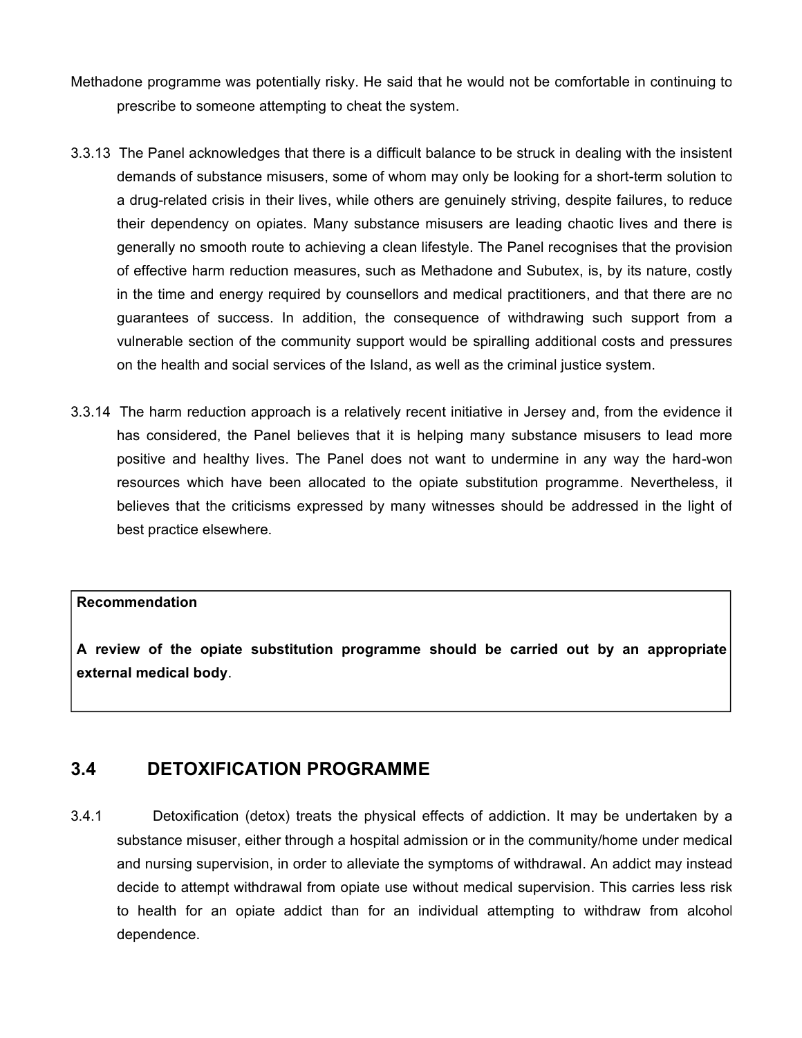Methadone programme was potentially risky. He said that he would not be comfortable in continuing to prescribe to someone attempting to cheat the system.

3.3.13 The Panel acknowledges that there is a difficult balance to be struck in dealing with the insistent demands of substance misusers, some of whom may only be looking for a short-term solution to a drug-related crisis in their lives, while others are genuinely striving, despite failures, to reduce their dependency on opiates. Many substance misusers are leading chaotic lives and there is generally no smooth route to achieving a clean lifestyle. The Panel recognises that the provision of effective harm reduction measures, such as Methadone and Subutex, is, by its nature, costly in the time and energy required by counsellors and medical practitioners, and that there are no guarantees of success. In addition, the consequence of withdrawing such support from a vulnerable section of the community support would be spiralling additional costs and pressures on the health and social services of the Island, as well as the criminal justice system.

3.3.14 The harm reduction approach is a relatively recent initiative in Jersey and, from the evidence it has considered, the Panel believes that it is helping many substance misusers to lead more positive and healthy lives. The Panel does not want to undermine in any way the hard-won resources which have been allocated to the opiate substitution programme. Nevertheless, it believes that the criticisms expressed by many witnesses should be addressed in the light of best practice elsewhere.

**Recommendation**

**A review of the opiate substitution programme should be carried out by an appropriate external medical body**.

## 3.4 DETOXIFICATION PROGRAMME

3.4.1 Detoxification (detox) treats the physical effects of addiction. It may be undertaken by a substance misuser, either through a hospital admission or in the community/home under medical and nursing supervision, in order to alleviate the symptoms of withdrawal. An addict may instead decide to attempt withdrawal from opiate use without medical supervision. This carries less risk to health for an opiate addict than for an individual attempting to withdraw from alcohol dependence.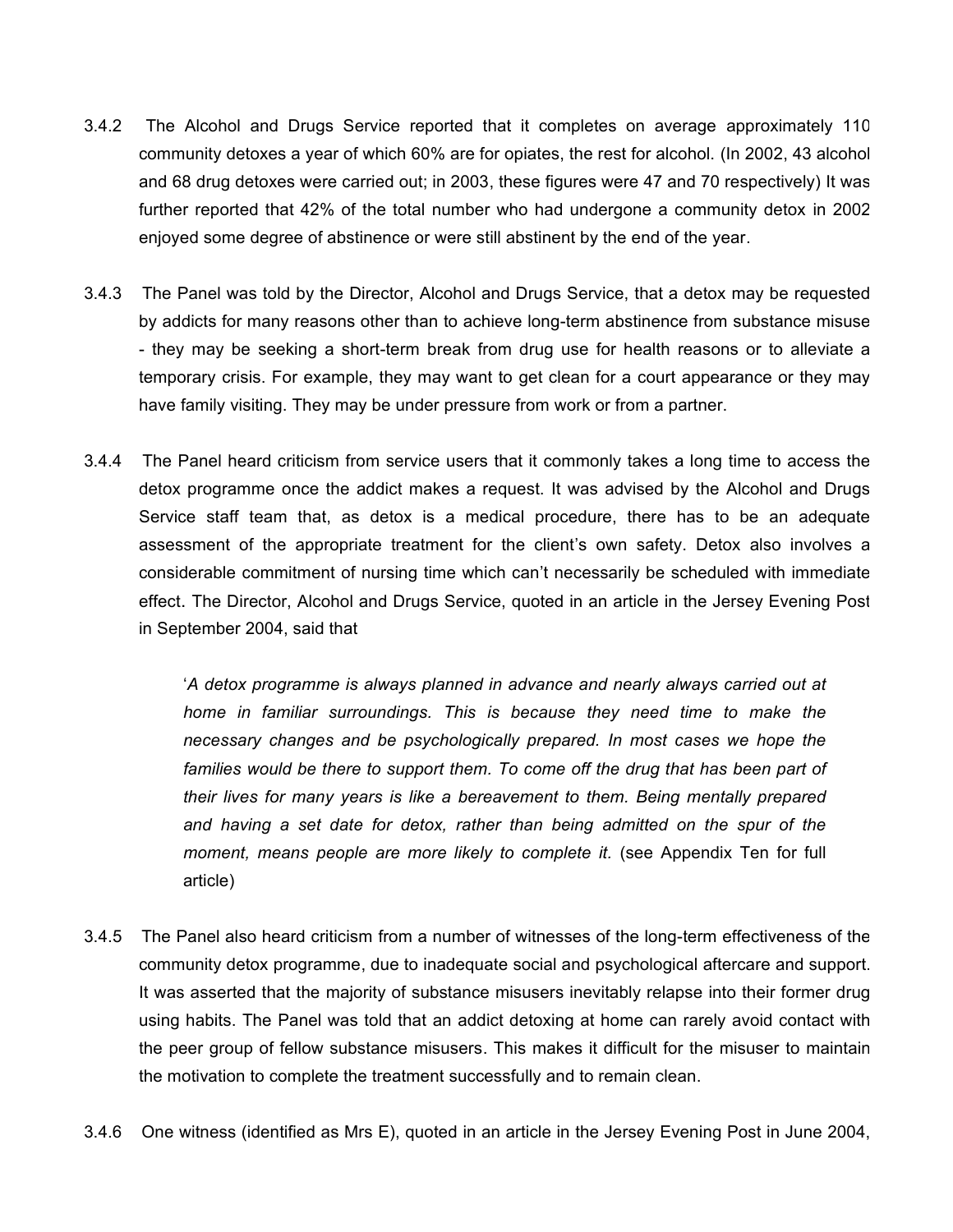3.4.2 The Alcohol and Drugs Service reported that it completes on average approximately 110 community detoxes a year of which 60% are for opiates, the rest for alcohol. (In 2002, 43 alcohol and 68 drug detoxes were carried out; in 2003, these figures were 47 and 70 respectively) It was further reported that 42% of the total number who had undergone a community detox in 2002 enjoyed some degree of abstinence or were still abstinent by the end of the year.

3.4.3 The Panel was told by the Director, Alcohol and Drugs Service, that a detox may be requested by addicts for many reasons other than to achieve long-term abstinence from substance misuse - they may be seeking a short-term break from drug use for health reasons or to alleviate a temporary crisis. For example, they may want to get clean for a court appearance or they may have family visiting. They may be under pressure from work or from a partner.

3.4.4 The Panel heard criticism from service users that it commonly takes a long time to access the detox programme once the addict makes a request. It was advised by the Alcohol and Drugs Service staff team that, as detox is a medical procedure, there has to be an adequate assessment of the appropriate treatment for the client's own safety. Detox also involves a considerable commitment of nursing time which can't necessarily be scheduled with immediate effect. The Director, Alcohol and Drugs Service, quoted in an article in the Jersey Evening Post in September 2004, said that

> '*A detox programme is always planned in advance and nearly always carried out at home in familiar surroundings. This is because they need time to make the necessary changes and be psychologically prepared. In most cases we hope the families would be there to support them. To come off the drug that has been part of their lives for many years is like a bereavement to them. Being mentally prepared and having a set date for detox, rather than being admitted on the spur of the moment, means people are more likely to complete it.* (see Appendix Ten for full article)

3.4.5 The Panel also heard criticism from a number of witnesses of the long-term effectiveness of the community detox programme, due to inadequate social and psychological aftercare and support. It was asserted that the majority of substance misusers inevitably relapse into their former drug using habits. The Panel was told that an addict detoxing at home can rarely avoid contact with the peer group of fellow substance misusers. This makes it difficult for the misuser to maintain the motivation to complete the treatment successfully and to remain clean.

3.4.6 One witness (identified as Mrs E), quoted in an article in the Jersey Evening Post in June 2004,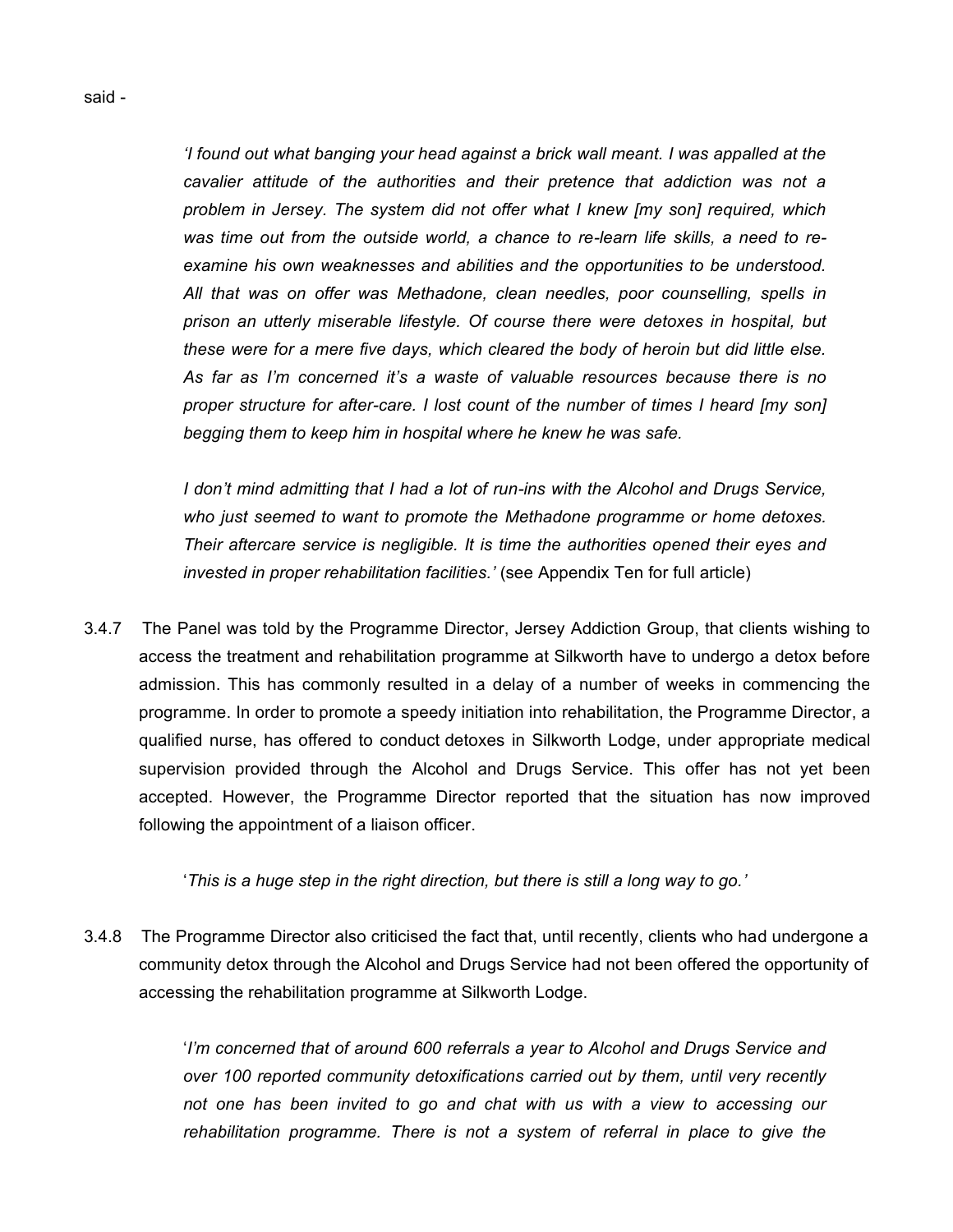said -

> *'I found out what banging your head against a brick wall meant. I was appalled at the cavalier attitude of the authorities and their pretence that addiction was not a problem in Jersey. The system did not offer what I knew [my son] required, which was time out from the outside world, a chance to re-learn life skills, a need to re-examine his own weaknesses and abilities and the opportunities to be understood. All that was on offer was Methadone, clean needles, poor counselling, spells in prison an utterly miserable lifestyle. Of course there were detoxes in hospital, but these were for a mere five days, which cleared the body of heroin but did little else. As far as I'm concerned it's a waste of valuable resources because there is no proper structure for after-care. I lost count of the number of times I heard [my son] begging them to keep him in hospital where he knew he was safe.*
>
> *I don't mind admitting that I had a lot of run-ins with the Alcohol and Drugs Service, who just seemed to want to promote the Methadone programme or home detoxes. Their aftercare service is negligible. It is time the authorities opened their eyes and invested in proper rehabilitation facilities.'* (see Appendix Ten for full article)

3.4.7 The Panel was told by the Programme Director, Jersey Addiction Group, that clients wishing to access the treatment and rehabilitation programme at Silkworth have to undergo a detox before admission. This has commonly resulted in a delay of a number of weeks in commencing the programme. In order to promote a speedy initiation into rehabilitation, the Programme Director, a qualified nurse, has offered to conduct detoxes in Silkworth Lodge, under appropriate medical supervision provided through the Alcohol and Drugs Service. This offer has not yet been accepted. However, the Programme Director reported that the situation has now improved following the appointment of a liaison officer.

> '*This is a huge step in the right direction, but there is still a long way to go.'*

3.4.8 The Programme Director also criticised the fact that, until recently, clients who had undergone a community detox through the Alcohol and Drugs Service had not been offered the opportunity of accessing the rehabilitation programme at Silkworth Lodge.

> '*I'm concerned that of around 600 referrals a year to Alcohol and Drugs Service and over 100 reported community detoxifications carried out by them, until very recently not one has been invited to go and chat with us with a view to accessing our rehabilitation programme. There is not a system of referral in place to give the*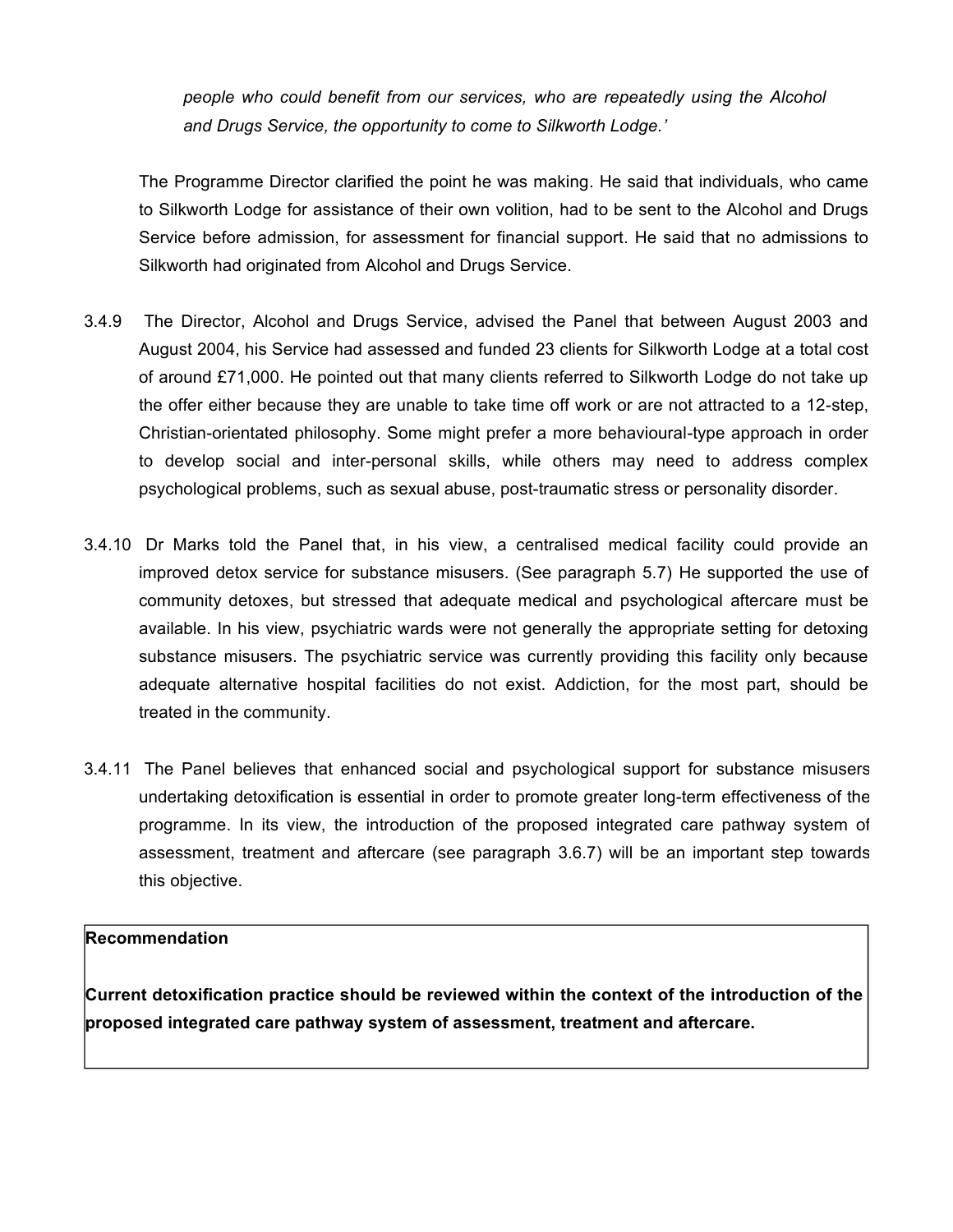*people who could benefit from our services, who are repeatedly using the Alcohol and Drugs Service, the opportunity to come to Silkworth Lodge.'*

The Programme Director clarified the point he was making. He said that individuals, who came to Silkworth Lodge for assistance of their own volition, had to be sent to the Alcohol and Drugs Service before admission, for assessment for financial support. He said that no admissions to Silkworth had originated from Alcohol and Drugs Service.

3.4.9 The Director, Alcohol and Drugs Service, advised the Panel that between August 2003 and August 2004, his Service had assessed and funded 23 clients for Silkworth Lodge at a total cost of around £71,000. He pointed out that many clients referred to Silkworth Lodge do not take up the offer either because they are unable to take time off work or are not attracted to a 12-step, Christian-orientated philosophy. Some might prefer a more behavioural-type approach in order to develop social and inter-personal skills, while others may need to address complex psychological problems, such as sexual abuse, post-traumatic stress or personality disorder.

3.4.10 Dr Marks told the Panel that, in his view, a centralised medical facility could provide an improved detox service for substance misusers. (See paragraph 5.7) He supported the use of community detoxes, but stressed that adequate medical and psychological aftercare must be available. In his view, psychiatric wards were not generally the appropriate setting for detoxing substance misusers. The psychiatric service was currently providing this facility only because adequate alternative hospital facilities do not exist. Addiction, for the most part, should be treated in the community.

3.4.11 The Panel believes that enhanced social and psychological support for substance misusers undertaking detoxification is essential in order to promote greater long-term effectiveness of the programme. In its view, the introduction of the proposed integrated care pathway system of assessment, treatment and aftercare (see paragraph 3.6.7) will be an important step towards this objective.

**Recommendation**

**Current detoxification practice should be reviewed within the context of the introduction of the proposed integrated care pathway system of assessment, treatment and aftercare.**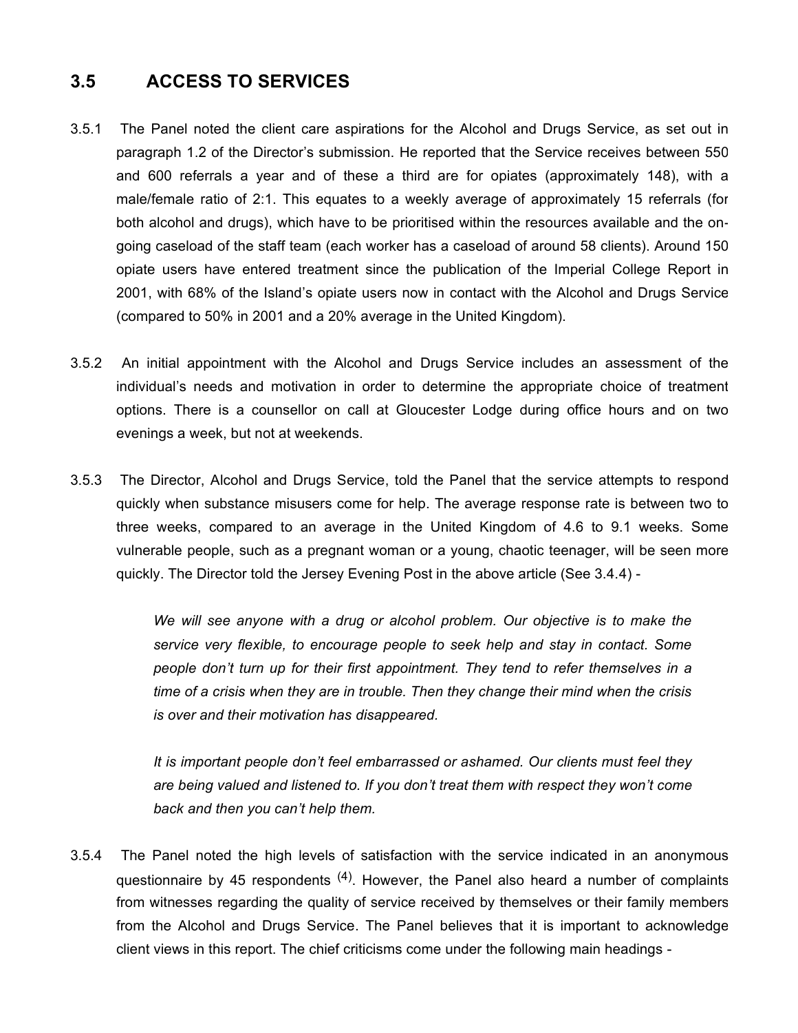## 3.5 ACCESS TO SERVICES

3.5.1 The Panel noted the client care aspirations for the Alcohol and Drugs Service, as set out in paragraph 1.2 of the Director's submission. He reported that the Service receives between 550 and 600 referrals a year and of these a third are for opiates (approximately 148), with a male/female ratio of 2:1. This equates to a weekly average of approximately 15 referrals (for both alcohol and drugs), which have to be prioritised within the resources available and the on-going caseload of the staff team (each worker has a caseload of around 58 clients). Around 150 opiate users have entered treatment since the publication of the Imperial College Report in 2001, with 68% of the Island's opiate users now in contact with the Alcohol and Drugs Service (compared to 50% in 2001 and a 20% average in the United Kingdom).

3.5.2 An initial appointment with the Alcohol and Drugs Service includes an assessment of the individual's needs and motivation in order to determine the appropriate choice of treatment options. There is a counsellor on call at Gloucester Lodge during office hours and on two evenings a week, but not at weekends.

3.5.3 The Director, Alcohol and Drugs Service, told the Panel that the service attempts to respond quickly when substance misusers come for help. The average response rate is between two to three weeks, compared to an average in the United Kingdom of 4.6 to 9.1 weeks. Some vulnerable people, such as a pregnant woman or a young, chaotic teenager, will be seen more quickly. The Director told the Jersey Evening Post in the above article (See 3.4.4) -

> *We will see anyone with a drug or alcohol problem. Our objective is to make the service very flexible, to encourage people to seek help and stay in contact. Some people don't turn up for their first appointment. They tend to refer themselves in a time of a crisis when they are in trouble. Then they change their mind when the crisis is over and their motivation has disappeared.*
>
> *It is important people don't feel embarrassed or ashamed. Our clients must feel they are being valued and listened to. If you don't treat them with respect they won't come back and then you can't help them.*

3.5.4 The Panel noted the high levels of satisfaction with the service indicated in an anonymous questionnaire by 45 respondents (4). However, the Panel also heard a number of complaints from witnesses regarding the quality of service received by themselves or their family members from the Alcohol and Drugs Service. The Panel believes that it is important to acknowledge client views in this report. The chief criticisms come under the following main headings -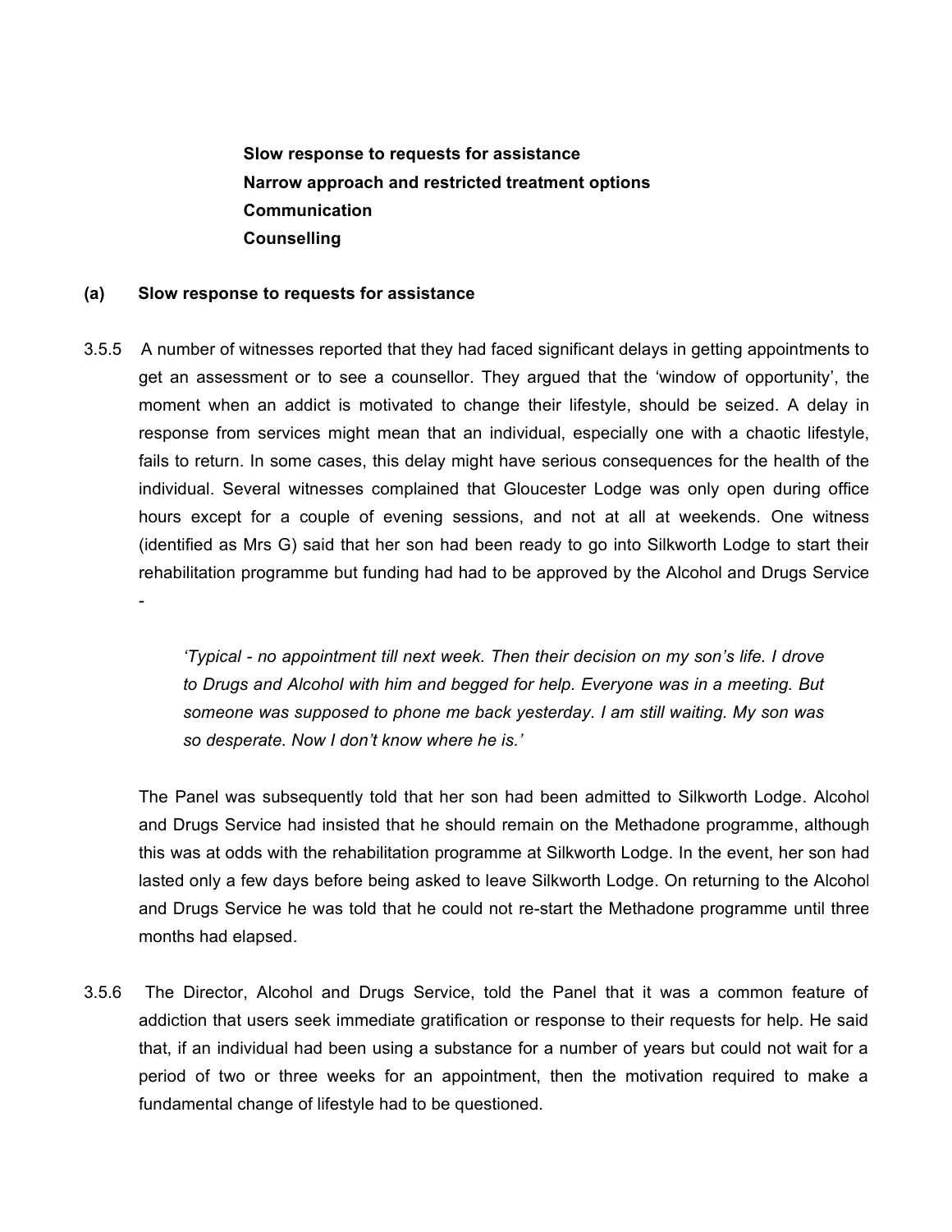**Slow response to requests for assistance**
**Narrow approach and restricted treatment options**
**Communication**
**Counselling**

### (a) Slow response to requests for assistance

3.5.5 A number of witnesses reported that they had faced significant delays in getting appointments to get an assessment or to see a counsellor. They argued that the 'window of opportunity', the moment when an addict is motivated to change their lifestyle, should be seized. A delay in response from services might mean that an individual, especially one with a chaotic lifestyle, fails to return. In some cases, this delay might have serious consequences for the health of the individual. Several witnesses complained that Gloucester Lodge was only open during office hours except for a couple of evening sessions, and not at all at weekends. One witness (identified as Mrs G) said that her son had been ready to go into Silkworth Lodge to start their rehabilitation programme but funding had had to be approved by the Alcohol and Drugs Service -

> *'Typical - no appointment till next week. Then their decision on my son's life. I drove to Drugs and Alcohol with him and begged for help. Everyone was in a meeting. But someone was supposed to phone me back yesterday. I am still waiting. My son was so desperate. Now I don't know where he is.'*

The Panel was subsequently told that her son had been admitted to Silkworth Lodge. Alcohol and Drugs Service had insisted that he should remain on the Methadone programme, although this was at odds with the rehabilitation programme at Silkworth Lodge. In the event, her son had lasted only a few days before being asked to leave Silkworth Lodge. On returning to the Alcohol and Drugs Service he was told that he could not re-start the Methadone programme until three months had elapsed.

3.5.6 The Director, Alcohol and Drugs Service, told the Panel that it was a common feature of addiction that users seek immediate gratification or response to their requests for help. He said that, if an individual had been using a substance for a number of years but could not wait for a period of two or three weeks for an appointment, then the motivation required to make a fundamental change of lifestyle had to be questioned.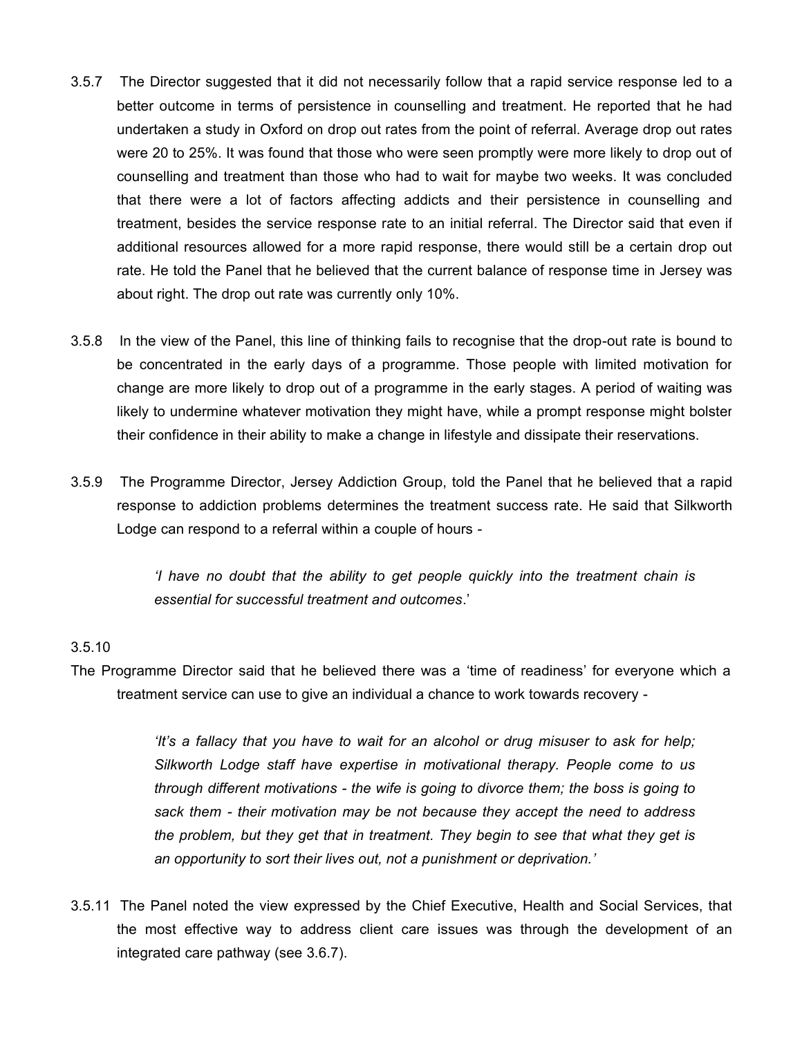3.5.7 The Director suggested that it did not necessarily follow that a rapid service response led to a better outcome in terms of persistence in counselling and treatment. He reported that he had undertaken a study in Oxford on drop out rates from the point of referral. Average drop out rates were 20 to 25%. It was found that those who were seen promptly were more likely to drop out of counselling and treatment than those who had to wait for maybe two weeks. It was concluded that there were a lot of factors affecting addicts and their persistence in counselling and treatment, besides the service response rate to an initial referral. The Director said that even if additional resources allowed for a more rapid response, there would still be a certain drop out rate. He told the Panel that he believed that the current balance of response time in Jersey was about right. The drop out rate was currently only 10%.

3.5.8 In the view of the Panel, this line of thinking fails to recognise that the drop-out rate is bound to be concentrated in the early days of a programme. Those people with limited motivation for change are more likely to drop out of a programme in the early stages. A period of waiting was likely to undermine whatever motivation they might have, while a prompt response might bolster their confidence in their ability to make a change in lifestyle and dissipate their reservations.

3.5.9 The Programme Director, Jersey Addiction Group, told the Panel that he believed that a rapid response to addiction problems determines the treatment success rate. He said that Silkworth Lodge can respond to a referral within a couple of hours -

> *'I have no doubt that the ability to get people quickly into the treatment chain is essential for successful treatment and outcomes*.'

3.5.10

The Programme Director said that he believed there was a 'time of readiness' for everyone which a treatment service can use to give an individual a chance to work towards recovery -

> *'It's a fallacy that you have to wait for an alcohol or drug misuser to ask for help; Silkworth Lodge staff have expertise in motivational therapy. People come to us through different motivations - the wife is going to divorce them; the boss is going to sack them - their motivation may be not because they accept the need to address the problem, but they get that in treatment. They begin to see that what they get is an opportunity to sort their lives out, not a punishment or deprivation.'*

3.5.11 The Panel noted the view expressed by the Chief Executive, Health and Social Services, that the most effective way to address client care issues was through the development of an integrated care pathway (see 3.6.7).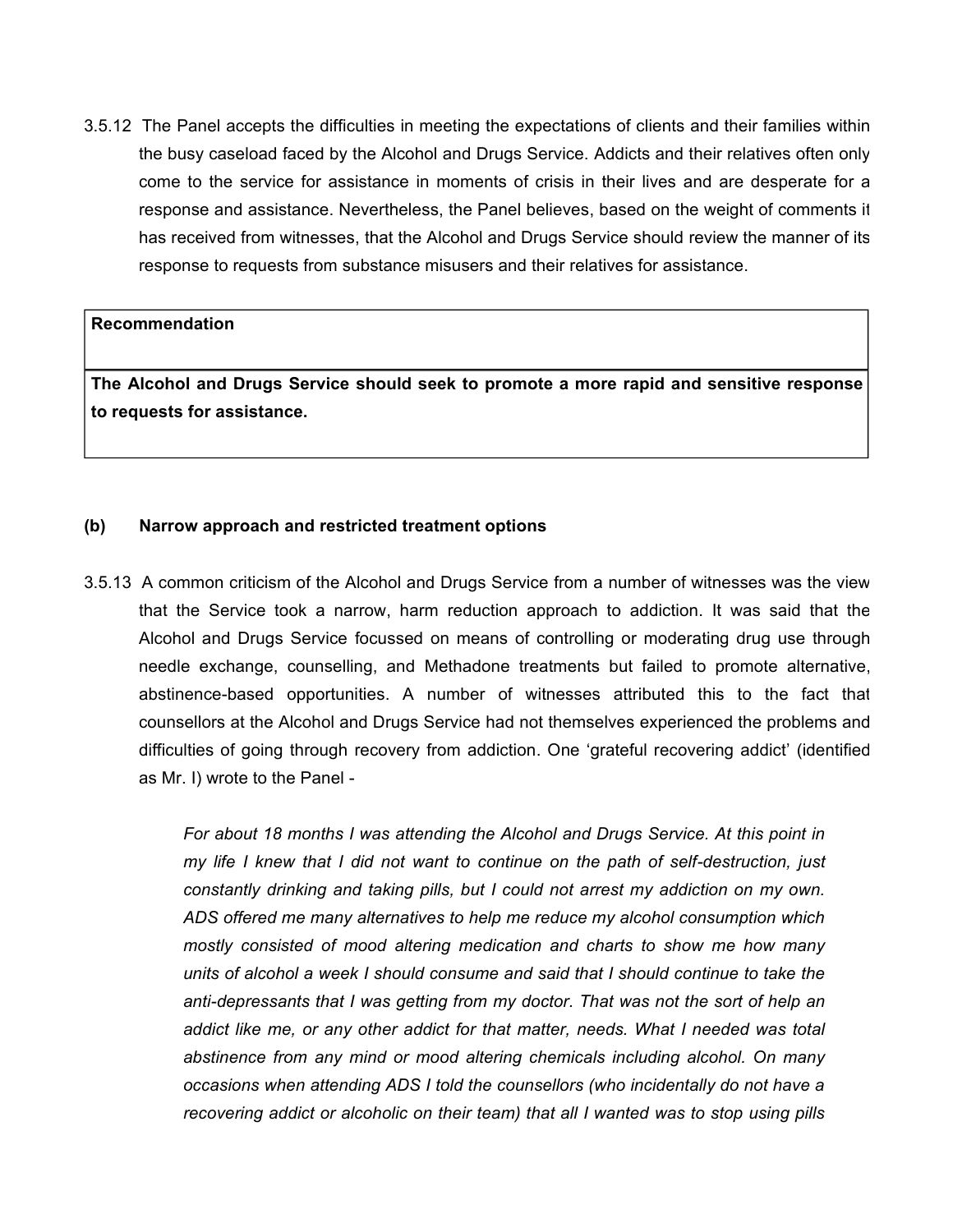3.5.12 The Panel accepts the difficulties in meeting the expectations of clients and their families within the busy caseload faced by the Alcohol and Drugs Service. Addicts and their relatives often only come to the service for assistance in moments of crisis in their lives and are desperate for a response and assistance. Nevertheless, the Panel believes, based on the weight of comments it has received from witnesses, that the Alcohol and Drugs Service should review the manner of its response to requests from substance misusers and their relatives for assistance.

| **Recommendation** |
|---|
| **The Alcohol and Drugs Service should seek to promote a more rapid and sensitive response to requests for assistance.** |

### (b) Narrow approach and restricted treatment options

3.5.13 A common criticism of the Alcohol and Drugs Service from a number of witnesses was the view that the Service took a narrow, harm reduction approach to addiction. It was said that the Alcohol and Drugs Service focussed on means of controlling or moderating drug use through needle exchange, counselling, and Methadone treatments but failed to promote alternative, abstinence-based opportunities. A number of witnesses attributed this to the fact that counsellors at the Alcohol and Drugs Service had not themselves experienced the problems and difficulties of going through recovery from addiction. One 'grateful recovering addict' (identified as Mr. I) wrote to the Panel -

> *For about 18 months I was attending the Alcohol and Drugs Service. At this point in my life I knew that I did not want to continue on the path of self-destruction, just constantly drinking and taking pills, but I could not arrest my addiction on my own. ADS offered me many alternatives to help me reduce my alcohol consumption which mostly consisted of mood altering medication and charts to show me how many units of alcohol a week I should consume and said that I should continue to take the anti-depressants that I was getting from my doctor. That was not the sort of help an addict like me, or any other addict for that matter, needs. What I needed was total abstinence from any mind or mood altering chemicals including alcohol. On many occasions when attending ADS I told the counsellors (who incidentally do not have a recovering addict or alcoholic on their team) that all I wanted was to stop using pills*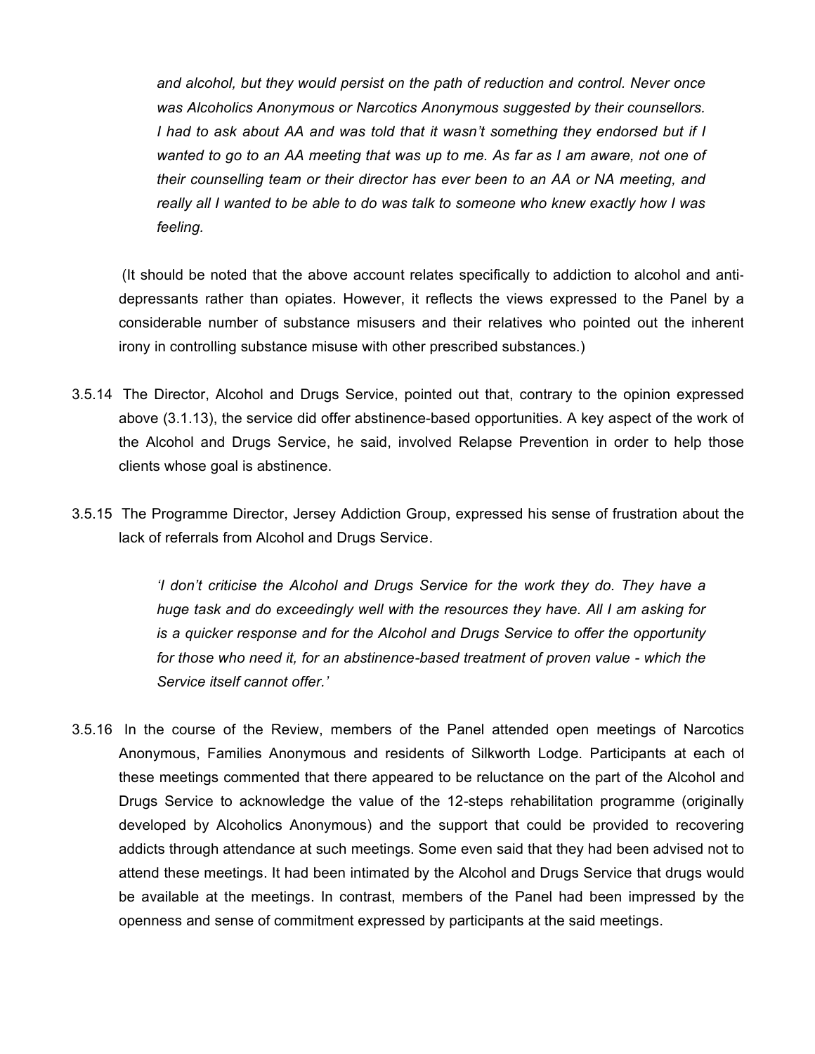> *and alcohol, but they would persist on the path of reduction and control. Never once was Alcoholics Anonymous or Narcotics Anonymous suggested by their counsellors. I had to ask about AA and was told that it wasn't something they endorsed but if I wanted to go to an AA meeting that was up to me. As far as I am aware, not one of their counselling team or their director has ever been to an AA or NA meeting, and really all I wanted to be able to do was talk to someone who knew exactly how I was feeling.*

(It should be noted that the above account relates specifically to addiction to alcohol and anti-depressants rather than opiates. However, it reflects the views expressed to the Panel by a considerable number of substance misusers and their relatives who pointed out the inherent irony in controlling substance misuse with other prescribed substances.)

3.5.14 The Director, Alcohol and Drugs Service, pointed out that, contrary to the opinion expressed above (3.1.13), the service did offer abstinence-based opportunities. A key aspect of the work of the Alcohol and Drugs Service, he said, involved Relapse Prevention in order to help those clients whose goal is abstinence.

3.5.15 The Programme Director, Jersey Addiction Group, expressed his sense of frustration about the lack of referrals from Alcohol and Drugs Service.

> *'I don't criticise the Alcohol and Drugs Service for the work they do. They have a huge task and do exceedingly well with the resources they have. All I am asking for is a quicker response and for the Alcohol and Drugs Service to offer the opportunity for those who need it, for an abstinence-based treatment of proven value - which the Service itself cannot offer.'*

3.5.16 In the course of the Review, members of the Panel attended open meetings of Narcotics Anonymous, Families Anonymous and residents of Silkworth Lodge. Participants at each of these meetings commented that there appeared to be reluctance on the part of the Alcohol and Drugs Service to acknowledge the value of the 12-steps rehabilitation programme (originally developed by Alcoholics Anonymous) and the support that could be provided to recovering addicts through attendance at such meetings. Some even said that they had been advised not to attend these meetings. It had been intimated by the Alcohol and Drugs Service that drugs would be available at the meetings. In contrast, members of the Panel had been impressed by the openness and sense of commitment expressed by participants at the said meetings.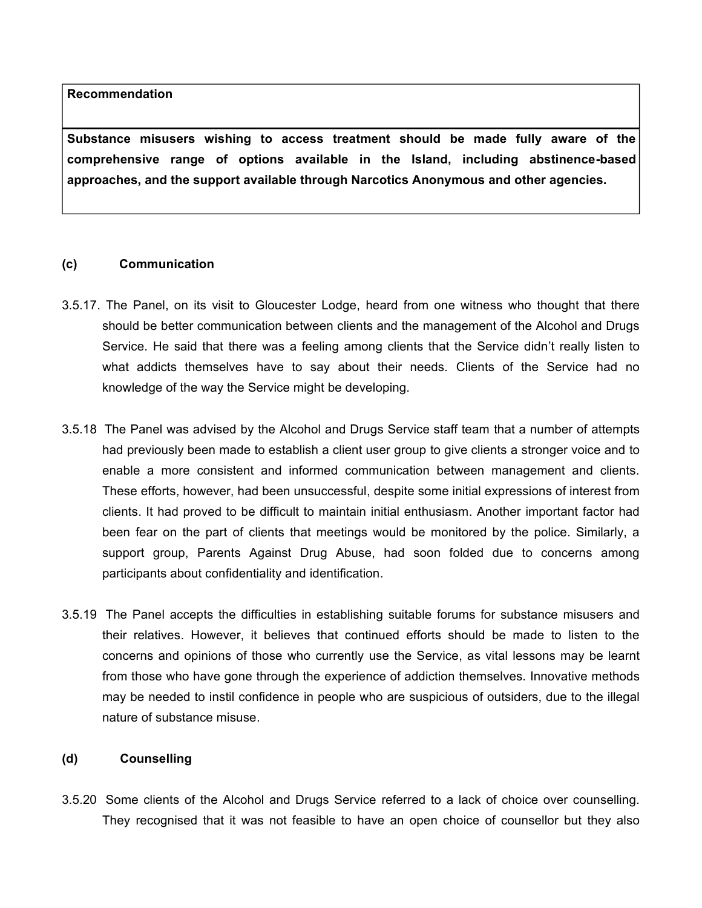| Recommendation |
| --- |
| **Substance misusers wishing to access treatment should be made fully aware of the comprehensive range of options available in the Island, including abstinence-based approaches, and the support available through Narcotics Anonymous and other agencies.** |

### (c) Communication

3.5.17. The Panel, on its visit to Gloucester Lodge, heard from one witness who thought that there should be better communication between clients and the management of the Alcohol and Drugs Service. He said that there was a feeling among clients that the Service didn't really listen to what addicts themselves have to say about their needs. Clients of the Service had no knowledge of the way the Service might be developing.

3.5.18 The Panel was advised by the Alcohol and Drugs Service staff team that a number of attempts had previously been made to establish a client user group to give clients a stronger voice and to enable a more consistent and informed communication between management and clients. These efforts, however, had been unsuccessful, despite some initial expressions of interest from clients. It had proved to be difficult to maintain initial enthusiasm. Another important factor had been fear on the part of clients that meetings would be monitored by the police. Similarly, a support group, Parents Against Drug Abuse, had soon folded due to concerns among participants about confidentiality and identification.

3.5.19 The Panel accepts the difficulties in establishing suitable forums for substance misusers and their relatives. However, it believes that continued efforts should be made to listen to the concerns and opinions of those who currently use the Service, as vital lessons may be learnt from those who have gone through the experience of addiction themselves. Innovative methods may be needed to instil confidence in people who are suspicious of outsiders, due to the illegal nature of substance misuse.

### (d) Counselling

3.5.20 Some clients of the Alcohol and Drugs Service referred to a lack of choice over counselling. They recognised that it was not feasible to have an open choice of counsellor but they also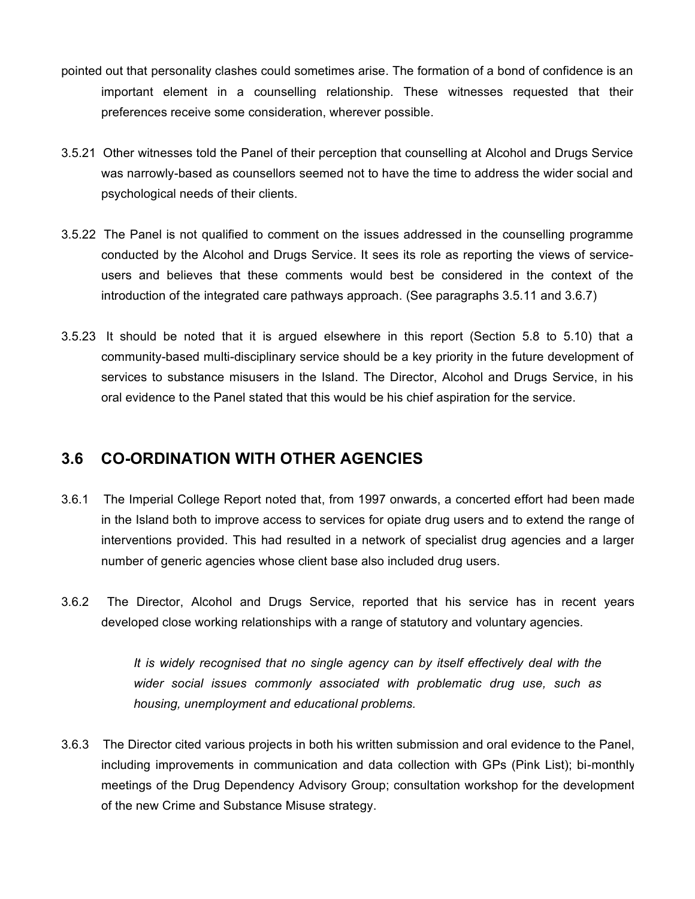pointed out that personality clashes could sometimes arise. The formation of a bond of confidence is an important element in a counselling relationship. These witnesses requested that their preferences receive some consideration, wherever possible.

3.5.21 Other witnesses told the Panel of their perception that counselling at Alcohol and Drugs Service was narrowly-based as counsellors seemed not to have the time to address the wider social and psychological needs of their clients.

3.5.22 The Panel is not qualified to comment on the issues addressed in the counselling programme conducted by the Alcohol and Drugs Service. It sees its role as reporting the views of service-users and believes that these comments would best be considered in the context of the introduction of the integrated care pathways approach. (See paragraphs 3.5.11 and 3.6.7)

3.5.23 It should be noted that it is argued elsewhere in this report (Section 5.8 to 5.10) that a community-based multi-disciplinary service should be a key priority in the future development of services to substance misusers in the Island. The Director, Alcohol and Drugs Service, in his oral evidence to the Panel stated that this would be his chief aspiration for the service.

## 3.6 CO-ORDINATION WITH OTHER AGENCIES

3.6.1 The Imperial College Report noted that, from 1997 onwards, a concerted effort had been made in the Island both to improve access to services for opiate drug users and to extend the range of interventions provided. This had resulted in a network of specialist drug agencies and a larger number of generic agencies whose client base also included drug users.

3.6.2 The Director, Alcohol and Drugs Service, reported that his service has in recent years developed close working relationships with a range of statutory and voluntary agencies.

> *It is widely recognised that no single agency can by itself effectively deal with the wider social issues commonly associated with problematic drug use, such as housing, unemployment and educational problems.*

3.6.3 The Director cited various projects in both his written submission and oral evidence to the Panel, including improvements in communication and data collection with GPs (Pink List); bi-monthly meetings of the Drug Dependency Advisory Group; consultation workshop for the development of the new Crime and Substance Misuse strategy.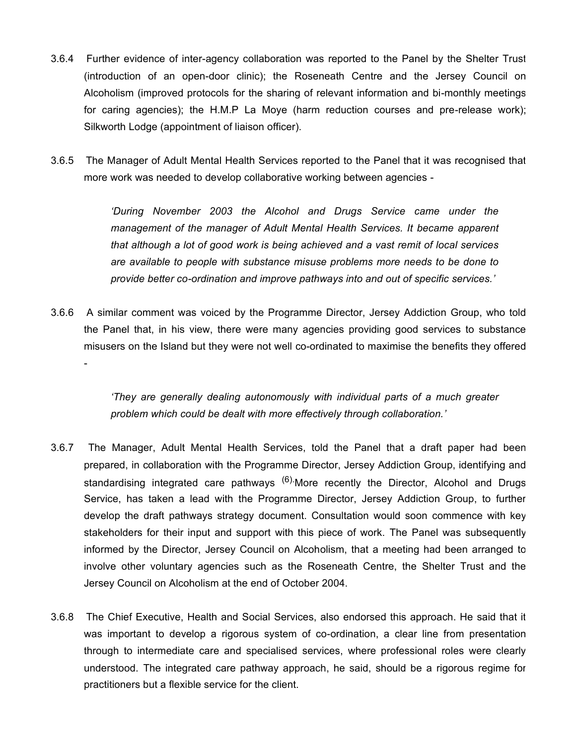3.6.4 Further evidence of inter-agency collaboration was reported to the Panel by the Shelter Trust (introduction of an open-door clinic); the Roseneath Centre and the Jersey Council on Alcoholism (improved protocols for the sharing of relevant information and bi-monthly meetings for caring agencies); the H.M.P La Moye (harm reduction courses and pre-release work); Silkworth Lodge (appointment of liaison officer).

3.6.5 The Manager of Adult Mental Health Services reported to the Panel that it was recognised that more work was needed to develop collaborative working between agencies -

> *'During November 2003 the Alcohol and Drugs Service came under the management of the manager of Adult Mental Health Services. It became apparent that although a lot of good work is being achieved and a vast remit of local services are available to people with substance misuse problems more needs to be done to provide better co-ordination and improve pathways into and out of specific services.'*

3.6.6 A similar comment was voiced by the Programme Director, Jersey Addiction Group, who told the Panel that, in his view, there were many agencies providing good services to substance misusers on the Island but they were not well co-ordinated to maximise the benefits they offered -

> *'They are generally dealing autonomously with individual parts of a much greater problem which could be dealt with more effectively through collaboration.'*

3.6.7 The Manager, Adult Mental Health Services, told the Panel that a draft paper had been prepared, in collaboration with the Programme Director, Jersey Addiction Group, identifying and standardising integrated care pathways [(6)]. More recently the Director, Alcohol and Drugs Service, has taken a lead with the Programme Director, Jersey Addiction Group, to further develop the draft pathways strategy document. Consultation would soon commence with key stakeholders for their input and support with this piece of work. The Panel was subsequently informed by the Director, Jersey Council on Alcoholism, that a meeting had been arranged to involve other voluntary agencies such as the Roseneath Centre, the Shelter Trust and the Jersey Council on Alcoholism at the end of October 2004.

3.6.8 The Chief Executive, Health and Social Services, also endorsed this approach. He said that it was important to develop a rigorous system of co-ordination, a clear line from presentation through to intermediate care and specialised services, where professional roles were clearly understood. The integrated care pathway approach, he said, should be a rigorous regime for practitioners but a flexible service for the client.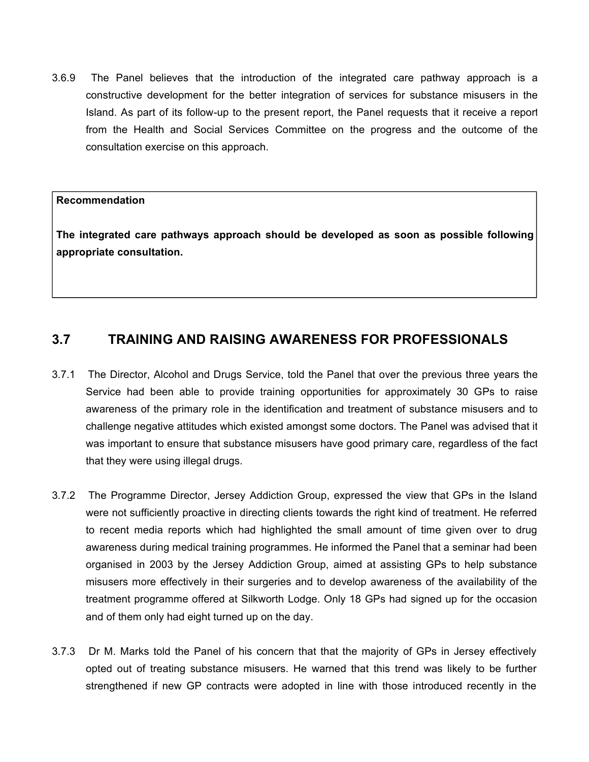3.6.9 The Panel believes that the introduction of the integrated care pathway approach is a constructive development for the better integration of services for substance misusers in the Island. As part of its follow-up to the present report, the Panel requests that it receive a report from the Health and Social Services Committee on the progress and the outcome of the consultation exercise on this approach.

> **Recommendation**
>
> **The integrated care pathways approach should be developed as soon as possible following appropriate consultation.**

## 3.7 TRAINING AND RAISING AWARENESS FOR PROFESSIONALS

3.7.1 The Director, Alcohol and Drugs Service, told the Panel that over the previous three years the Service had been able to provide training opportunities for approximately 30 GPs to raise awareness of the primary role in the identification and treatment of substance misusers and to challenge negative attitudes which existed amongst some doctors. The Panel was advised that it was important to ensure that substance misusers have good primary care, regardless of the fact that they were using illegal drugs.

3.7.2 The Programme Director, Jersey Addiction Group, expressed the view that GPs in the Island were not sufficiently proactive in directing clients towards the right kind of treatment. He referred to recent media reports which had highlighted the small amount of time given over to drug awareness during medical training programmes. He informed the Panel that a seminar had been organised in 2003 by the Jersey Addiction Group, aimed at assisting GPs to help substance misusers more effectively in their surgeries and to develop awareness of the availability of the treatment programme offered at Silkworth Lodge. Only 18 GPs had signed up for the occasion and of them only had eight turned up on the day.

3.7.3 Dr M. Marks told the Panel of his concern that that the majority of GPs in Jersey effectively opted out of treating substance misusers. He warned that this trend was likely to be further strengthened if new GP contracts were adopted in line with those introduced recently in the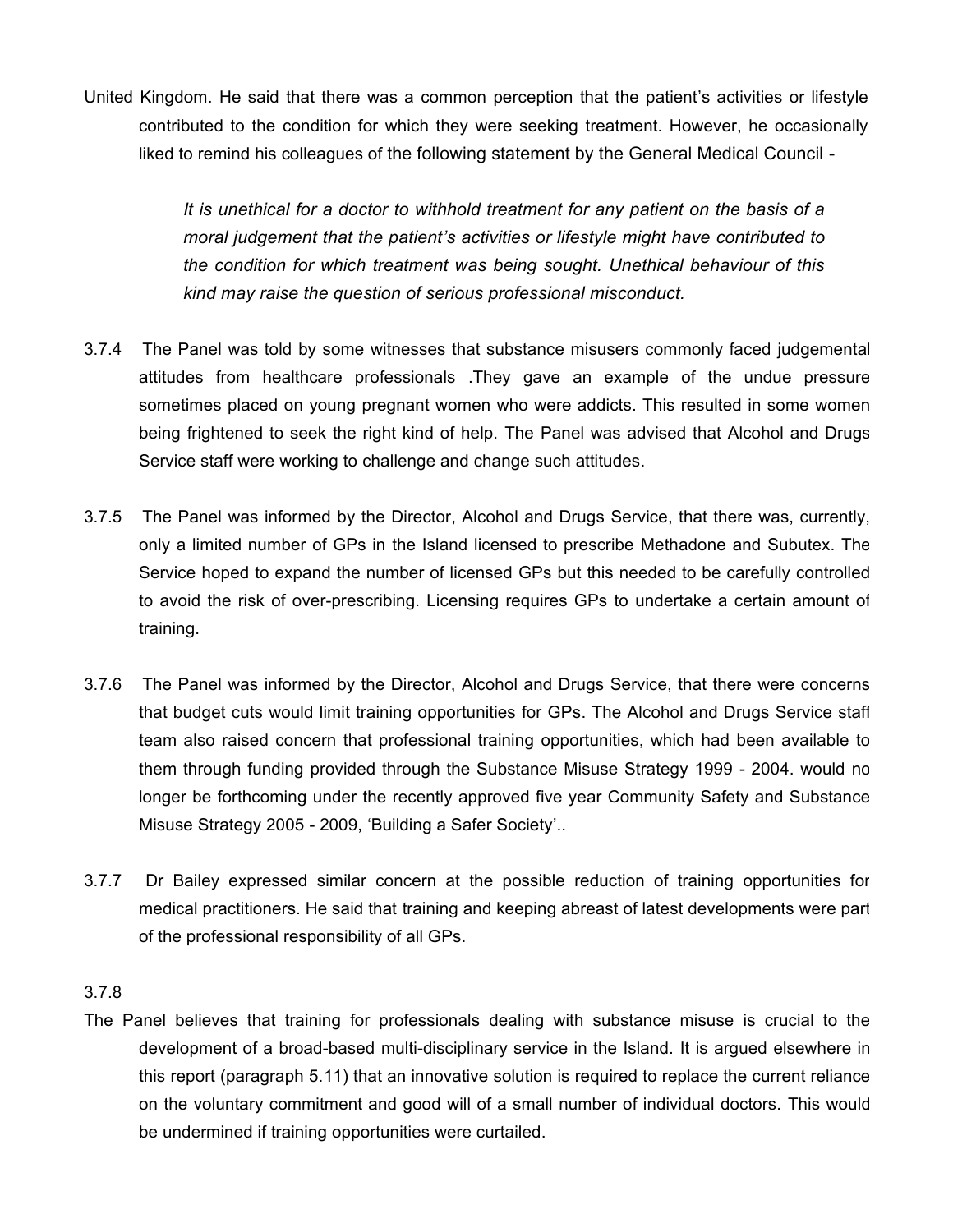United Kingdom. He said that there was a common perception that the patient's activities or lifestyle contributed to the condition for which they were seeking treatment. However, he occasionally liked to remind his colleagues of the following statement by the General Medical Council -

> *It is unethical for a doctor to withhold treatment for any patient on the basis of a moral judgement that the patient's activities or lifestyle might have contributed to the condition for which treatment was being sought. Unethical behaviour of this kind may raise the question of serious professional misconduct.*

3.7.4 The Panel was told by some witnesses that substance misusers commonly faced judgemental attitudes from healthcare professionals .They gave an example of the undue pressure sometimes placed on young pregnant women who were addicts. This resulted in some women being frightened to seek the right kind of help. The Panel was advised that Alcohol and Drugs Service staff were working to challenge and change such attitudes.

3.7.5 The Panel was informed by the Director, Alcohol and Drugs Service, that there was, currently, only a limited number of GPs in the Island licensed to prescribe Methadone and Subutex. The Service hoped to expand the number of licensed GPs but this needed to be carefully controlled to avoid the risk of over-prescribing. Licensing requires GPs to undertake a certain amount of training.

3.7.6 The Panel was informed by the Director, Alcohol and Drugs Service, that there were concerns that budget cuts would limit training opportunities for GPs. The Alcohol and Drugs Service staff team also raised concern that professional training opportunities, which had been available to them through funding provided through the Substance Misuse Strategy 1999 - 2004. would no longer be forthcoming under the recently approved five year Community Safety and Substance Misuse Strategy 2005 - 2009, 'Building a Safer Society'..

3.7.7 Dr Bailey expressed similar concern at the possible reduction of training opportunities for medical practitioners. He said that training and keeping abreast of latest developments were part of the professional responsibility of all GPs.

3.7.8

The Panel believes that training for professionals dealing with substance misuse is crucial to the development of a broad-based multi-disciplinary service in the Island. It is argued elsewhere in this report (paragraph 5.11) that an innovative solution is required to replace the current reliance on the voluntary commitment and good will of a small number of individual doctors. This would be undermined if training opportunities were curtailed.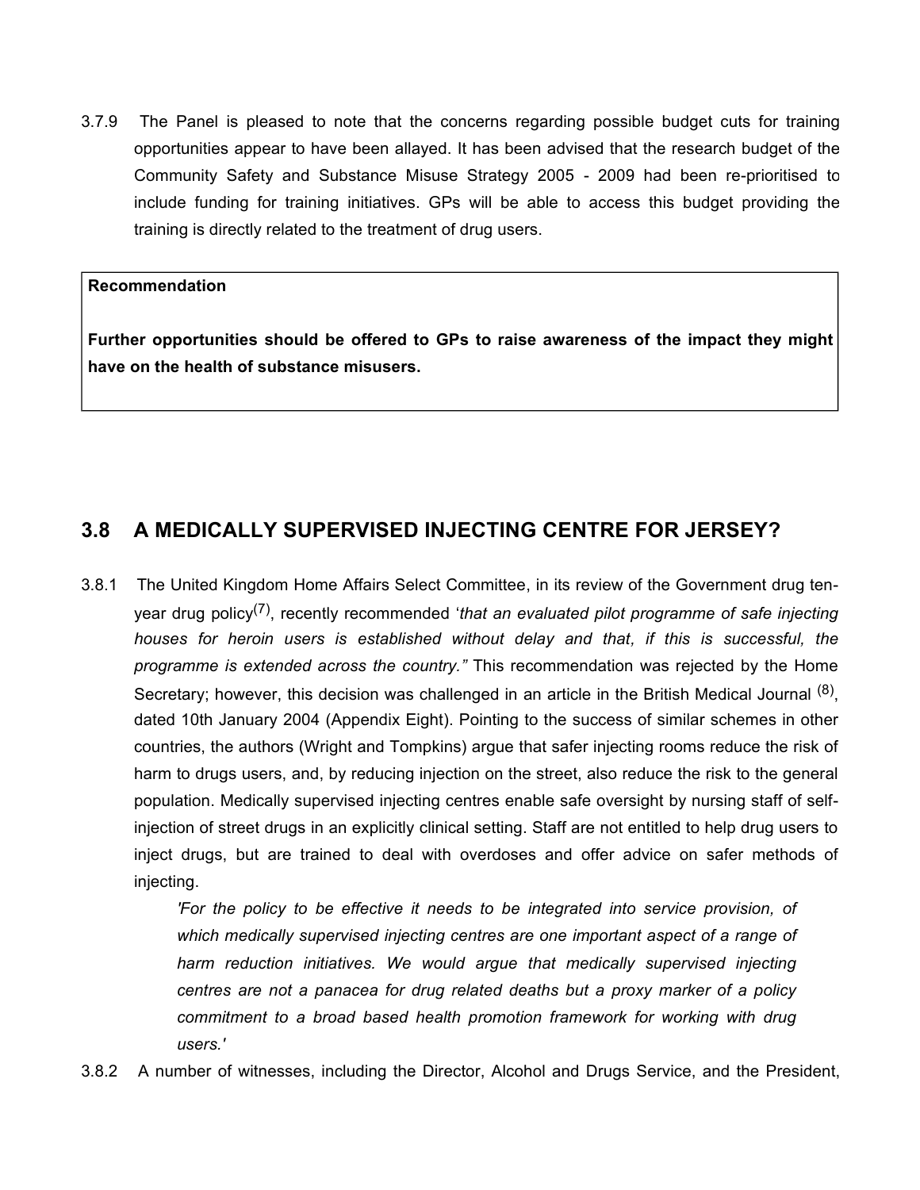3.7.9 The Panel is pleased to note that the concerns regarding possible budget cuts for training opportunities appear to have been allayed. It has been advised that the research budget of the Community Safety and Substance Misuse Strategy 2005 - 2009 had been re-prioritised to include funding for training initiatives. GPs will be able to access this budget providing the training is directly related to the treatment of drug users.

**Recommendation**

**Further opportunities should be offered to GPs to raise awareness of the impact they might have on the health of substance misusers.**

## 3.8 A MEDICALLY SUPERVISED INJECTING CENTRE FOR JERSEY?

3.8.1 The United Kingdom Home Affairs Select Committee, in its review of the Government drug ten-year drug policy(7), recently recommended '*that an evaluated pilot programme of safe injecting houses for heroin users is established without delay and that, if this is successful, the programme is extended across the country."* This recommendation was rejected by the Home Secretary; however, this decision was challenged in an article in the British Medical Journal (8), dated 10th January 2004 (Appendix Eight). Pointing to the success of similar schemes in other countries, the authors (Wright and Tompkins) argue that safer injecting rooms reduce the risk of harm to drugs users, and, by reducing injection on the street, also reduce the risk to the general population. Medically supervised injecting centres enable safe oversight by nursing staff of self-injection of street drugs in an explicitly clinical setting. Staff are not entitled to help drug users to inject drugs, but are trained to deal with overdoses and offer advice on safer methods of injecting.

> *'For the policy to be effective it needs to be integrated into service provision, of which medically supervised injecting centres are one important aspect of a range of harm reduction initiatives. We would argue that medically supervised injecting centres are not a panacea for drug related deaths but a proxy marker of a policy commitment to a broad based health promotion framework for working with drug users.'*

3.8.2 A number of witnesses, including the Director, Alcohol and Drugs Service, and the President,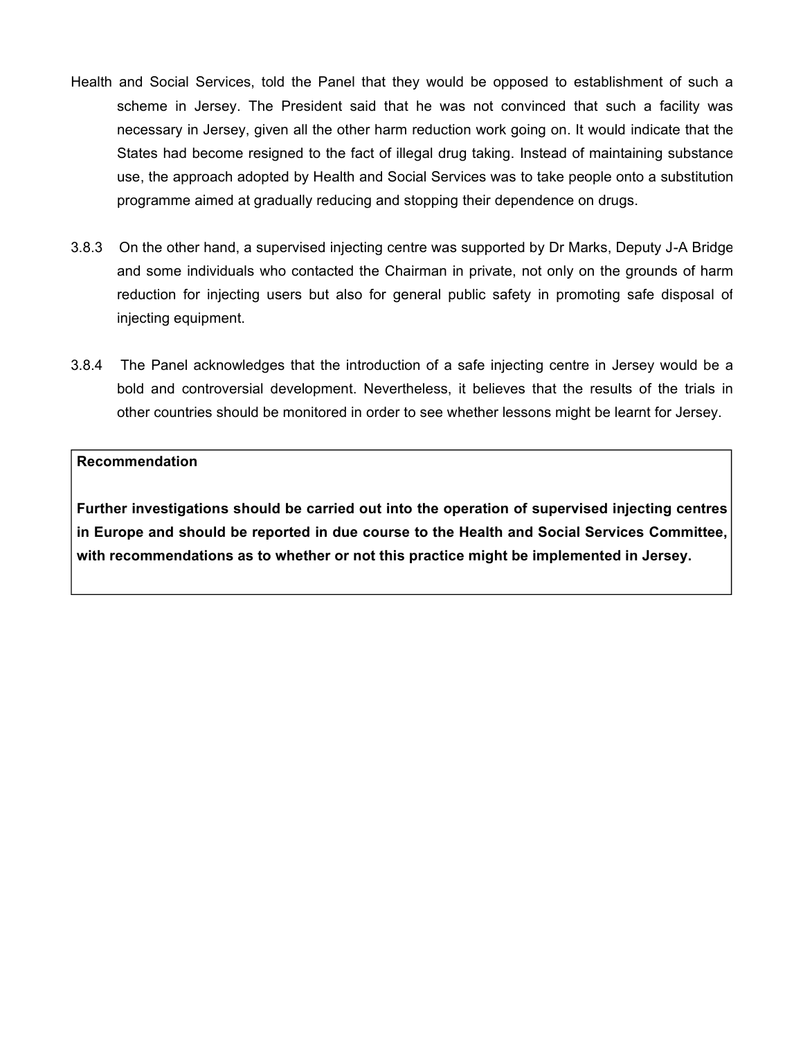Health and Social Services, told the Panel that they would be opposed to establishment of such a scheme in Jersey. The President said that he was not convinced that such a facility was necessary in Jersey, given all the other harm reduction work going on. It would indicate that the States had become resigned to the fact of illegal drug taking. Instead of maintaining substance use, the approach adopted by Health and Social Services was to take people onto a substitution programme aimed at gradually reducing and stopping their dependence on drugs.

3.8.3 On the other hand, a supervised injecting centre was supported by Dr Marks, Deputy J-A Bridge and some individuals who contacted the Chairman in private, not only on the grounds of harm reduction for injecting users but also for general public safety in promoting safe disposal of injecting equipment.

3.8.4 The Panel acknowledges that the introduction of a safe injecting centre in Jersey would be a bold and controversial development. Nevertheless, it believes that the results of the trials in other countries should be monitored in order to see whether lessons might be learnt for Jersey.

**Recommendation**

**Further investigations should be carried out into the operation of supervised injecting centres in Europe and should be reported in due course to the Health and Social Services Committee, with recommendations as to whether or not this practice might be implemented in Jersey.**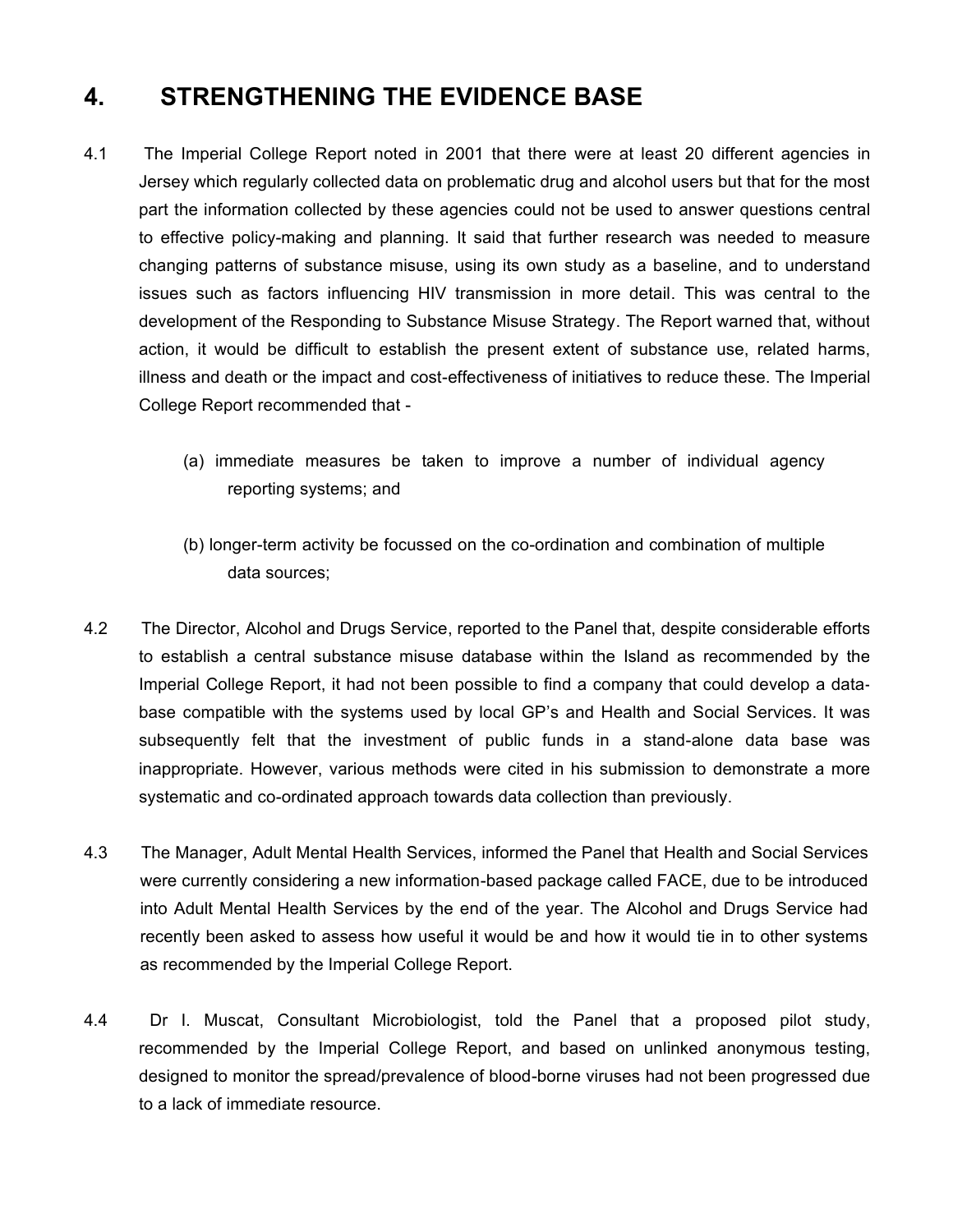## 4. STRENGTHENING THE EVIDENCE BASE

4.1 The Imperial College Report noted in 2001 that there were at least 20 different agencies in Jersey which regularly collected data on problematic drug and alcohol users but that for the most part the information collected by these agencies could not be used to answer questions central to effective policy-making and planning. It said that further research was needed to measure changing patterns of substance misuse, using its own study as a baseline, and to understand issues such as factors influencing HIV transmission in more detail. This was central to the development of the Responding to Substance Misuse Strategy. The Report warned that, without action, it would be difficult to establish the present extent of substance use, related harms, illness and death or the impact and cost-effectiveness of initiatives to reduce these. The Imperial College Report recommended that -

(a) immediate measures be taken to improve a number of individual agency reporting systems; and

(b) longer-term activity be focussed on the co-ordination and combination of multiple data sources;

4.2 The Director, Alcohol and Drugs Service, reported to the Panel that, despite considerable efforts to establish a central substance misuse database within the Island as recommended by the Imperial College Report, it had not been possible to find a company that could develop a data-base compatible with the systems used by local GP's and Health and Social Services. It was subsequently felt that the investment of public funds in a stand-alone data base was inappropriate. However, various methods were cited in his submission to demonstrate a more systematic and co-ordinated approach towards data collection than previously.

4.3 The Manager, Adult Mental Health Services, informed the Panel that Health and Social Services were currently considering a new information-based package called FACE, due to be introduced into Adult Mental Health Services by the end of the year. The Alcohol and Drugs Service had recently been asked to assess how useful it would be and how it would tie in to other systems as recommended by the Imperial College Report.

4.4 Dr I. Muscat, Consultant Microbiologist, told the Panel that a proposed pilot study, recommended by the Imperial College Report, and based on unlinked anonymous testing, designed to monitor the spread/prevalence of blood-borne viruses had not been progressed due to a lack of immediate resource.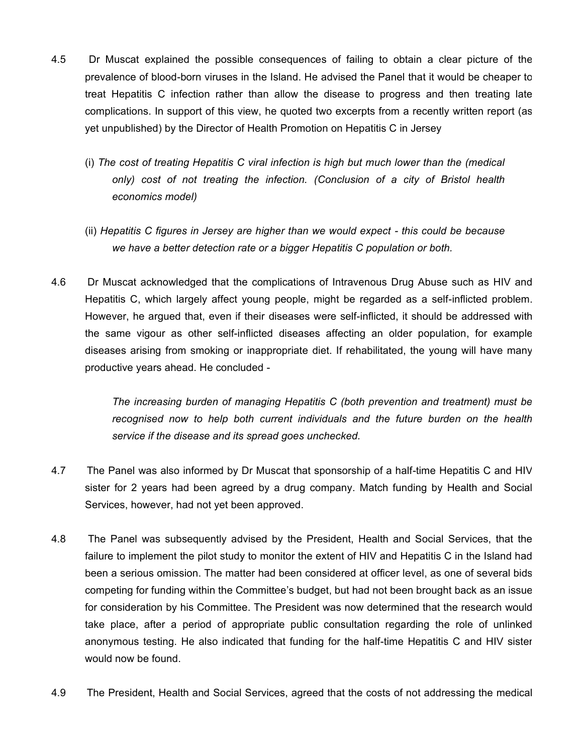4.5 Dr Muscat explained the possible consequences of failing to obtain a clear picture of the prevalence of blood-born viruses in the Island. He advised the Panel that it would be cheaper to treat Hepatitis C infection rather than allow the disease to progress and then treating late complications. In support of this view, he quoted two excerpts from a recently written report (as yet unpublished) by the Director of Health Promotion on Hepatitis C in Jersey

(i) *The cost of treating Hepatitis C viral infection is high but much lower than the (medical only) cost of not treating the infection. (Conclusion of a city of Bristol health economics model)*

(ii) *Hepatitis C figures in Jersey are higher than we would expect - this could be because we have a better detection rate or a bigger Hepatitis C population or both.*

4.6 Dr Muscat acknowledged that the complications of Intravenous Drug Abuse such as HIV and Hepatitis C, which largely affect young people, might be regarded as a self-inflicted problem. However, he argued that, even if their diseases were self-inflicted, it should be addressed with the same vigour as other self-inflicted diseases affecting an older population, for example diseases arising from smoking or inappropriate diet. If rehabilitated, the young will have many productive years ahead. He concluded -

> *The increasing burden of managing Hepatitis C (both prevention and treatment) must be recognised now to help both current individuals and the future burden on the health service if the disease and its spread goes unchecked.*

4.7 The Panel was also informed by Dr Muscat that sponsorship of a half-time Hepatitis C and HIV sister for 2 years had been agreed by a drug company. Match funding by Health and Social Services, however, had not yet been approved.

4.8 The Panel was subsequently advised by the President, Health and Social Services, that the failure to implement the pilot study to monitor the extent of HIV and Hepatitis C in the Island had been a serious omission. The matter had been considered at officer level, as one of several bids competing for funding within the Committee's budget, but had not been brought back as an issue for consideration by his Committee. The President was now determined that the research would take place, after a period of appropriate public consultation regarding the role of unlinked anonymous testing. He also indicated that funding for the half-time Hepatitis C and HIV sister would now be found.

4.9 The President, Health and Social Services, agreed that the costs of not addressing the medical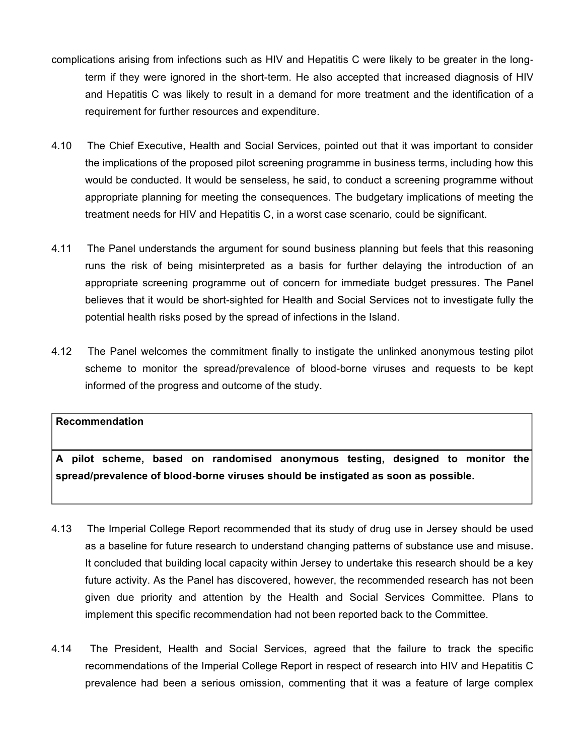complications arising from infections such as HIV and Hepatitis C were likely to be greater in the long-term if they were ignored in the short-term. He also accepted that increased diagnosis of HIV and Hepatitis C was likely to result in a demand for more treatment and the identification of a requirement for further resources and expenditure.

4.10 The Chief Executive, Health and Social Services, pointed out that it was important to consider the implications of the proposed pilot screening programme in business terms, including how this would be conducted. It would be senseless, he said, to conduct a screening programme without appropriate planning for meeting the consequences. The budgetary implications of meeting the treatment needs for HIV and Hepatitis C, in a worst case scenario, could be significant.

4.11 The Panel understands the argument for sound business planning but feels that this reasoning runs the risk of being misinterpreted as a basis for further delaying the introduction of an appropriate screening programme out of concern for immediate budget pressures. The Panel believes that it would be short-sighted for Health and Social Services not to investigate fully the potential health risks posed by the spread of infections in the Island.

4.12 The Panel welcomes the commitment finally to instigate the unlinked anonymous testing pilot scheme to monitor the spread/prevalence of blood-borne viruses and requests to be kept informed of the progress and outcome of the study.

| **Recommendation** |
|---|
| **A pilot scheme, based on randomised anonymous testing, designed to monitor the spread/prevalence of blood-borne viruses should be instigated as soon as possible.** |

4.13 The Imperial College Report recommended that its study of drug use in Jersey should be used as a baseline for future research to understand changing patterns of substance use and misuse. It concluded that building local capacity within Jersey to undertake this research should be a key future activity. As the Panel has discovered, however, the recommended research has not been given due priority and attention by the Health and Social Services Committee. Plans to implement this specific recommendation had not been reported back to the Committee.

4.14 The President, Health and Social Services, agreed that the failure to track the specific recommendations of the Imperial College Report in respect of research into HIV and Hepatitis C prevalence had been a serious omission, commenting that it was a feature of large complex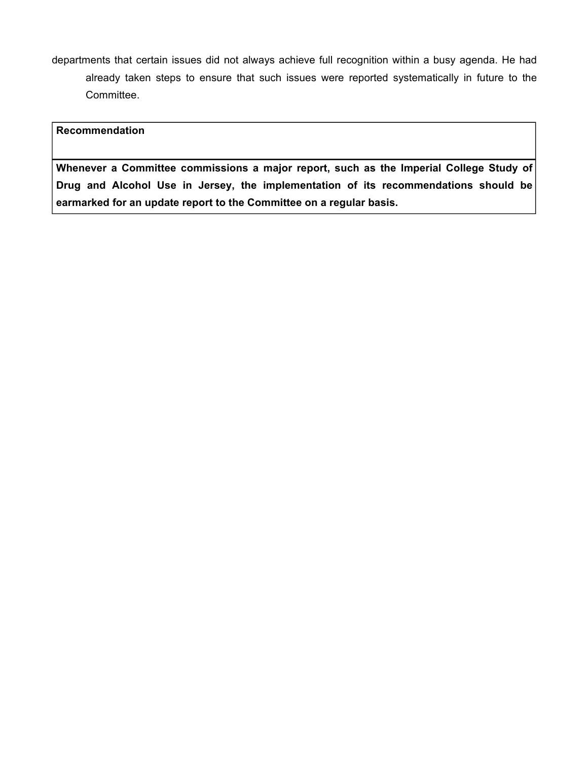departments that certain issues did not always achieve full recognition within a busy agenda. He had already taken steps to ensure that such issues were reported systematically in future to the Committee.

| **Recommendation** |
|---|
| **Whenever a Committee commissions a major report, such as the Imperial College Study of Drug and Alcohol Use in Jersey, the implementation of its recommendations should be earmarked for an update report to the Committee on a regular basis.** |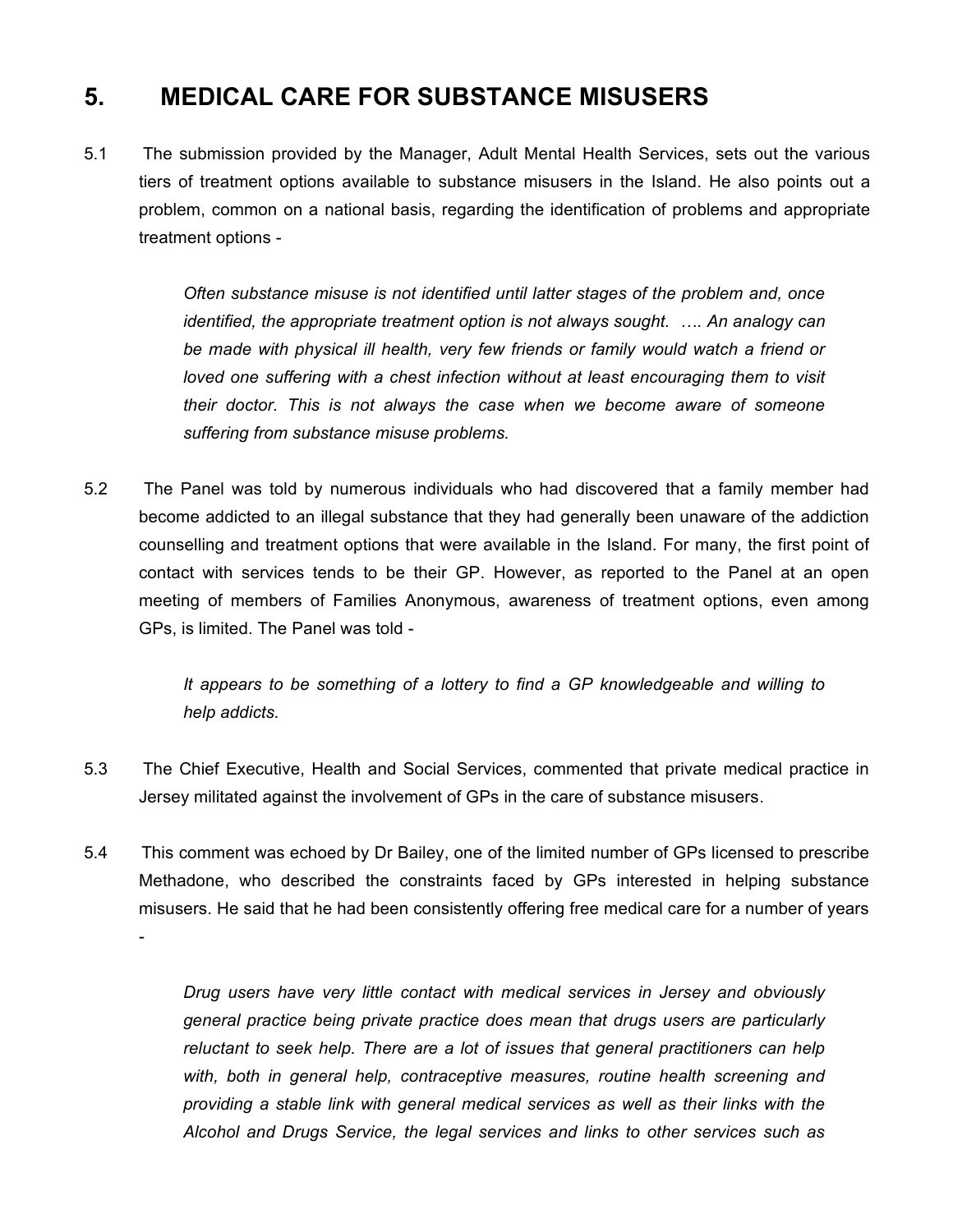# 5. MEDICAL CARE FOR SUBSTANCE MISUSERS

5.1 The submission provided by the Manager, Adult Mental Health Services, sets out the various tiers of treatment options available to substance misusers in the Island. He also points out a problem, common on a national basis, regarding the identification of problems and appropriate treatment options -

> *Often substance misuse is not identified until latter stages of the problem and, once identified, the appropriate treatment option is not always sought. …. An analogy can be made with physical ill health, very few friends or family would watch a friend or loved one suffering with a chest infection without at least encouraging them to visit their doctor. This is not always the case when we become aware of someone suffering from substance misuse problems.*

5.2 The Panel was told by numerous individuals who had discovered that a family member had become addicted to an illegal substance that they had generally been unaware of the addiction counselling and treatment options that were available in the Island. For many, the first point of contact with services tends to be their GP. However, as reported to the Panel at an open meeting of members of Families Anonymous, awareness of treatment options, even among GPs, is limited. The Panel was told -

> *It appears to be something of a lottery to find a GP knowledgeable and willing to help addicts.*

5.3 The Chief Executive, Health and Social Services, commented that private medical practice in Jersey militated against the involvement of GPs in the care of substance misusers.

5.4 This comment was echoed by Dr Bailey, one of the limited number of GPs licensed to prescribe Methadone, who described the constraints faced by GPs interested in helping substance misusers. He said that he had been consistently offering free medical care for a number of years -

> *Drug users have very little contact with medical services in Jersey and obviously general practice being private practice does mean that drugs users are particularly reluctant to seek help. There are a lot of issues that general practitioners can help with, both in general help, contraceptive measures, routine health screening and providing a stable link with general medical services as well as their links with the Alcohol and Drugs Service, the legal services and links to other services such as*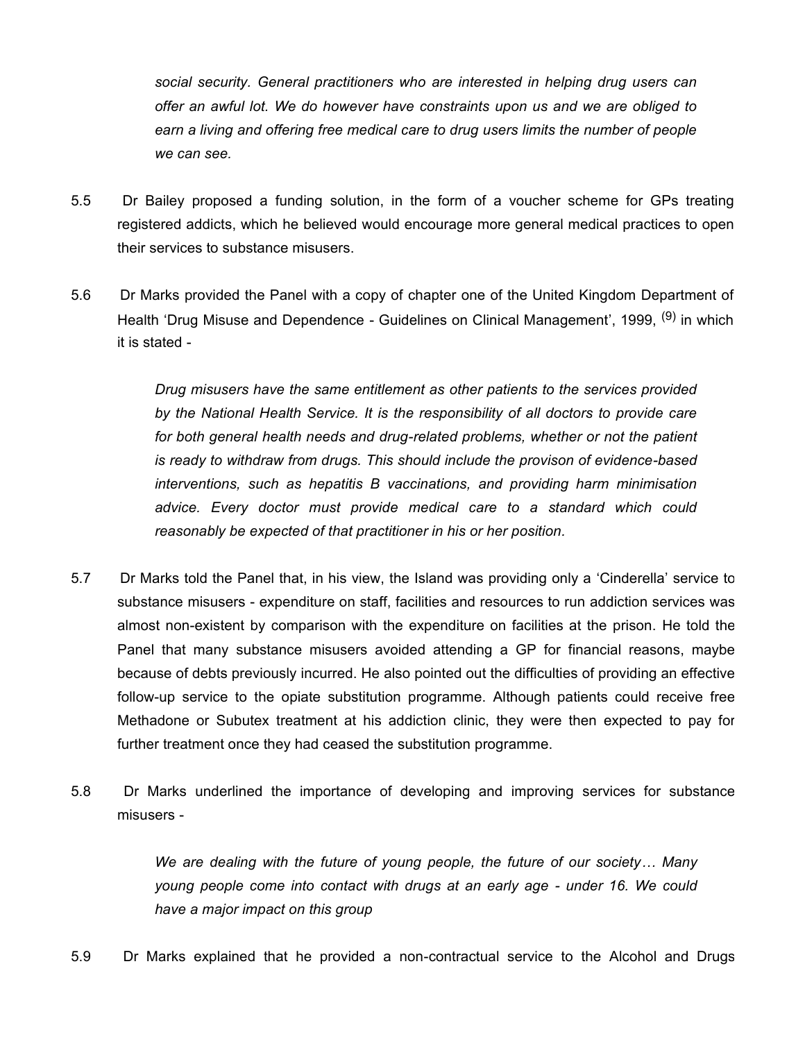*social security. General practitioners who are interested in helping drug users can offer an awful lot. We do however have constraints upon us and we are obliged to earn a living and offering free medical care to drug users limits the number of people we can see.*

5.5 Dr Bailey proposed a funding solution, in the form of a voucher scheme for GPs treating registered addicts, which he believed would encourage more general medical practices to open their services to substance misusers.

5.6 Dr Marks provided the Panel with a copy of chapter one of the United Kingdom Department of Health 'Drug Misuse and Dependence - Guidelines on Clinical Management', 1999, [(9)] in which it is stated -

> *Drug misusers have the same entitlement as other patients to the services provided by the National Health Service. It is the responsibility of all doctors to provide care for both general health needs and drug-related problems, whether or not the patient is ready to withdraw from drugs. This should include the provison of evidence-based interventions, such as hepatitis B vaccinations, and providing harm minimisation advice. Every doctor must provide medical care to a standard which could reasonably be expected of that practitioner in his or her position.*

5.7 Dr Marks told the Panel that, in his view, the Island was providing only a 'Cinderella' service to substance misusers - expenditure on staff, facilities and resources to run addiction services was almost non-existent by comparison with the expenditure on facilities at the prison. He told the Panel that many substance misusers avoided attending a GP for financial reasons, maybe because of debts previously incurred. He also pointed out the difficulties of providing an effective follow-up service to the opiate substitution programme. Although patients could receive free Methadone or Subutex treatment at his addiction clinic, they were then expected to pay for further treatment once they had ceased the substitution programme.

5.8 Dr Marks underlined the importance of developing and improving services for substance misusers -

> *We are dealing with the future of young people, the future of our society… Many young people come into contact with drugs at an early age - under 16. We could have a major impact on this group*

5.9 Dr Marks explained that he provided a non-contractual service to the Alcohol and Drugs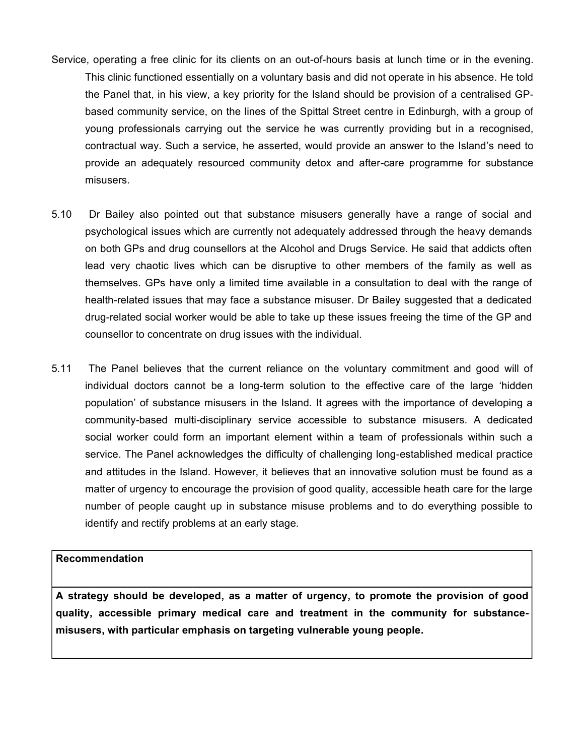Service, operating a free clinic for its clients on an out-of-hours basis at lunch time or in the evening. This clinic functioned essentially on a voluntary basis and did not operate in his absence. He told the Panel that, in his view, a key priority for the Island should be provision of a centralised GP-based community service, on the lines of the Spittal Street centre in Edinburgh, with a group of young professionals carrying out the service he was currently providing but in a recognised, contractual way. Such a service, he asserted, would provide an answer to the Island's need to provide an adequately resourced community detox and after-care programme for substance misusers.

5.10 Dr Bailey also pointed out that substance misusers generally have a range of social and psychological issues which are currently not adequately addressed through the heavy demands on both GPs and drug counsellors at the Alcohol and Drugs Service. He said that addicts often lead very chaotic lives which can be disruptive to other members of the family as well as themselves. GPs have only a limited time available in a consultation to deal with the range of health-related issues that may face a substance misuser. Dr Bailey suggested that a dedicated drug-related social worker would be able to take up these issues freeing the time of the GP and counsellor to concentrate on drug issues with the individual.

5.11 The Panel believes that the current reliance on the voluntary commitment and good will of individual doctors cannot be a long-term solution to the effective care of the large 'hidden population' of substance misusers in the Island. It agrees with the importance of developing a community-based multi-disciplinary service accessible to substance misusers. A dedicated social worker could form an important element within a team of professionals within such a service. The Panel acknowledges the difficulty of challenging long-established medical practice and attitudes in the Island. However, it believes that an innovative solution must be found as a matter of urgency to encourage the provision of good quality, accessible heath care for the large number of people caught up in substance misuse problems and to do everything possible to identify and rectify problems at an early stage.

| **Recommendation** |
|---|
| **A strategy should be developed, as a matter of urgency, to promote the provision of good quality, accessible primary medical care and treatment in the community for substance-misusers, with particular emphasis on targeting vulnerable young people.** |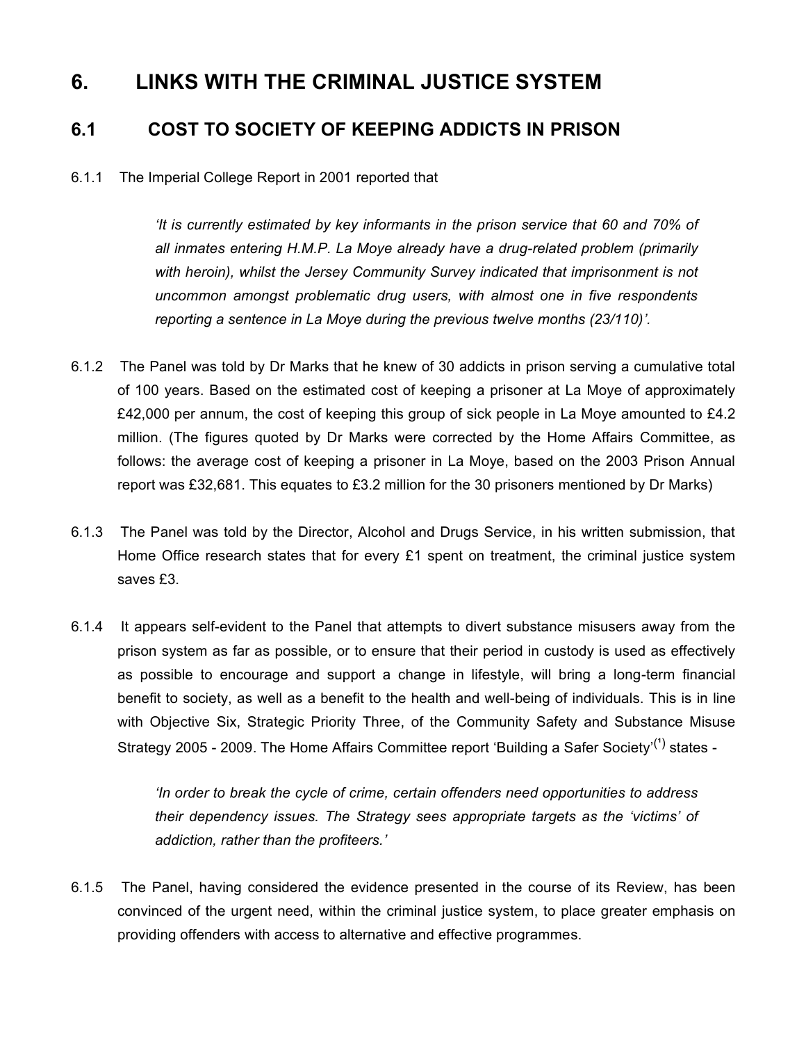# 6. LINKS WITH THE CRIMINAL JUSTICE SYSTEM

## 6.1 COST TO SOCIETY OF KEEPING ADDICTS IN PRISON

6.1.1 The Imperial College Report in 2001 reported that

> *'It is currently estimated by key informants in the prison service that 60 and 70% of all inmates entering H.M.P. La Moye already have a drug-related problem (primarily with heroin), whilst the Jersey Community Survey indicated that imprisonment is not uncommon amongst problematic drug users, with almost one in five respondents reporting a sentence in La Moye during the previous twelve months (23/110)'.*

6.1.2 The Panel was told by Dr Marks that he knew of 30 addicts in prison serving a cumulative total of 100 years. Based on the estimated cost of keeping a prisoner at La Moye of approximately £42,000 per annum, the cost of keeping this group of sick people in La Moye amounted to £4.2 million. (The figures quoted by Dr Marks were corrected by the Home Affairs Committee, as follows: the average cost of keeping a prisoner in La Moye, based on the 2003 Prison Annual report was £32,681. This equates to £3.2 million for the 30 prisoners mentioned by Dr Marks)

6.1.3 The Panel was told by the Director, Alcohol and Drugs Service, in his written submission, that Home Office research states that for every £1 spent on treatment, the criminal justice system saves £3.

6.1.4 It appears self-evident to the Panel that attempts to divert substance misusers away from the prison system as far as possible, or to ensure that their period in custody is used as effectively as possible to encourage and support a change in lifestyle, will bring a long-term financial benefit to society, as well as a benefit to the health and well-being of individuals. This is in line with Objective Six, Strategic Priority Three, of the Community Safety and Substance Misuse Strategy 2005 - 2009. The Home Affairs Committee report 'Building a Safer Society'[1] states -

> *'In order to break the cycle of crime, certain offenders need opportunities to address their dependency issues. The Strategy sees appropriate targets as the 'victims' of addiction, rather than the profiteers.'*

6.1.5 The Panel, having considered the evidence presented in the course of its Review, has been convinced of the urgent need, within the criminal justice system, to place greater emphasis on providing offenders with access to alternative and effective programmes.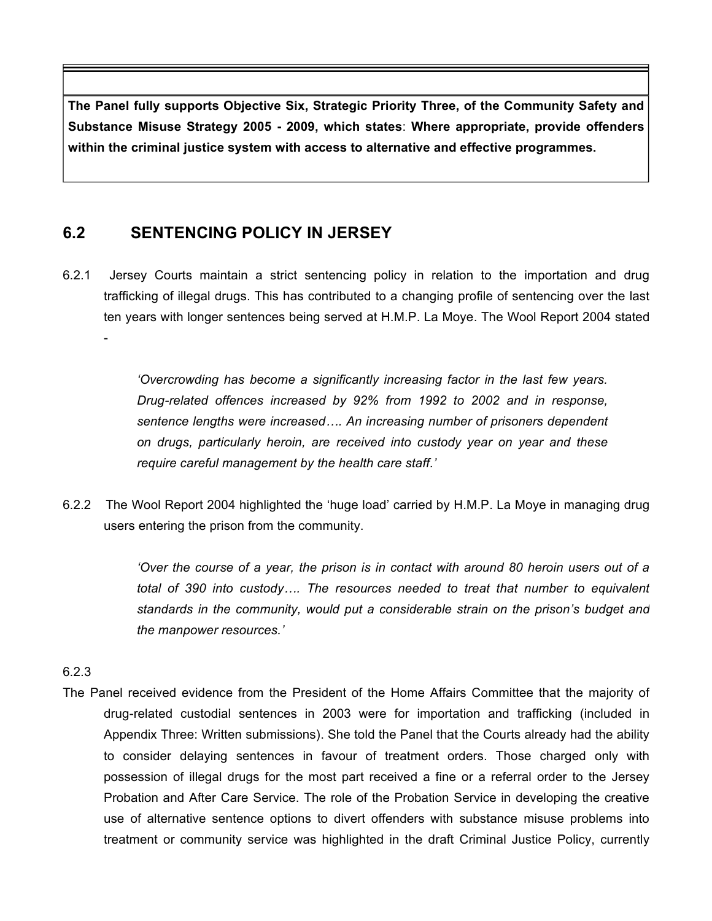**The Panel fully supports Objective Six, Strategic Priority Three, of the Community Safety and Substance Misuse Strategy 2005 - 2009, which states**: **Where appropriate, provide offenders within the criminal justice system with access to alternative and effective programmes.**

## 6.2 SENTENCING POLICY IN JERSEY

6.2.1 Jersey Courts maintain a strict sentencing policy in relation to the importation and drug trafficking of illegal drugs. This has contributed to a changing profile of sentencing over the last ten years with longer sentences being served at H.M.P. La Moye. The Wool Report 2004 stated -

> *'Overcrowding has become a significantly increasing factor in the last few years. Drug-related offences increased by 92% from 1992 to 2002 and in response, sentence lengths were increased…. An increasing number of prisoners dependent on drugs, particularly heroin, are received into custody year on year and these require careful management by the health care staff.'*

6.2.2 The Wool Report 2004 highlighted the 'huge load' carried by H.M.P. La Moye in managing drug users entering the prison from the community.

> *'Over the course of a year, the prison is in contact with around 80 heroin users out of a total of 390 into custody…. The resources needed to treat that number to equivalent standards in the community, would put a considerable strain on the prison's budget and the manpower resources.'*

6.2.3

The Panel received evidence from the President of the Home Affairs Committee that the majority of drug-related custodial sentences in 2003 were for importation and trafficking (included in Appendix Three: Written submissions). She told the Panel that the Courts already had the ability to consider delaying sentences in favour of treatment orders. Those charged only with possession of illegal drugs for the most part received a fine or a referral order to the Jersey Probation and After Care Service. The role of the Probation Service in developing the creative use of alternative sentence options to divert offenders with substance misuse problems into treatment or community service was highlighted in the draft Criminal Justice Policy, currently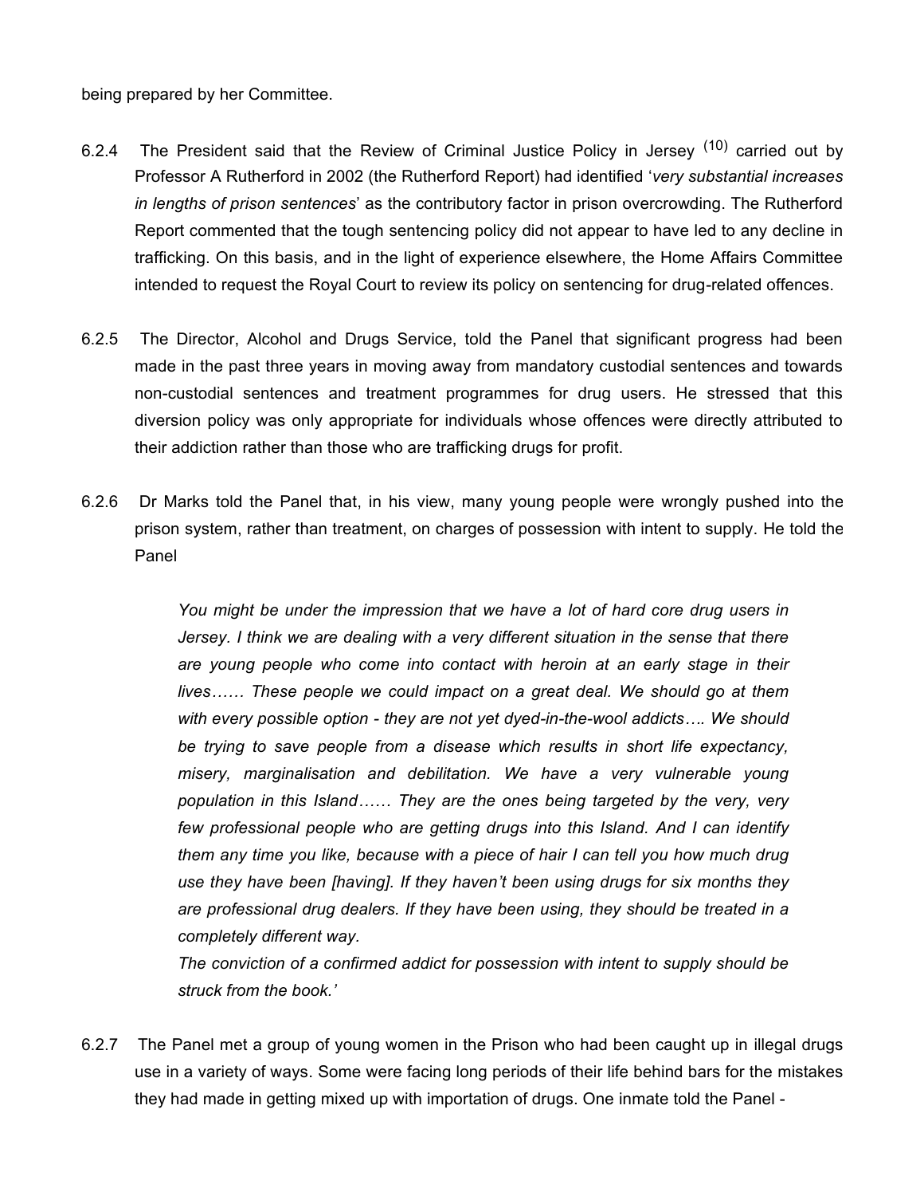being prepared by her Committee.

6.2.4 The President said that the Review of Criminal Justice Policy in Jersey [10] carried out by Professor A Rutherford in 2002 (the Rutherford Report) had identified '*very substantial increases in lengths of prison sentences*' as the contributory factor in prison overcrowding. The Rutherford Report commented that the tough sentencing policy did not appear to have led to any decline in trafficking. On this basis, and in the light of experience elsewhere, the Home Affairs Committee intended to request the Royal Court to review its policy on sentencing for drug-related offences.

6.2.5 The Director, Alcohol and Drugs Service, told the Panel that significant progress had been made in the past three years in moving away from mandatory custodial sentences and towards non-custodial sentences and treatment programmes for drug users. He stressed that this diversion policy was only appropriate for individuals whose offences were directly attributed to their addiction rather than those who are trafficking drugs for profit.

6.2.6 Dr Marks told the Panel that, in his view, many young people were wrongly pushed into the prison system, rather than treatment, on charges of possession with intent to supply. He told the Panel

> *You might be under the impression that we have a lot of hard core drug users in Jersey. I think we are dealing with a very different situation in the sense that there are young people who come into contact with heroin at an early stage in their lives…… These people we could impact on a great deal. We should go at them with every possible option - they are not yet dyed-in-the-wool addicts…. We should be trying to save people from a disease which results in short life expectancy, misery, marginalisation and debilitation. We have a very vulnerable young population in this Island…… They are the ones being targeted by the very, very few professional people who are getting drugs into this Island. And I can identify them any time you like, because with a piece of hair I can tell you how much drug use they have been [having]. If they haven't been using drugs for six months they are professional drug dealers. If they have been using, they should be treated in a completely different way.*
>
> *The conviction of a confirmed addict for possession with intent to supply should be struck from the book.'*

6.2.7 The Panel met a group of young women in the Prison who had been caught up in illegal drugs use in a variety of ways. Some were facing long periods of their life behind bars for the mistakes they had made in getting mixed up with importation of drugs. One inmate told the Panel -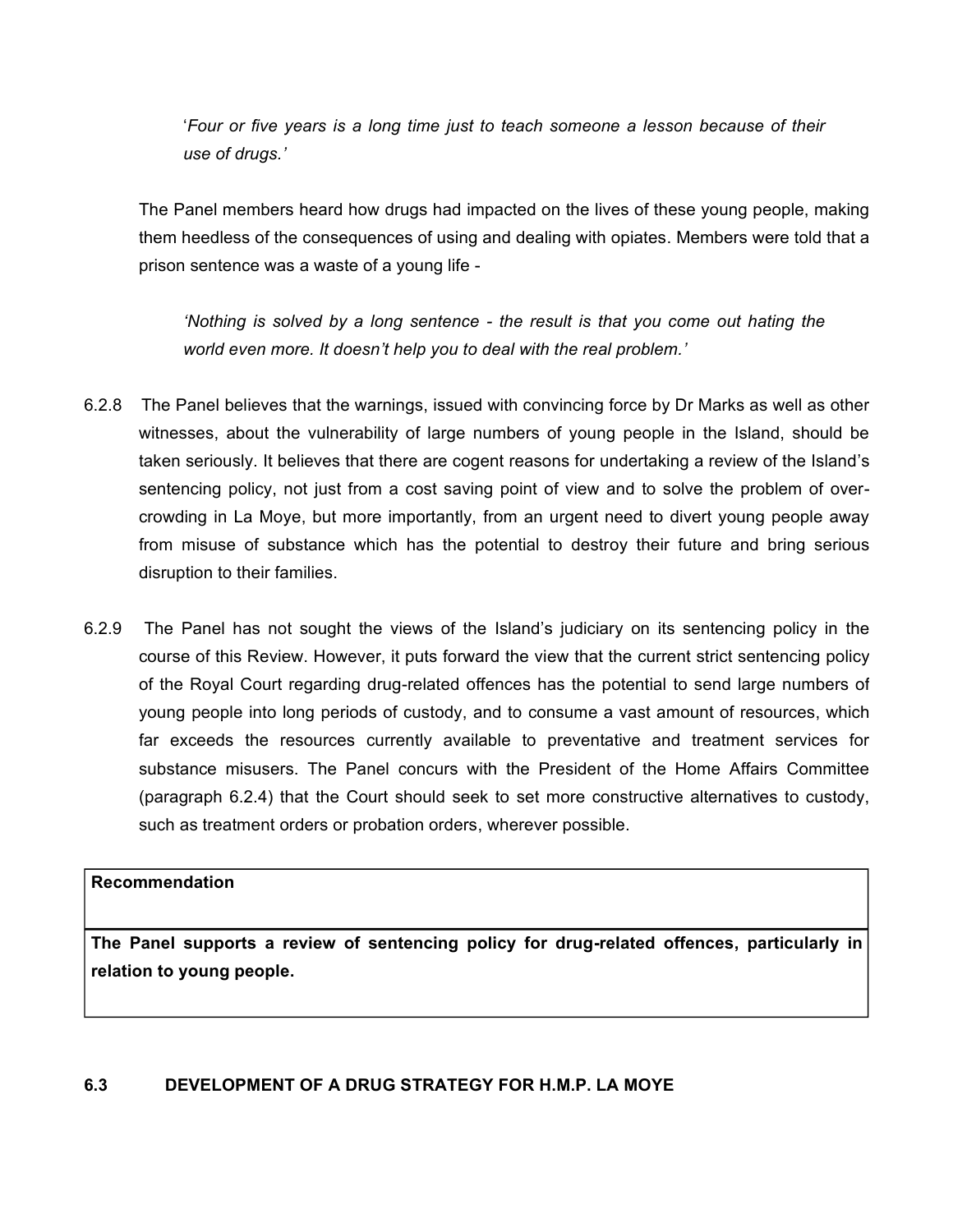> '*Four or five years is a long time just to teach someone a lesson because of their use of drugs.'*

The Panel members heard how drugs had impacted on the lives of these young people, making them heedless of the consequences of using and dealing with opiates. Members were told that a prison sentence was a waste of a young life -

> *'Nothing is solved by a long sentence - the result is that you come out hating the world even more. It doesn't help you to deal with the real problem.'*

6.2.8 The Panel believes that the warnings, issued with convincing force by Dr Marks as well as other witnesses, about the vulnerability of large numbers of young people in the Island, should be taken seriously. It believes that there are cogent reasons for undertaking a review of the Island's sentencing policy, not just from a cost saving point of view and to solve the problem of over-crowding in La Moye, but more importantly, from an urgent need to divert young people away from misuse of substance which has the potential to destroy their future and bring serious disruption to their families.

6.2.9 The Panel has not sought the views of the Island's judiciary on its sentencing policy in the course of this Review. However, it puts forward the view that the current strict sentencing policy of the Royal Court regarding drug-related offences has the potential to send large numbers of young people into long periods of custody, and to consume a vast amount of resources, which far exceeds the resources currently available to preventative and treatment services for substance misusers. The Panel concurs with the President of the Home Affairs Committee (paragraph 6.2.4) that the Court should seek to set more constructive alternatives to custody, such as treatment orders or probation orders, wherever possible.

| **Recommendation** |
|---|
| **The Panel supports a review of sentencing policy for drug-related offences, particularly in relation to young people.** |

### 6.3 DEVELOPMENT OF A DRUG STRATEGY FOR H.M.P. LA MOYE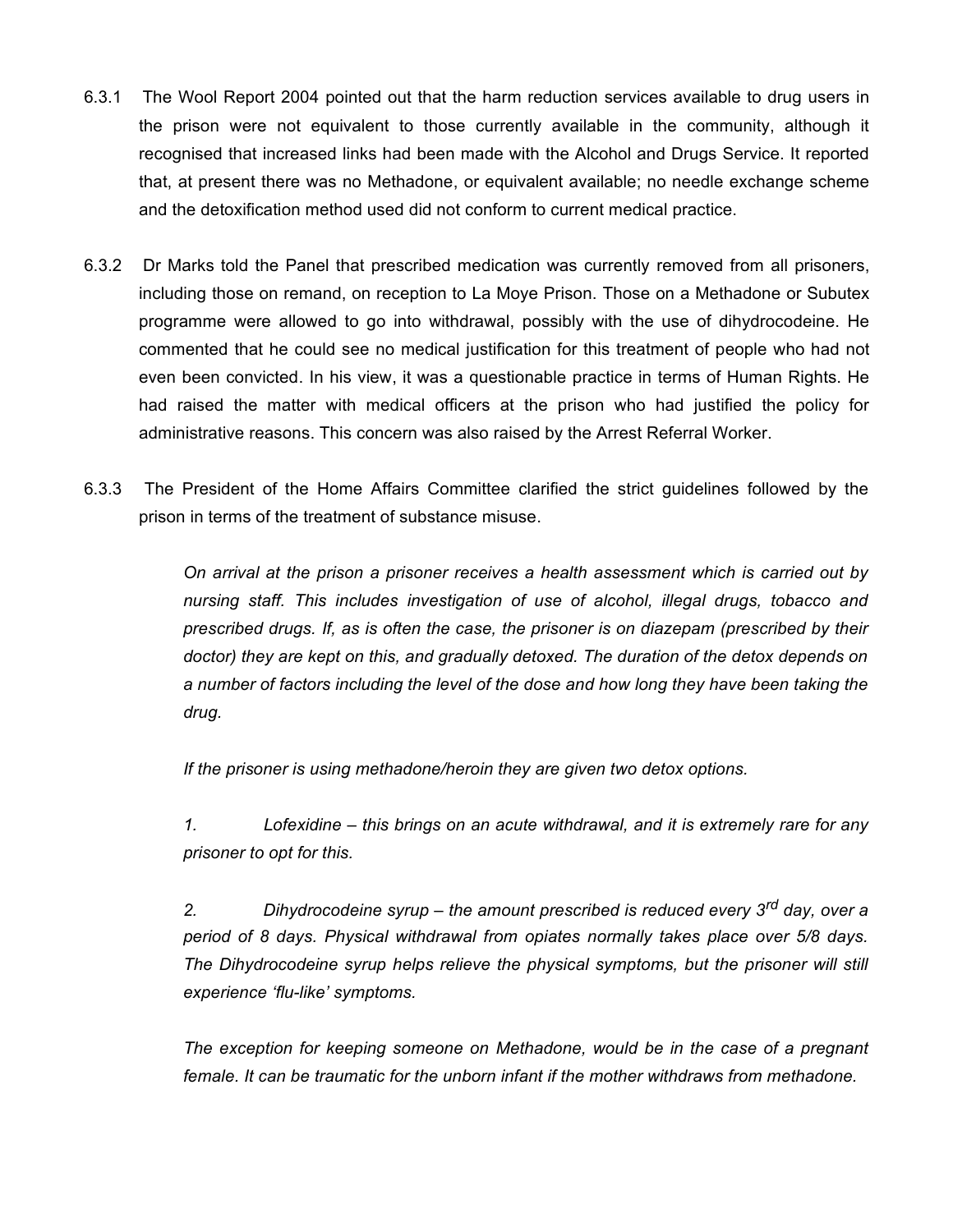6.3.1 The Wool Report 2004 pointed out that the harm reduction services available to drug users in the prison were not equivalent to those currently available in the community, although it recognised that increased links had been made with the Alcohol and Drugs Service. It reported that, at present there was no Methadone, or equivalent available; no needle exchange scheme and the detoxification method used did not conform to current medical practice.

6.3.2 Dr Marks told the Panel that prescribed medication was currently removed from all prisoners, including those on remand, on reception to La Moye Prison. Those on a Methadone or Subutex programme were allowed to go into withdrawal, possibly with the use of dihydrocodeine. He commented that he could see no medical justification for this treatment of people who had not even been convicted. In his view, it was a questionable practice in terms of Human Rights. He had raised the matter with medical officers at the prison who had justified the policy for administrative reasons. This concern was also raised by the Arrest Referral Worker.

6.3.3 The President of the Home Affairs Committee clarified the strict guidelines followed by the prison in terms of the treatment of substance misuse.

> *On arrival at the prison a prisoner receives a health assessment which is carried out by nursing staff. This includes investigation of use of alcohol, illegal drugs, tobacco and prescribed drugs. If, as is often the case, the prisoner is on diazepam (prescribed by their doctor) they are kept on this, and gradually detoxed. The duration of the detox depends on a number of factors including the level of the dose and how long they have been taking the drug.*
>
> *If the prisoner is using methadone/heroin they are given two detox options.*
>
> *1. Lofexidine – this brings on an acute withdrawal, and it is extremely rare for any prisoner to opt for this.*
>
> *2. Dihydrocodeine syrup – the amount prescribed is reduced every 3rd day, over a period of 8 days. Physical withdrawal from opiates normally takes place over 5/8 days. The Dihydrocodeine syrup helps relieve the physical symptoms, but the prisoner will still experience 'flu-like' symptoms.*
>
> *The exception for keeping someone on Methadone, would be in the case of a pregnant female. It can be traumatic for the unborn infant if the mother withdraws from methadone.*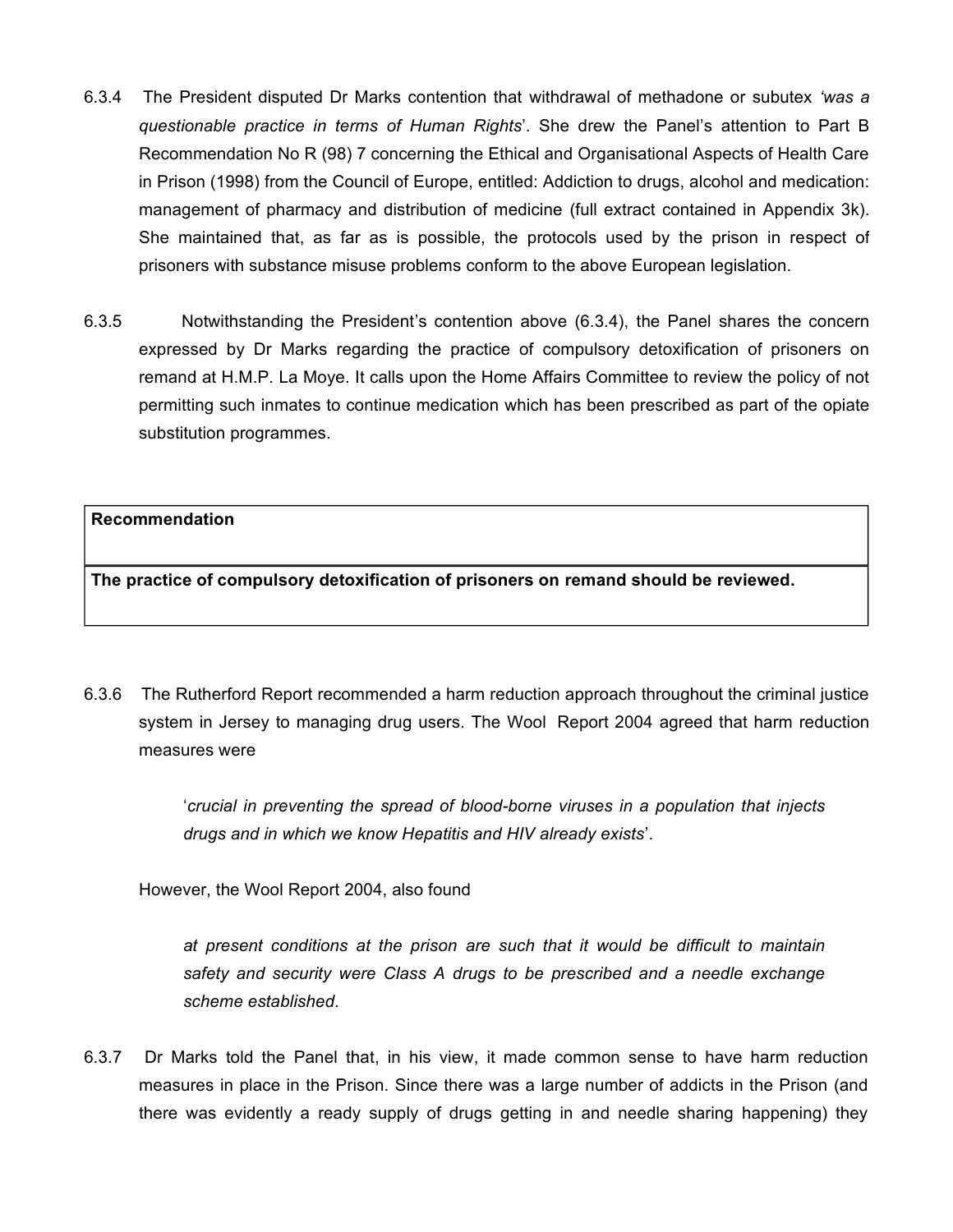6.3.4 The President disputed Dr Marks contention that withdrawal of methadone or subutex *'was a questionable practice in terms of Human Rights*'. She drew the Panel's attention to Part B Recommendation No R (98) 7 concerning the Ethical and Organisational Aspects of Health Care in Prison (1998) from the Council of Europe, entitled: Addiction to drugs, alcohol and medication: management of pharmacy and distribution of medicine (full extract contained in Appendix 3k). She maintained that, as far as is possible, the protocols used by the prison in respect of prisoners with substance misuse problems conform to the above European legislation.

6.3.5 Notwithstanding the President's contention above (6.3.4), the Panel shares the concern expressed by Dr Marks regarding the practice of compulsory detoxification of prisoners on remand at H.M.P. La Moye. It calls upon the Home Affairs Committee to review the policy of not permitting such inmates to continue medication which has been prescribed as part of the opiate substitution programmes.

| **Recommendation** |
|---|
| **The practice of compulsory detoxification of prisoners on remand should be reviewed.** |

6.3.6 The Rutherford Report recommended a harm reduction approach throughout the criminal justice system in Jersey to managing drug users. The Wool Report 2004 agreed that harm reduction measures were

> '*crucial in preventing the spread of blood-borne viruses in a population that injects drugs and in which we know Hepatitis and HIV already exists*'.

However, the Wool Report 2004, also found

> *at present conditions at the prison are such that it would be difficult to maintain safety and security were Class A drugs to be prescribed and a needle exchange scheme established*.

6.3.7 Dr Marks told the Panel that, in his view, it made common sense to have harm reduction measures in place in the Prison. Since there was a large number of addicts in the Prison (and there was evidently a ready supply of drugs getting in and needle sharing happening) they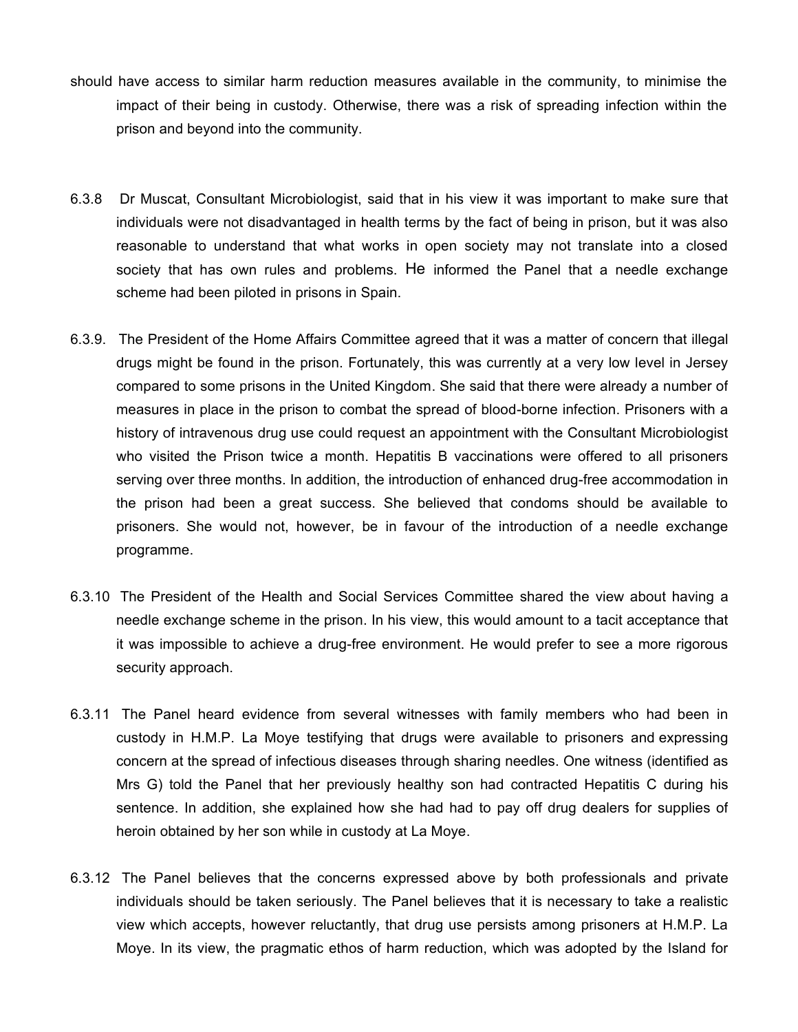should have access to similar harm reduction measures available in the community, to minimise the impact of their being in custody. Otherwise, there was a risk of spreading infection within the prison and beyond into the community.

6.3.8 Dr Muscat, Consultant Microbiologist, said that in his view it was important to make sure that individuals were not disadvantaged in health terms by the fact of being in prison, but it was also reasonable to understand that what works in open society may not translate into a closed society that has own rules and problems. He informed the Panel that a needle exchange scheme had been piloted in prisons in Spain.

6.3.9. The President of the Home Affairs Committee agreed that it was a matter of concern that illegal drugs might be found in the prison. Fortunately, this was currently at a very low level in Jersey compared to some prisons in the United Kingdom. She said that there were already a number of measures in place in the prison to combat the spread of blood-borne infection. Prisoners with a history of intravenous drug use could request an appointment with the Consultant Microbiologist who visited the Prison twice a month. Hepatitis B vaccinations were offered to all prisoners serving over three months. In addition, the introduction of enhanced drug-free accommodation in the prison had been a great success. She believed that condoms should be available to prisoners. She would not, however, be in favour of the introduction of a needle exchange programme.

6.3.10 The President of the Health and Social Services Committee shared the view about having a needle exchange scheme in the prison. In his view, this would amount to a tacit acceptance that it was impossible to achieve a drug-free environment. He would prefer to see a more rigorous security approach.

6.3.11 The Panel heard evidence from several witnesses with family members who had been in custody in H.M.P. La Moye testifying that drugs were available to prisoners and expressing concern at the spread of infectious diseases through sharing needles. One witness (identified as Mrs G) told the Panel that her previously healthy son had contracted Hepatitis C during his sentence. In addition, she explained how she had had to pay off drug dealers for supplies of heroin obtained by her son while in custody at La Moye.

6.3.12 The Panel believes that the concerns expressed above by both professionals and private individuals should be taken seriously. The Panel believes that it is necessary to take a realistic view which accepts, however reluctantly, that drug use persists among prisoners at H.M.P. La Moye. In its view, the pragmatic ethos of harm reduction, which was adopted by the Island for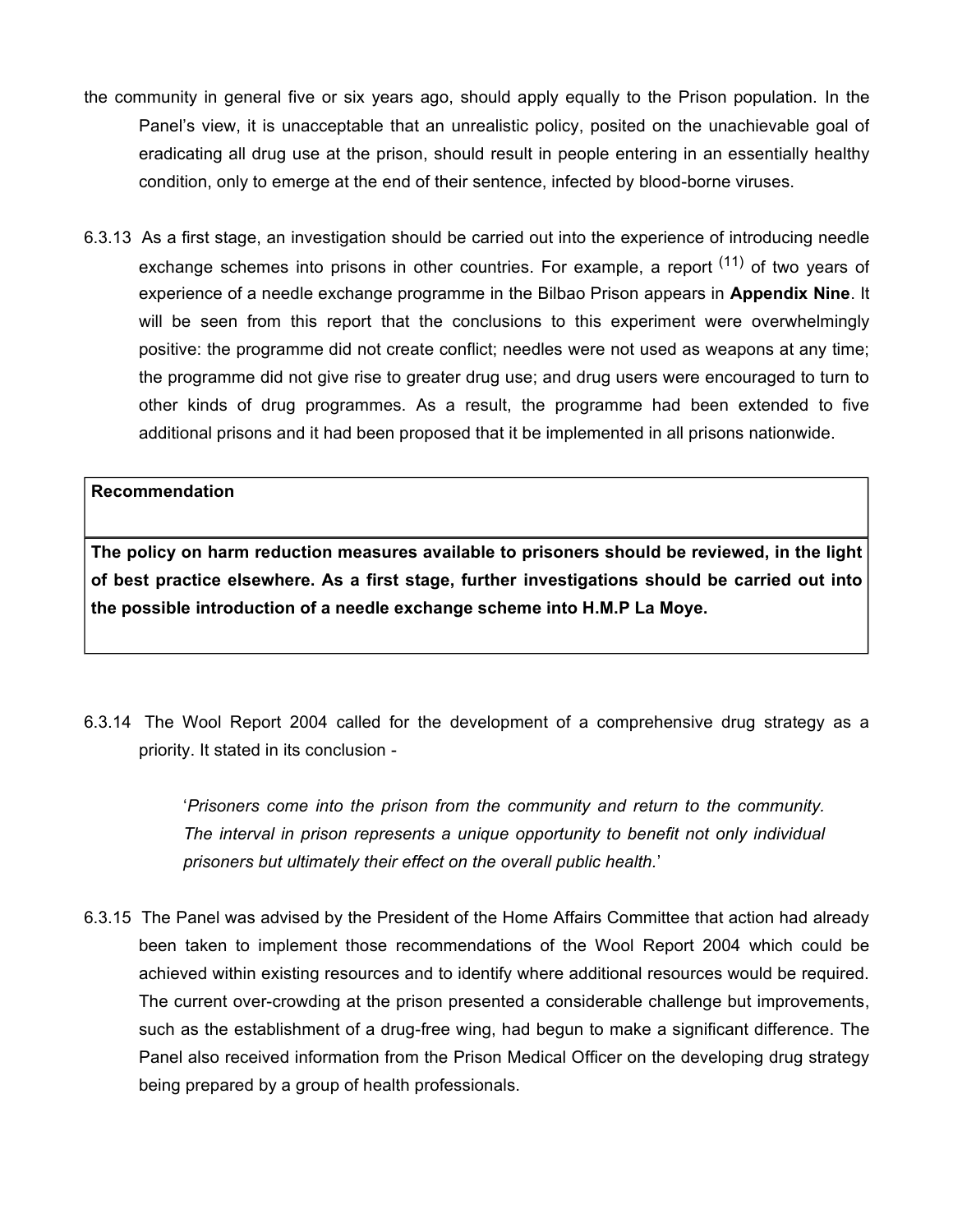the community in general five or six years ago, should apply equally to the Prison population. In the Panel's view, it is unacceptable that an unrealistic policy, posited on the unachievable goal of eradicating all drug use at the prison, should result in people entering in an essentially healthy condition, only to emerge at the end of their sentence, infected by blood-borne viruses.

6.3.13 As a first stage, an investigation should be carried out into the experience of introducing needle exchange schemes into prisons in other countries. For example, a report [11] of two years of experience of a needle exchange programme in the Bilbao Prison appears in **Appendix Nine**. It will be seen from this report that the conclusions to this experiment were overwhelmingly positive: the programme did not create conflict; needles were not used as weapons at any time; the programme did not give rise to greater drug use; and drug users were encouraged to turn to other kinds of drug programmes. As a result, the programme had been extended to five additional prisons and it had been proposed that it be implemented in all prisons nationwide.

| **Recommendation** |
|---|
| **The policy on harm reduction measures available to prisoners should be reviewed, in the light of best practice elsewhere. As a first stage, further investigations should be carried out into the possible introduction of a needle exchange scheme into H.M.P La Moye.** |

6.3.14 The Wool Report 2004 called for the development of a comprehensive drug strategy as a priority. It stated in its conclusion -

> '*Prisoners come into the prison from the community and return to the community. The interval in prison represents a unique opportunity to benefit not only individual prisoners but ultimately their effect on the overall public health.*'

6.3.15 The Panel was advised by the President of the Home Affairs Committee that action had already been taken to implement those recommendations of the Wool Report 2004 which could be achieved within existing resources and to identify where additional resources would be required. The current over-crowding at the prison presented a considerable challenge but improvements, such as the establishment of a drug-free wing, had begun to make a significant difference. The Panel also received information from the Prison Medical Officer on the developing drug strategy being prepared by a group of health professionals.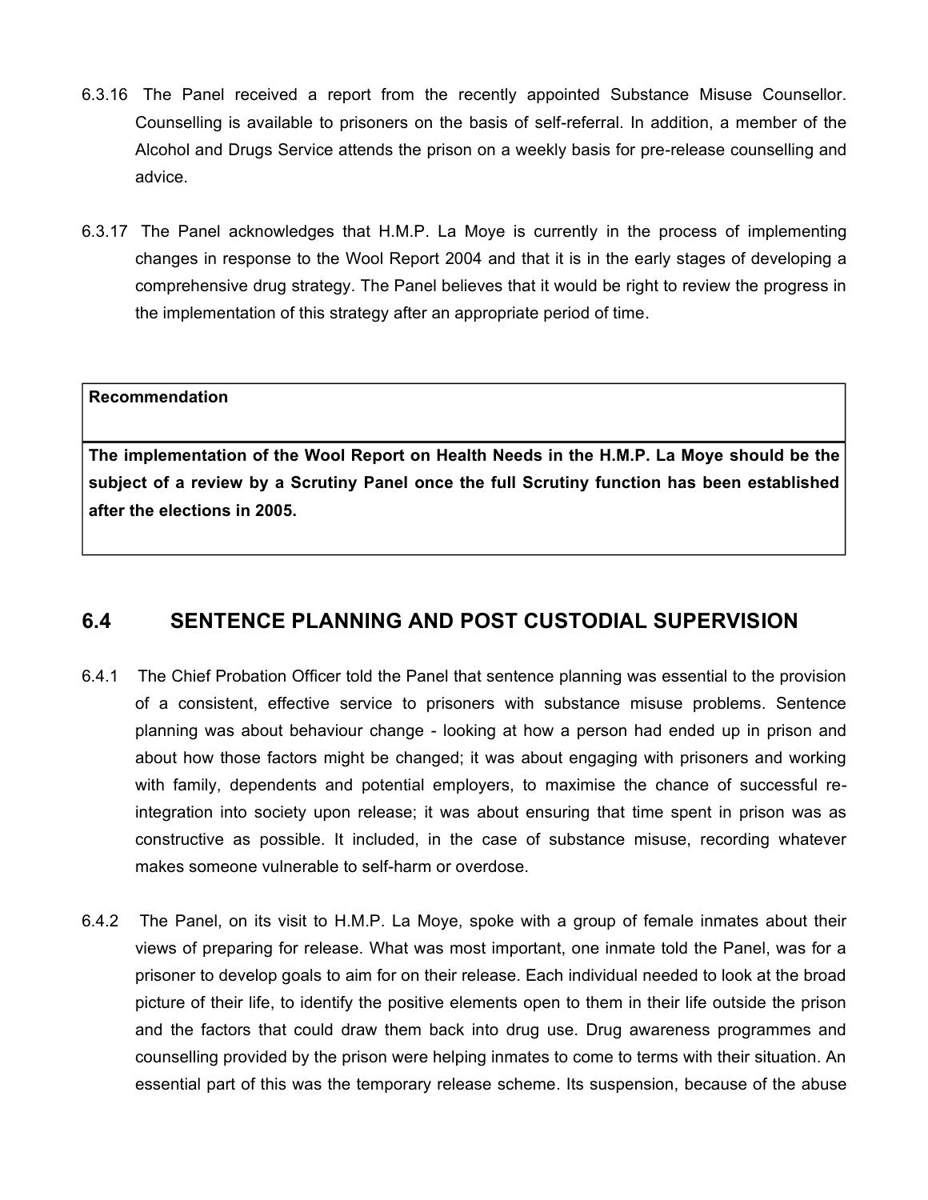6.3.16 The Panel received a report from the recently appointed Substance Misuse Counsellor. Counselling is available to prisoners on the basis of self-referral. In addition, a member of the Alcohol and Drugs Service attends the prison on a weekly basis for pre-release counselling and advice.

6.3.17 The Panel acknowledges that H.M.P. La Moye is currently in the process of implementing changes in response to the Wool Report 2004 and that it is in the early stages of developing a comprehensive drug strategy. The Panel believes that it would be right to review the progress in the implementation of this strategy after an appropriate period of time.

| **Recommendation** |
|---|
| **The implementation of the Wool Report on Health Needs in the H.M.P. La Moye should be the subject of a review by a Scrutiny Panel once the full Scrutiny function has been established after the elections in 2005.** |

## 6.4 SENTENCE PLANNING AND POST CUSTODIAL SUPERVISION

6.4.1 The Chief Probation Officer told the Panel that sentence planning was essential to the provision of a consistent, effective service to prisoners with substance misuse problems. Sentence planning was about behaviour change - looking at how a person had ended up in prison and about how those factors might be changed; it was about engaging with prisoners and working with family, dependents and potential employers, to maximise the chance of successful re-integration into society upon release; it was about ensuring that time spent in prison was as constructive as possible. It included, in the case of substance misuse, recording whatever makes someone vulnerable to self-harm or overdose.

6.4.2 The Panel, on its visit to H.M.P. La Moye, spoke with a group of female inmates about their views of preparing for release. What was most important, one inmate told the Panel, was for a prisoner to develop goals to aim for on their release. Each individual needed to look at the broad picture of their life, to identify the positive elements open to them in their life outside the prison and the factors that could draw them back into drug use. Drug awareness programmes and counselling provided by the prison were helping inmates to come to terms with their situation. An essential part of this was the temporary release scheme. Its suspension, because of the abuse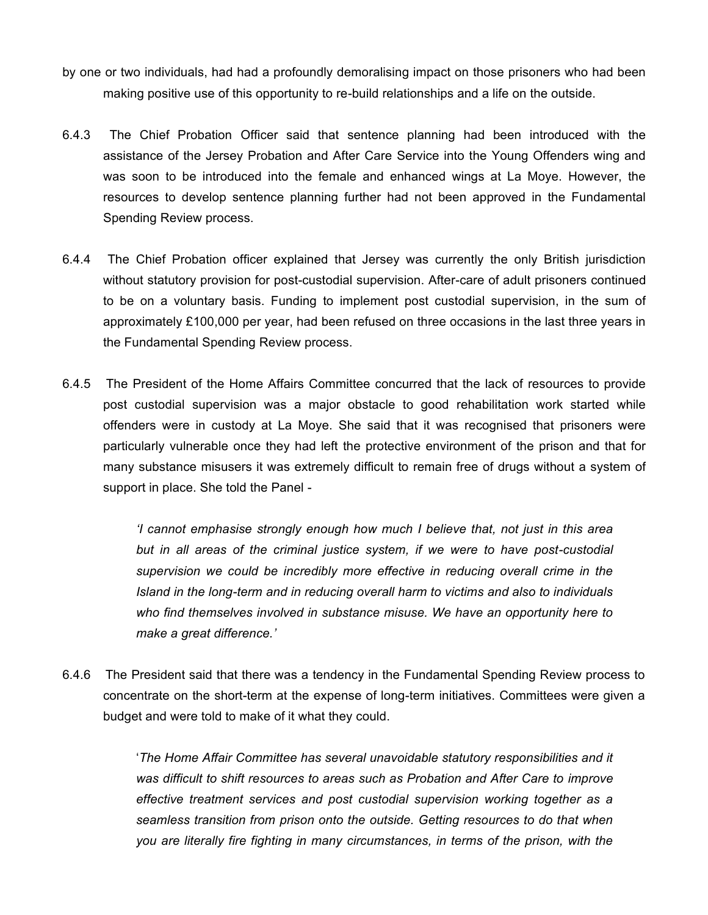by one or two individuals, had had a profoundly demoralising impact on those prisoners who had been making positive use of this opportunity to re-build relationships and a life on the outside.

6.4.3 The Chief Probation Officer said that sentence planning had been introduced with the assistance of the Jersey Probation and After Care Service into the Young Offenders wing and was soon to be introduced into the female and enhanced wings at La Moye. However, the resources to develop sentence planning further had not been approved in the Fundamental Spending Review process.

6.4.4 The Chief Probation officer explained that Jersey was currently the only British jurisdiction without statutory provision for post-custodial supervision. After-care of adult prisoners continued to be on a voluntary basis. Funding to implement post custodial supervision, in the sum of approximately £100,000 per year, had been refused on three occasions in the last three years in the Fundamental Spending Review process.

6.4.5 The President of the Home Affairs Committee concurred that the lack of resources to provide post custodial supervision was a major obstacle to good rehabilitation work started while offenders were in custody at La Moye. She said that it was recognised that prisoners were particularly vulnerable once they had left the protective environment of the prison and that for many substance misusers it was extremely difficult to remain free of drugs without a system of support in place. She told the Panel -

> *'I cannot emphasise strongly enough how much I believe that, not just in this area but in all areas of the criminal justice system, if we were to have post-custodial supervision we could be incredibly more effective in reducing overall crime in the Island in the long-term and in reducing overall harm to victims and also to individuals who find themselves involved in substance misuse. We have an opportunity here to make a great difference.'*

6.4.6 The President said that there was a tendency in the Fundamental Spending Review process to concentrate on the short-term at the expense of long-term initiatives. Committees were given a budget and were told to make of it what they could.

> '*The Home Affair Committee has several unavoidable statutory responsibilities and it was difficult to shift resources to areas such as Probation and After Care to improve effective treatment services and post custodial supervision working together as a seamless transition from prison onto the outside. Getting resources to do that when you are literally fire fighting in many circumstances, in terms of the prison, with the*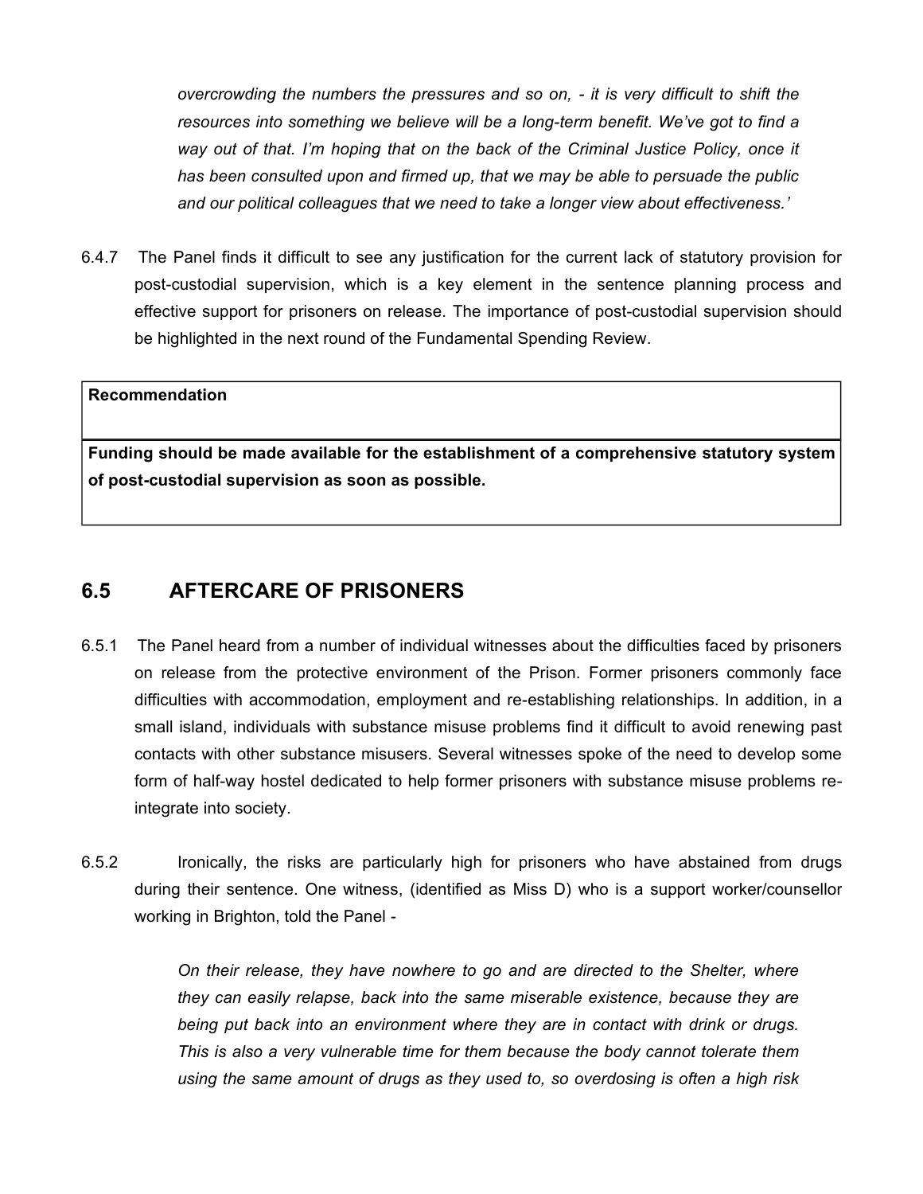> *overcrowding the numbers the pressures and so on, - it is very difficult to shift the resources into something we believe will be a long-term benefit. We've got to find a way out of that. I'm hoping that on the back of the Criminal Justice Policy, once it has been consulted upon and firmed up, that we may be able to persuade the public and our political colleagues that we need to take a longer view about effectiveness.'*

6.4.7 The Panel finds it difficult to see any justification for the current lack of statutory provision for post-custodial supervision, which is a key element in the sentence planning process and effective support for prisoners on release. The importance of post-custodial supervision should be highlighted in the next round of the Fundamental Spending Review.

| **Recommendation** |
|---|
| **Funding should be made available for the establishment of a comprehensive statutory system of post-custodial supervision as soon as possible.** |

## 6.5 AFTERCARE OF PRISONERS

6.5.1 The Panel heard from a number of individual witnesses about the difficulties faced by prisoners on release from the protective environment of the Prison. Former prisoners commonly face difficulties with accommodation, employment and re-establishing relationships. In addition, in a small island, individuals with substance misuse problems find it difficult to avoid renewing past contacts with other substance misusers. Several witnesses spoke of the need to develop some form of half-way hostel dedicated to help former prisoners with substance misuse problems re-integrate into society.

6.5.2 Ironically, the risks are particularly high for prisoners who have abstained from drugs during their sentence. One witness, (identified as Miss D) who is a support worker/counsellor working in Brighton, told the Panel -

> *On their release, they have nowhere to go and are directed to the Shelter, where they can easily relapse, back into the same miserable existence, because they are being put back into an environment where they are in contact with drink or drugs. This is also a very vulnerable time for them because the body cannot tolerate them using the same amount of drugs as they used to, so overdosing is often a high risk*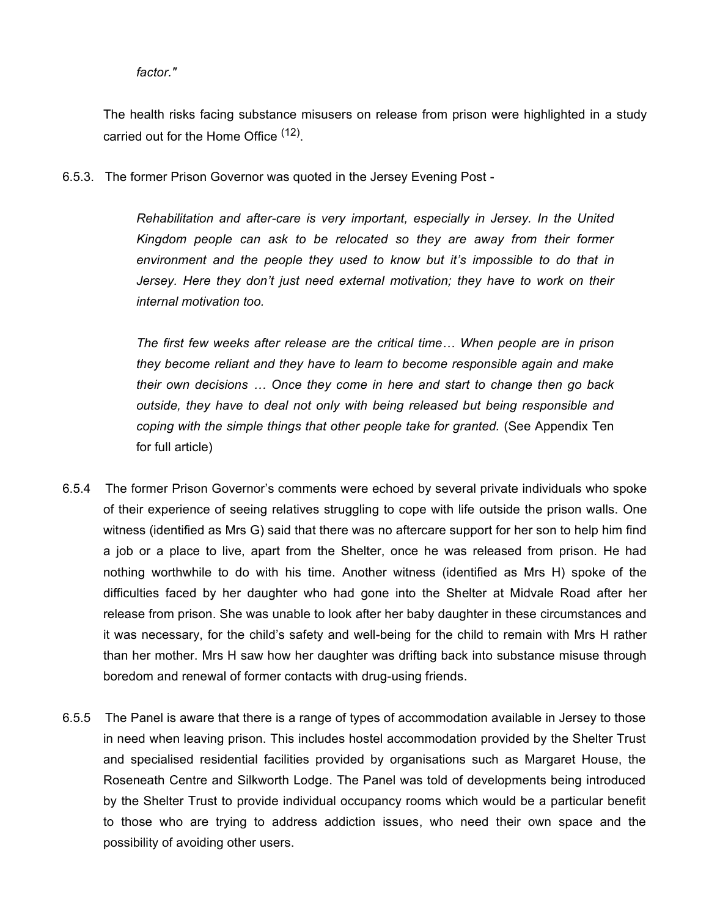*factor."*

The health risks facing substance misusers on release from prison were highlighted in a study carried out for the Home Office [(12)].

6.5.3. The former Prison Governor was quoted in the Jersey Evening Post -

> *Rehabilitation and after-care is very important, especially in Jersey. In the United Kingdom people can ask to be relocated so they are away from their former environment and the people they used to know but it's impossible to do that in Jersey. Here they don't just need external motivation; they have to work on their internal motivation too.*
>
> *The first few weeks after release are the critical time… When people are in prison they become reliant and they have to learn to become responsible again and make their own decisions … Once they come in here and start to change then go back outside, they have to deal not only with being released but being responsible and coping with the simple things that other people take for granted.* (See Appendix Ten for full article)

6.5.4 The former Prison Governor's comments were echoed by several private individuals who spoke of their experience of seeing relatives struggling to cope with life outside the prison walls. One witness (identified as Mrs G) said that there was no aftercare support for her son to help him find a job or a place to live, apart from the Shelter, once he was released from prison. He had nothing worthwhile to do with his time. Another witness (identified as Mrs H) spoke of the difficulties faced by her daughter who had gone into the Shelter at Midvale Road after her release from prison. She was unable to look after her baby daughter in these circumstances and it was necessary, for the child's safety and well-being for the child to remain with Mrs H rather than her mother. Mrs H saw how her daughter was drifting back into substance misuse through boredom and renewal of former contacts with drug-using friends.

6.5.5 The Panel is aware that there is a range of types of accommodation available in Jersey to those in need when leaving prison. This includes hostel accommodation provided by the Shelter Trust and specialised residential facilities provided by organisations such as Margaret House, the Roseneath Centre and Silkworth Lodge. The Panel was told of developments being introduced by the Shelter Trust to provide individual occupancy rooms which would be a particular benefit to those who are trying to address addiction issues, who need their own space and the possibility of avoiding other users.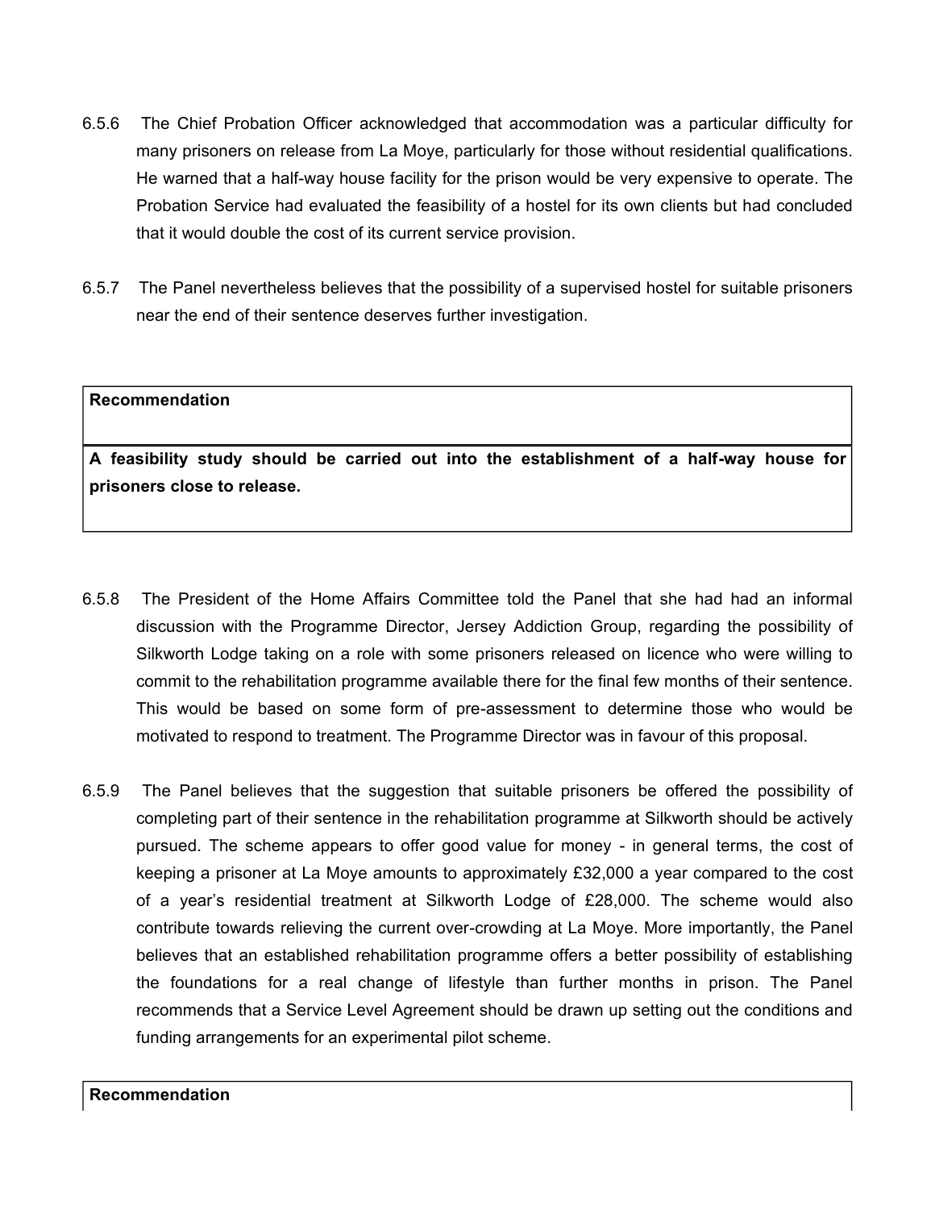6.5.6 The Chief Probation Officer acknowledged that accommodation was a particular difficulty for many prisoners on release from La Moye, particularly for those without residential qualifications. He warned that a half-way house facility for the prison would be very expensive to operate. The Probation Service had evaluated the feasibility of a hostel for its own clients but had concluded that it would double the cost of its current service provision.

6.5.7 The Panel nevertheless believes that the possibility of a supervised hostel for suitable prisoners near the end of their sentence deserves further investigation.

| **Recommendation** |
| --- |
| **A feasibility study should be carried out into the establishment of a half-way house for prisoners close to release.** |

6.5.8 The President of the Home Affairs Committee told the Panel that she had had an informal discussion with the Programme Director, Jersey Addiction Group, regarding the possibility of Silkworth Lodge taking on a role with some prisoners released on licence who were willing to commit to the rehabilitation programme available there for the final few months of their sentence. This would be based on some form of pre-assessment to determine those who would be motivated to respond to treatment. The Programme Director was in favour of this proposal.

6.5.9 The Panel believes that the suggestion that suitable prisoners be offered the possibility of completing part of their sentence in the rehabilitation programme at Silkworth should be actively pursued. The scheme appears to offer good value for money - in general terms, the cost of keeping a prisoner at La Moye amounts to approximately £32,000 a year compared to the cost of a year's residential treatment at Silkworth Lodge of £28,000. The scheme would also contribute towards relieving the current over-crowding at La Moye. More importantly, the Panel believes that an established rehabilitation programme offers a better possibility of establishing the foundations for a real change of lifestyle than further months in prison. The Panel recommends that a Service Level Agreement should be drawn up setting out the conditions and funding arrangements for an experimental pilot scheme.

**Recommendation**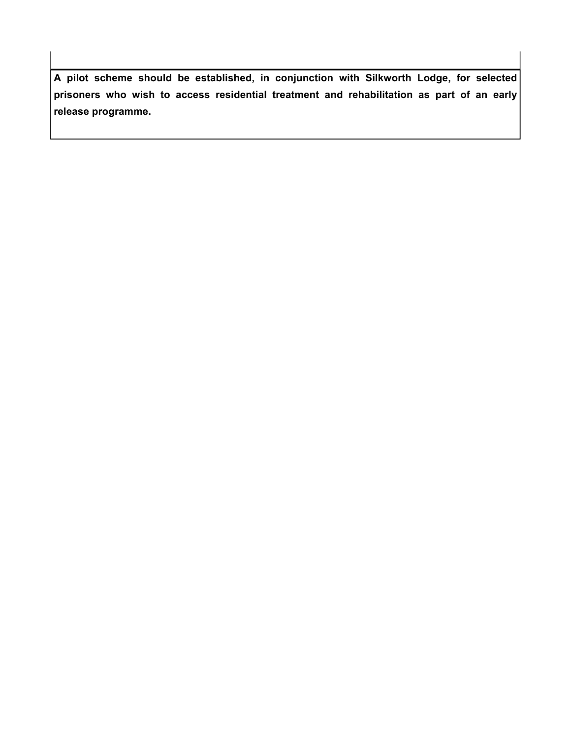**A pilot scheme should be established, in conjunction with Silkworth Lodge, for selected prisoners who wish to access residential treatment and rehabilitation as part of an early release programme.**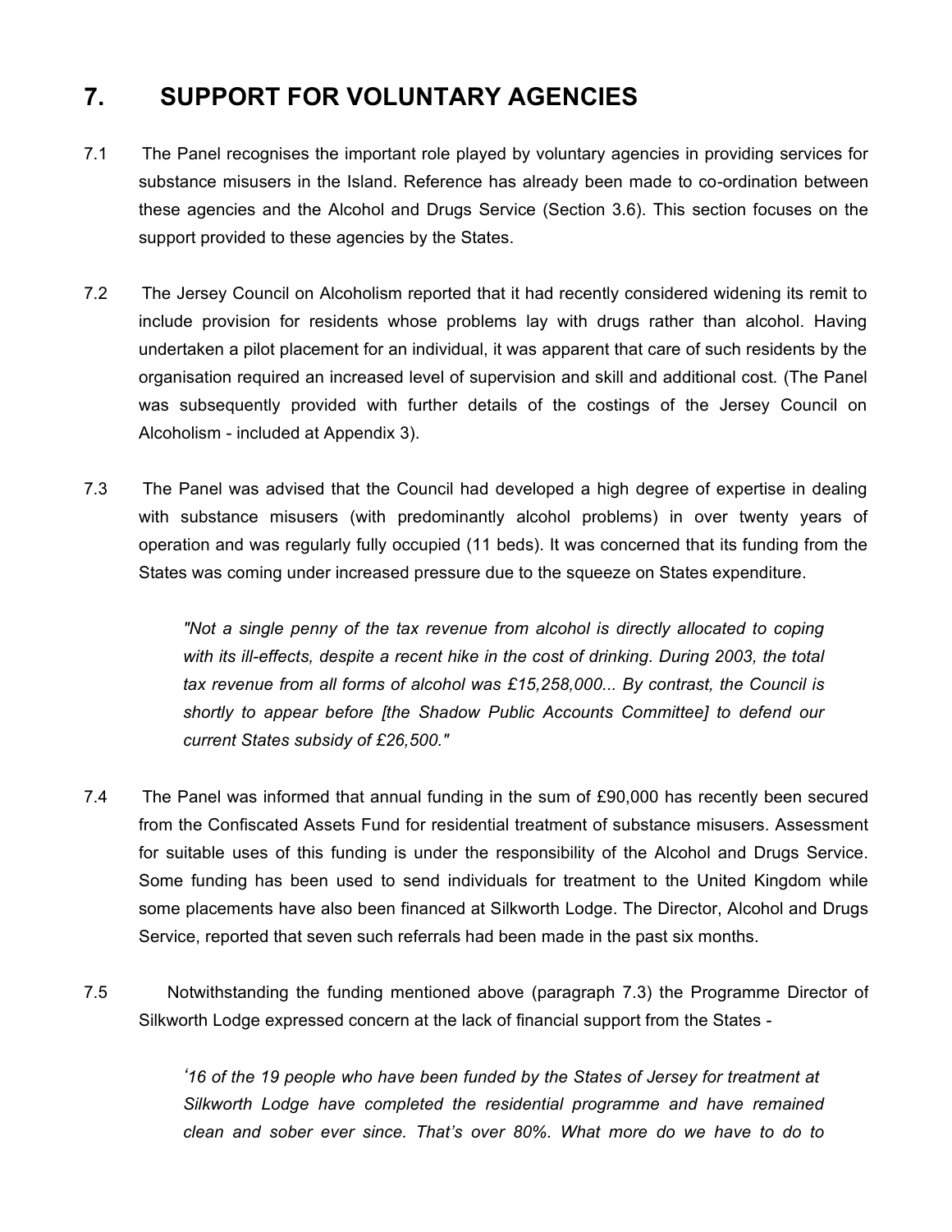# 7. SUPPORT FOR VOLUNTARY AGENCIES

7.1 The Panel recognises the important role played by voluntary agencies in providing services for substance misusers in the Island. Reference has already been made to co-ordination between these agencies and the Alcohol and Drugs Service (Section 3.6). This section focuses on the support provided to these agencies by the States.

7.2 The Jersey Council on Alcoholism reported that it had recently considered widening its remit to include provision for residents whose problems lay with drugs rather than alcohol. Having undertaken a pilot placement for an individual, it was apparent that care of such residents by the organisation required an increased level of supervision and skill and additional cost. (The Panel was subsequently provided with further details of the costings of the Jersey Council on Alcoholism - included at Appendix 3).

7.3 The Panel was advised that the Council had developed a high degree of expertise in dealing with substance misusers (with predominantly alcohol problems) in over twenty years of operation and was regularly fully occupied (11 beds). It was concerned that its funding from the States was coming under increased pressure due to the squeeze on States expenditure.

> *"Not a single penny of the tax revenue from alcohol is directly allocated to coping with its ill-effects, despite a recent hike in the cost of drinking. During 2003, the total tax revenue from all forms of alcohol was £15,258,000... By contrast, the Council is shortly to appear before [the Shadow Public Accounts Committee] to defend our current States subsidy of £26,500."*

7.4 The Panel was informed that annual funding in the sum of £90,000 has recently been secured from the Confiscated Assets Fund for residential treatment of substance misusers. Assessment for suitable uses of this funding is under the responsibility of the Alcohol and Drugs Service. Some funding has been used to send individuals for treatment to the United Kingdom while some placements have also been financed at Silkworth Lodge. The Director, Alcohol and Drugs Service, reported that seven such referrals had been made in the past six months.

7.5 Notwithstanding the funding mentioned above (paragraph 7.3) the Programme Director of Silkworth Lodge expressed concern at the lack of financial support from the States -

> *'16 of the 19 people who have been funded by the States of Jersey for treatment at Silkworth Lodge have completed the residential programme and have remained clean and sober ever since. That's over 80%. What more do we have to do to*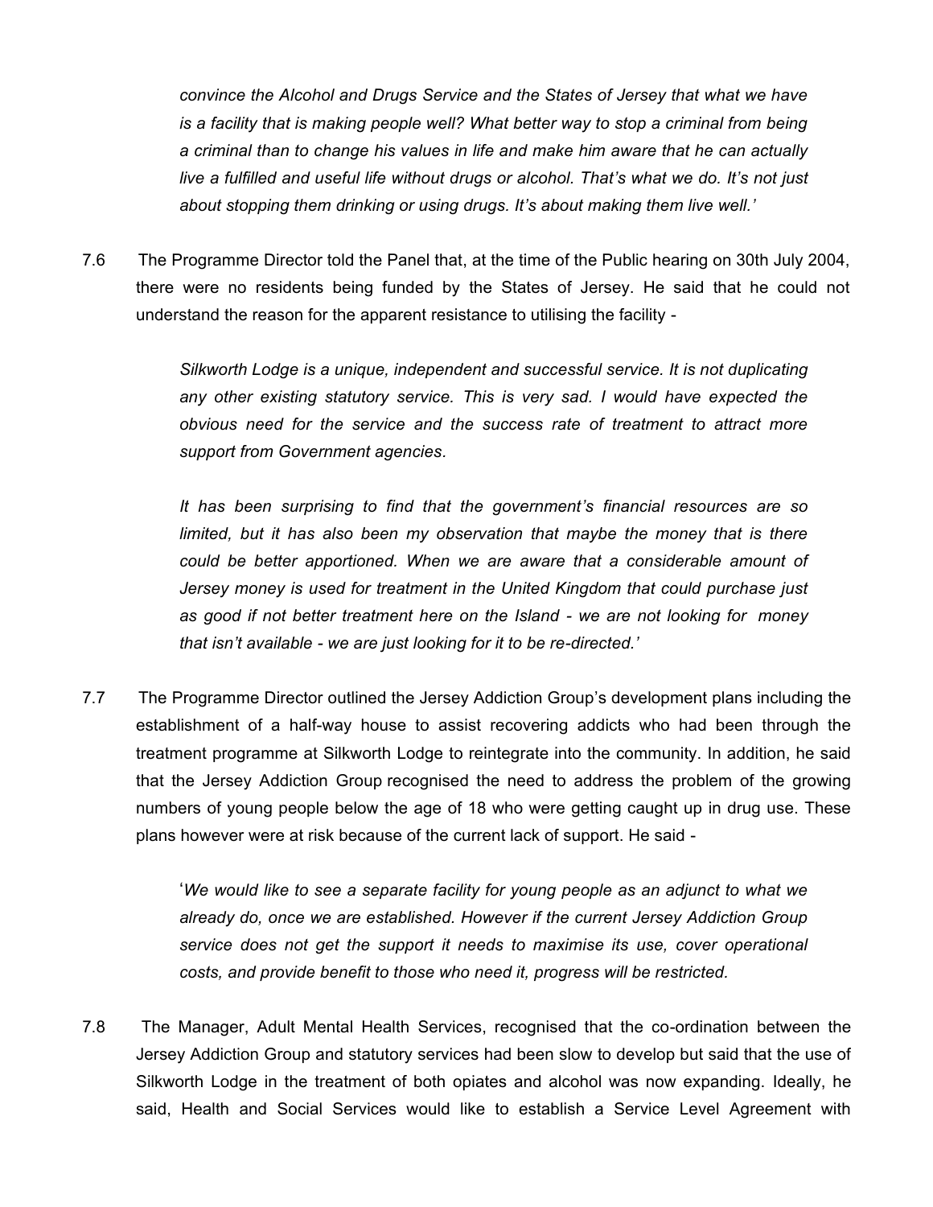*convince the Alcohol and Drugs Service and the States of Jersey that what we have is a facility that is making people well? What better way to stop a criminal from being a criminal than to change his values in life and make him aware that he can actually live a fulfilled and useful life without drugs or alcohol. That's what we do. It's not just about stopping them drinking or using drugs. It's about making them live well.'*

7.6 The Programme Director told the Panel that, at the time of the Public hearing on 30th July 2004, there were no residents being funded by the States of Jersey. He said that he could not understand the reason for the apparent resistance to utilising the facility -

> *Silkworth Lodge is a unique, independent and successful service. It is not duplicating any other existing statutory service. This is very sad. I would have expected the obvious need for the service and the success rate of treatment to attract more support from Government agencies.*
>
> *It has been surprising to find that the government's financial resources are so limited, but it has also been my observation that maybe the money that is there could be better apportioned. When we are aware that a considerable amount of Jersey money is used for treatment in the United Kingdom that could purchase just as good if not better treatment here on the Island - we are not looking for money that isn't available - we are just looking for it to be re-directed.'*

7.7 The Programme Director outlined the Jersey Addiction Group's development plans including the establishment of a half-way house to assist recovering addicts who had been through the treatment programme at Silkworth Lodge to reintegrate into the community. In addition, he said that the Jersey Addiction Group recognised the need to address the problem of the growing numbers of young people below the age of 18 who were getting caught up in drug use. These plans however were at risk because of the current lack of support. He said -

> '*We would like to see a separate facility for young people as an adjunct to what we already do, once we are established. However if the current Jersey Addiction Group service does not get the support it needs to maximise its use, cover operational costs, and provide benefit to those who need it, progress will be restricted.*

7.8 The Manager, Adult Mental Health Services, recognised that the co-ordination between the Jersey Addiction Group and statutory services had been slow to develop but said that the use of Silkworth Lodge in the treatment of both opiates and alcohol was now expanding. Ideally, he said, Health and Social Services would like to establish a Service Level Agreement with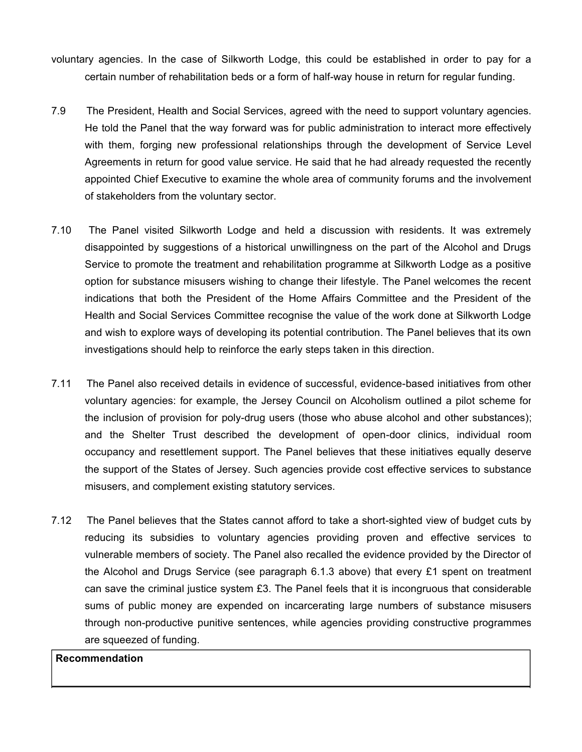voluntary agencies. In the case of Silkworth Lodge, this could be established in order to pay for a certain number of rehabilitation beds or a form of half-way house in return for regular funding.

7.9 The President, Health and Social Services, agreed with the need to support voluntary agencies. He told the Panel that the way forward was for public administration to interact more effectively with them, forging new professional relationships through the development of Service Level Agreements in return for good value service. He said that he had already requested the recently appointed Chief Executive to examine the whole area of community forums and the involvement of stakeholders from the voluntary sector.

7.10 The Panel visited Silkworth Lodge and held a discussion with residents. It was extremely disappointed by suggestions of a historical unwillingness on the part of the Alcohol and Drugs Service to promote the treatment and rehabilitation programme at Silkworth Lodge as a positive option for substance misusers wishing to change their lifestyle. The Panel welcomes the recent indications that both the President of the Home Affairs Committee and the President of the Health and Social Services Committee recognise the value of the work done at Silkworth Lodge and wish to explore ways of developing its potential contribution. The Panel believes that its own investigations should help to reinforce the early steps taken in this direction.

7.11 The Panel also received details in evidence of successful, evidence-based initiatives from other voluntary agencies: for example, the Jersey Council on Alcoholism outlined a pilot scheme for the inclusion of provision for poly-drug users (those who abuse alcohol and other substances); and the Shelter Trust described the development of open-door clinics, individual room occupancy and resettlement support. The Panel believes that these initiatives equally deserve the support of the States of Jersey. Such agencies provide cost effective services to substance misusers, and complement existing statutory services.

7.12 The Panel believes that the States cannot afford to take a short-sighted view of budget cuts by reducing its subsidies to voluntary agencies providing proven and effective services to vulnerable members of society. The Panel also recalled the evidence provided by the Director of the Alcohol and Drugs Service (see paragraph 6.1.3 above) that every £1 spent on treatment can save the criminal justice system £3. The Panel feels that it is incongruous that considerable sums of public money are expended on incarcerating large numbers of substance misusers through non-productive punitive sentences, while agencies providing constructive programmes are squeezed of funding.

| **Recommendation** |
| --- |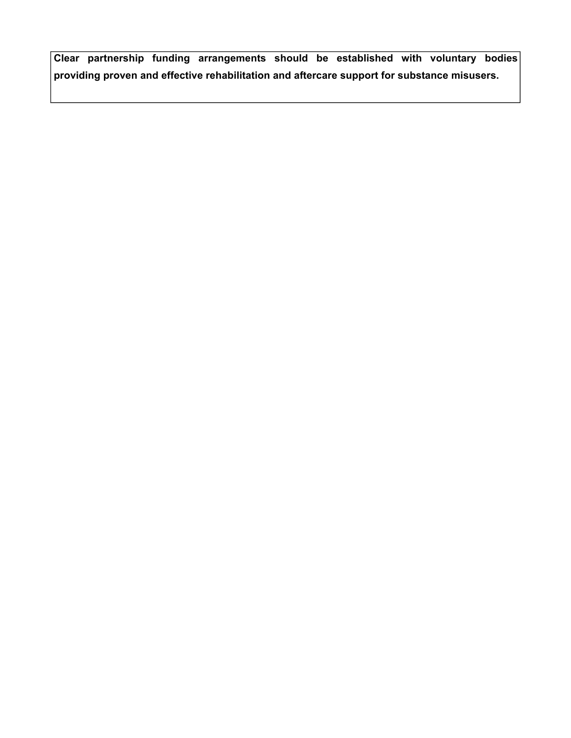**Clear partnership funding arrangements should be established with voluntary bodies providing proven and effective rehabilitation and aftercare support for substance misusers.**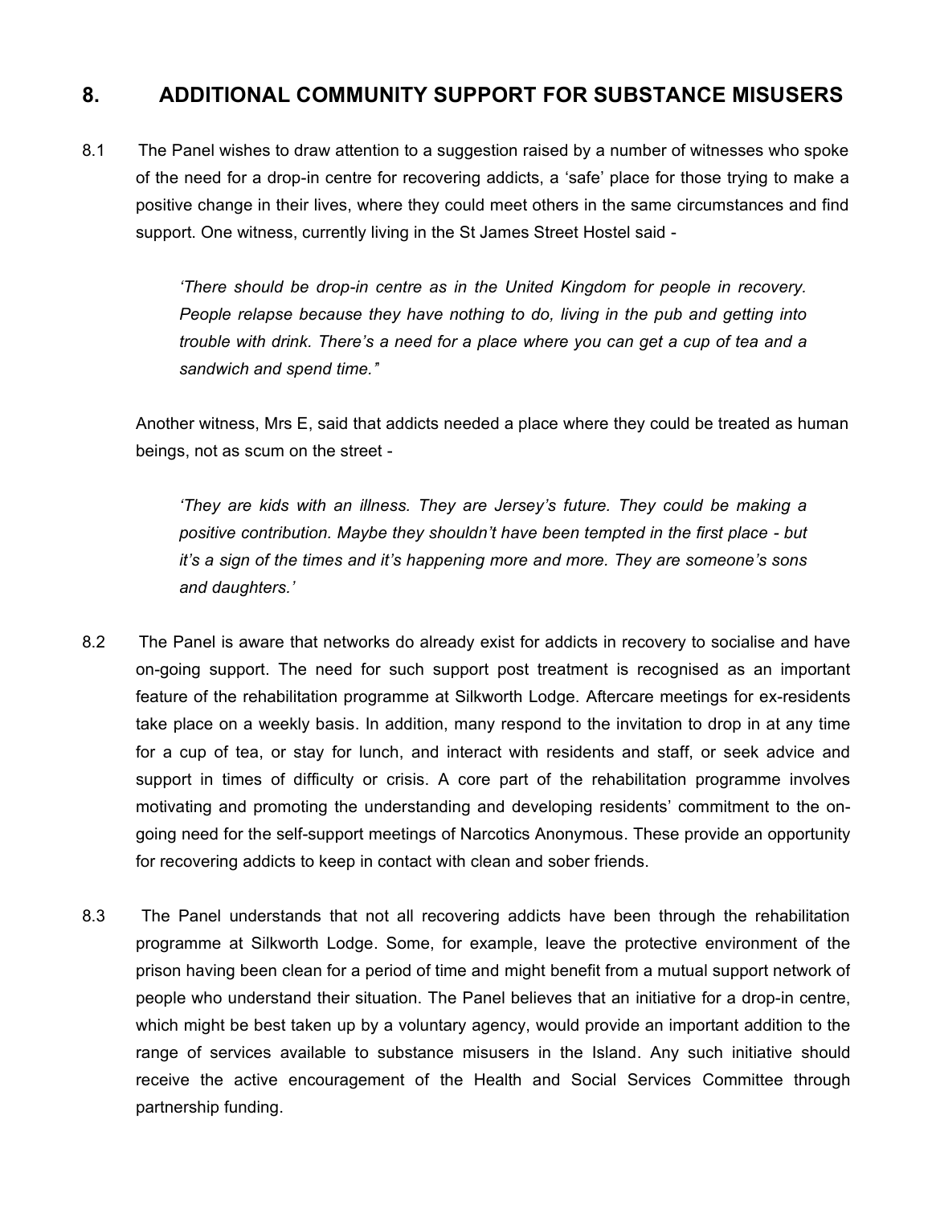## 8. ADDITIONAL COMMUNITY SUPPORT FOR SUBSTANCE MISUSERS

8.1 The Panel wishes to draw attention to a suggestion raised by a number of witnesses who spoke of the need for a drop-in centre for recovering addicts, a 'safe' place for those trying to make a positive change in their lives, where they could meet others in the same circumstances and find support. One witness, currently living in the St James Street Hostel said -

> *'There should be drop-in centre as in the United Kingdom for people in recovery. People relapse because they have nothing to do, living in the pub and getting into trouble with drink. There's a need for a place where you can get a cup of tea and a sandwich and spend time."*

Another witness, Mrs E, said that addicts needed a place where they could be treated as human beings, not as scum on the street -

> *'They are kids with an illness. They are Jersey's future. They could be making a positive contribution. Maybe they shouldn't have been tempted in the first place - but it's a sign of the times and it's happening more and more. They are someone's sons and daughters.'*

8.2 The Panel is aware that networks do already exist for addicts in recovery to socialise and have on-going support. The need for such support post treatment is recognised as an important feature of the rehabilitation programme at Silkworth Lodge. Aftercare meetings for ex-residents take place on a weekly basis. In addition, many respond to the invitation to drop in at any time for a cup of tea, or stay for lunch, and interact with residents and staff, or seek advice and support in times of difficulty or crisis. A core part of the rehabilitation programme involves motivating and promoting the understanding and developing residents' commitment to the on-going need for the self-support meetings of Narcotics Anonymous. These provide an opportunity for recovering addicts to keep in contact with clean and sober friends.

8.3 The Panel understands that not all recovering addicts have been through the rehabilitation programme at Silkworth Lodge. Some, for example, leave the protective environment of the prison having been clean for a period of time and might benefit from a mutual support network of people who understand their situation. The Panel believes that an initiative for a drop-in centre, which might be best taken up by a voluntary agency, would provide an important addition to the range of services available to substance misusers in the Island. Any such initiative should receive the active encouragement of the Health and Social Services Committee through partnership funding.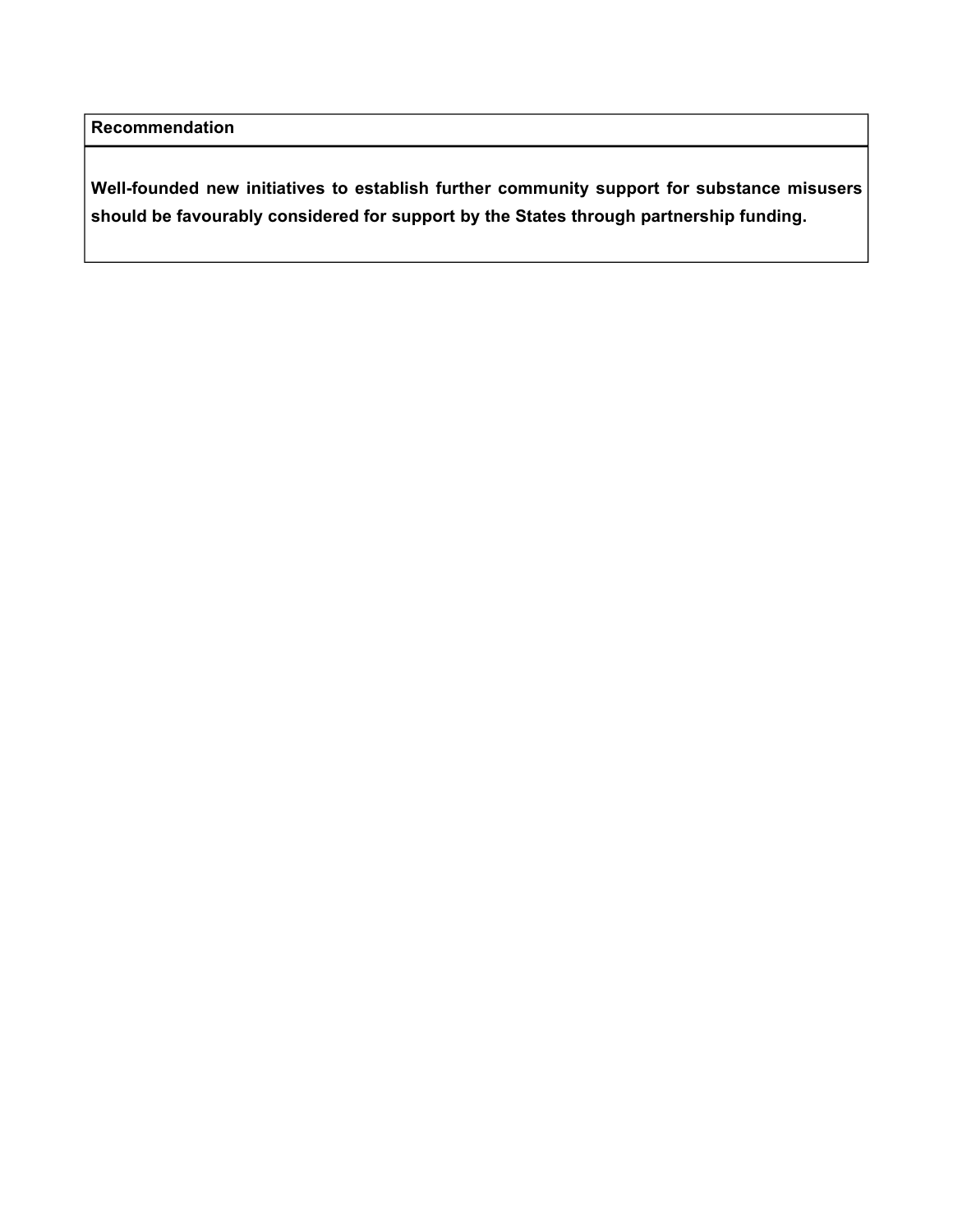| Recommendation |
| --- |
| **Well-founded new initiatives to establish further community support for substance misusers should be favourably considered for support by the States through partnership funding.** |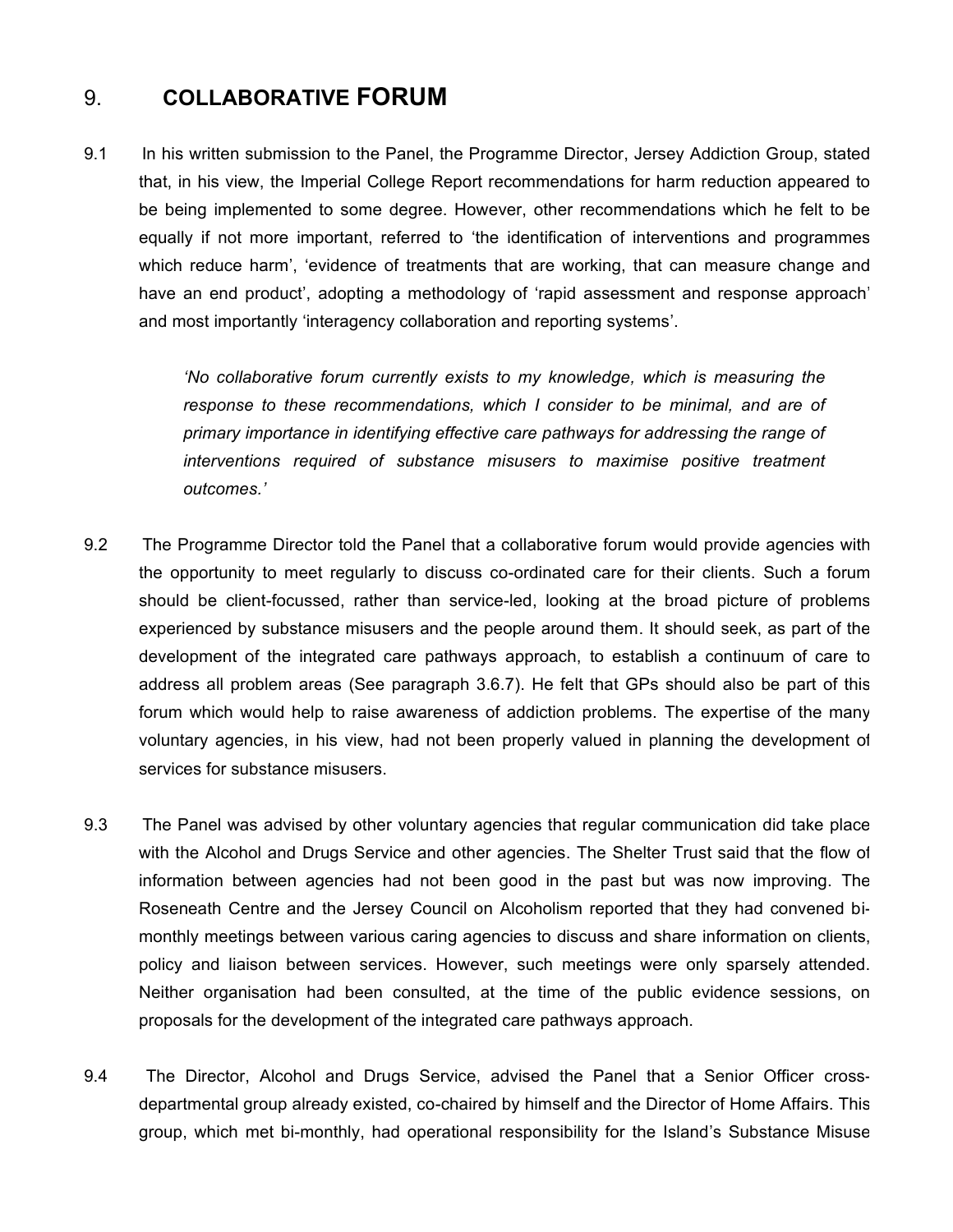# 9. COLLABORATIVE FORUM

9.1 In his written submission to the Panel, the Programme Director, Jersey Addiction Group, stated that, in his view, the Imperial College Report recommendations for harm reduction appeared to be being implemented to some degree. However, other recommendations which he felt to be equally if not more important, referred to 'the identification of interventions and programmes which reduce harm', 'evidence of treatments that are working, that can measure change and have an end product', adopting a methodology of 'rapid assessment and response approach' and most importantly 'interagency collaboration and reporting systems'.

> *'No collaborative forum currently exists to my knowledge, which is measuring the response to these recommendations, which I consider to be minimal, and are of primary importance in identifying effective care pathways for addressing the range of interventions required of substance misusers to maximise positive treatment outcomes.'*

9.2 The Programme Director told the Panel that a collaborative forum would provide agencies with the opportunity to meet regularly to discuss co-ordinated care for their clients. Such a forum should be client-focussed, rather than service-led, looking at the broad picture of problems experienced by substance misusers and the people around them. It should seek, as part of the development of the integrated care pathways approach, to establish a continuum of care to address all problem areas (See paragraph 3.6.7). He felt that GPs should also be part of this forum which would help to raise awareness of addiction problems. The expertise of the many voluntary agencies, in his view, had not been properly valued in planning the development of services for substance misusers.

9.3 The Panel was advised by other voluntary agencies that regular communication did take place with the Alcohol and Drugs Service and other agencies. The Shelter Trust said that the flow of information between agencies had not been good in the past but was now improving. The Roseneath Centre and the Jersey Council on Alcoholism reported that they had convened bi-monthly meetings between various caring agencies to discuss and share information on clients, policy and liaison between services. However, such meetings were only sparsely attended. Neither organisation had been consulted, at the time of the public evidence sessions, on proposals for the development of the integrated care pathways approach.

9.4 The Director, Alcohol and Drugs Service, advised the Panel that a Senior Officer cross-departmental group already existed, co-chaired by himself and the Director of Home Affairs. This group, which met bi-monthly, had operational responsibility for the Island's Substance Misuse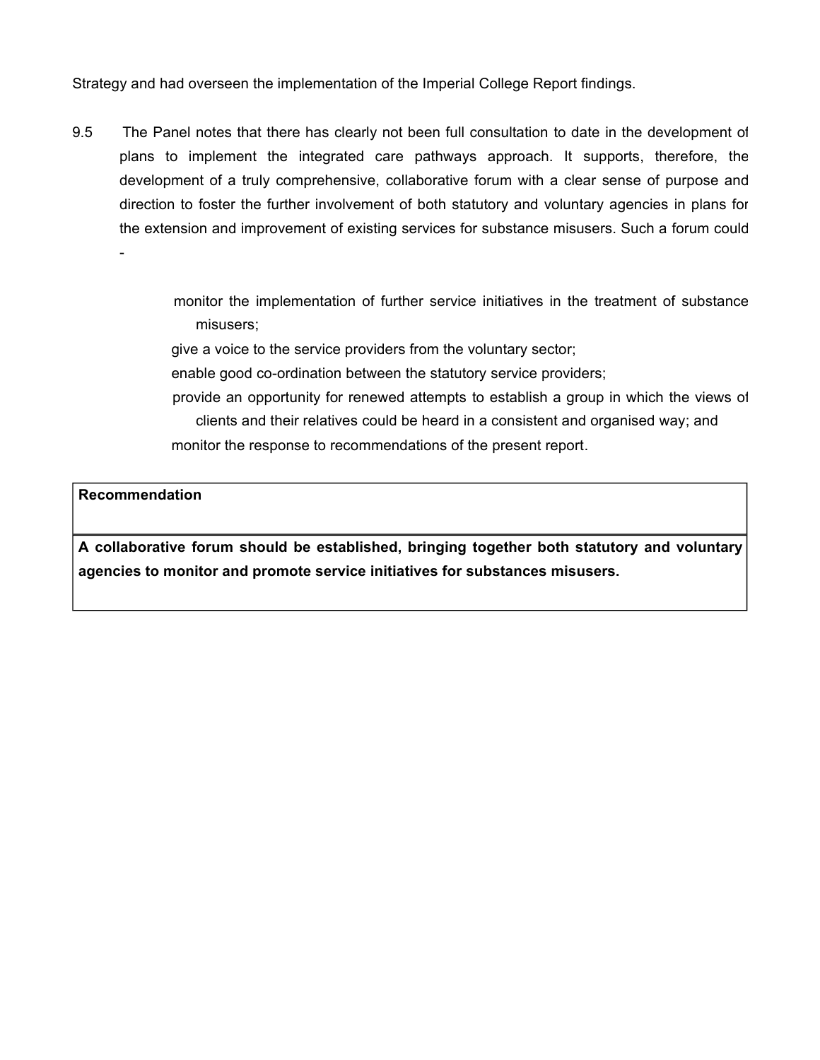Strategy and had overseen the implementation of the Imperial College Report findings.

9.5 The Panel notes that there has clearly not been full consultation to date in the development of plans to implement the integrated care pathways approach. It supports, therefore, the development of a truly comprehensive, collaborative forum with a clear sense of purpose and direction to foster the further involvement of both statutory and voluntary agencies in plans for the extension and improvement of existing services for substance misusers. Such a forum could -

- monitor the implementation of further service initiatives in the treatment of substance misusers;
- give a voice to the service providers from the voluntary sector;
- enable good co-ordination between the statutory service providers;
- provide an opportunity for renewed attempts to establish a group in which the views of clients and their relatives could be heard in a consistent and organised way; and
- monitor the response to recommendations of the present report.

| **Recommendation** |
| --- |
| **A collaborative forum should be established, bringing together both statutory and voluntary agencies to monitor and promote service initiatives for substances misusers.** |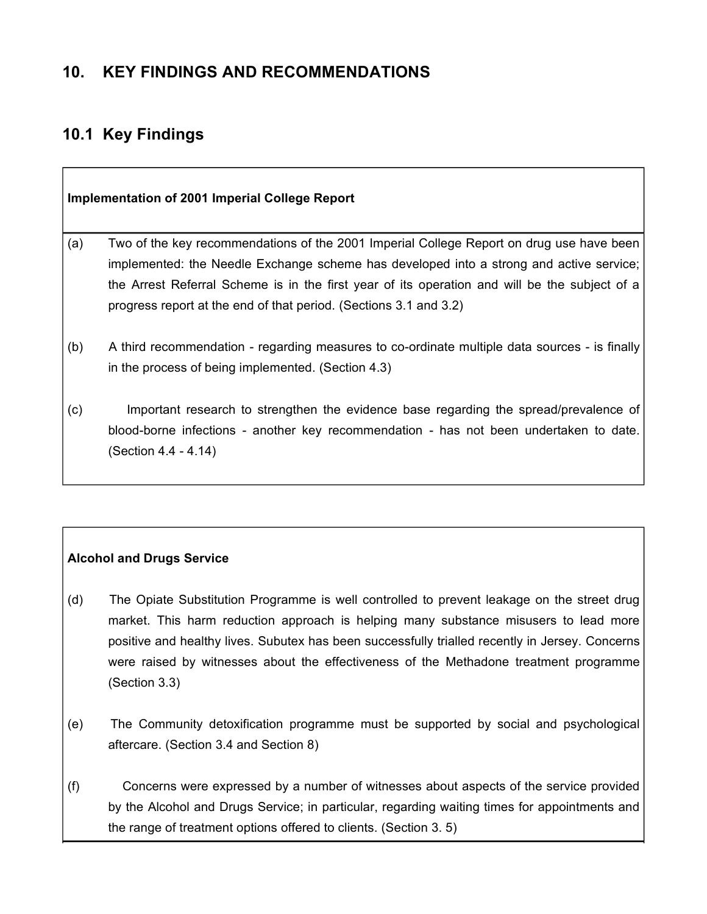## 10. KEY FINDINGS AND RECOMMENDATIONS

### 10.1 Key Findings

**Implementation of 2001 Imperial College Report**

(a) Two of the key recommendations of the 2001 Imperial College Report on drug use have been implemented: the Needle Exchange scheme has developed into a strong and active service; the Arrest Referral Scheme is in the first year of its operation and will be the subject of a progress report at the end of that period. (Sections 3.1 and 3.2)

(b) A third recommendation - regarding measures to co-ordinate multiple data sources - is finally in the process of being implemented. (Section 4.3)

(c) Important research to strengthen the evidence base regarding the spread/prevalence of blood-borne infections - another key recommendation - has not been undertaken to date. (Section 4.4 - 4.14)

**Alcohol and Drugs Service**

(d) The Opiate Substitution Programme is well controlled to prevent leakage on the street drug market. This harm reduction approach is helping many substance misusers to lead more positive and healthy lives. Subutex has been successfully trialled recently in Jersey. Concerns were raised by witnesses about the effectiveness of the Methadone treatment programme (Section 3.3)

(e) The Community detoxification programme must be supported by social and psychological aftercare. (Section 3.4 and Section 8)

(f) Concerns were expressed by a number of witnesses about aspects of the service provided by the Alcohol and Drugs Service; in particular, regarding waiting times for appointments and the range of treatment options offered to clients. (Section 3. 5)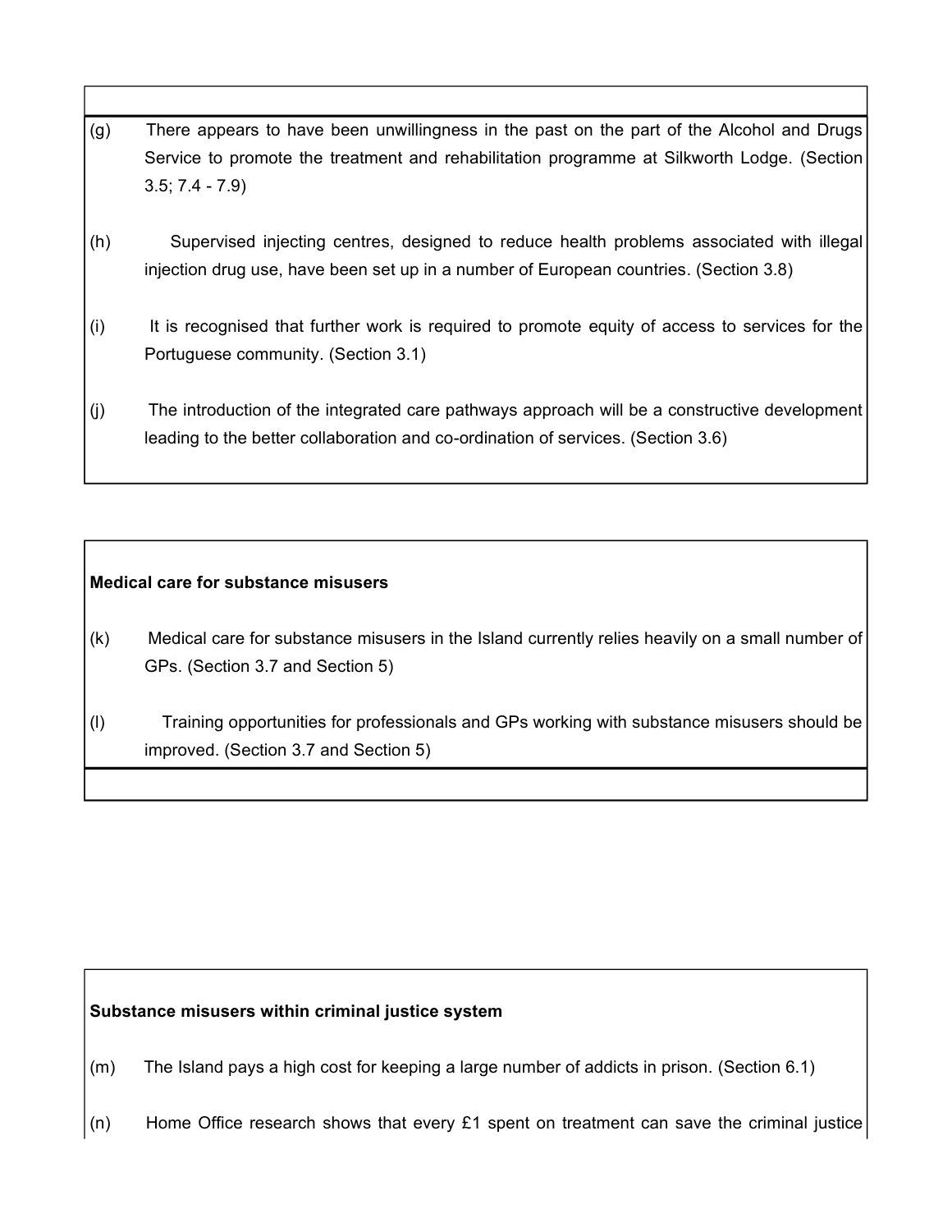(g) There appears to have been unwillingness in the past on the part of the Alcohol and Drugs Service to promote the treatment and rehabilitation programme at Silkworth Lodge. (Section 3.5; 7.4 - 7.9)

(h) Supervised injecting centres, designed to reduce health problems associated with illegal injection drug use, have been set up in a number of European countries. (Section 3.8)

(i) It is recognised that further work is required to promote equity of access to services for the Portuguese community. (Section 3.1)

(j) The introduction of the integrated care pathways approach will be a constructive development leading to the better collaboration and co-ordination of services. (Section 3.6)

**Medical care for substance misusers**

(k) Medical care for substance misusers in the Island currently relies heavily on a small number of GPs. (Section 3.7 and Section 5)

(l) Training opportunities for professionals and GPs working with substance misusers should be improved. (Section 3.7 and Section 5)

**Substance misusers within criminal justice system**

(m) The Island pays a high cost for keeping a large number of addicts in prison. (Section 6.1)

(n) Home Office research shows that every £1 spent on treatment can save the criminal justice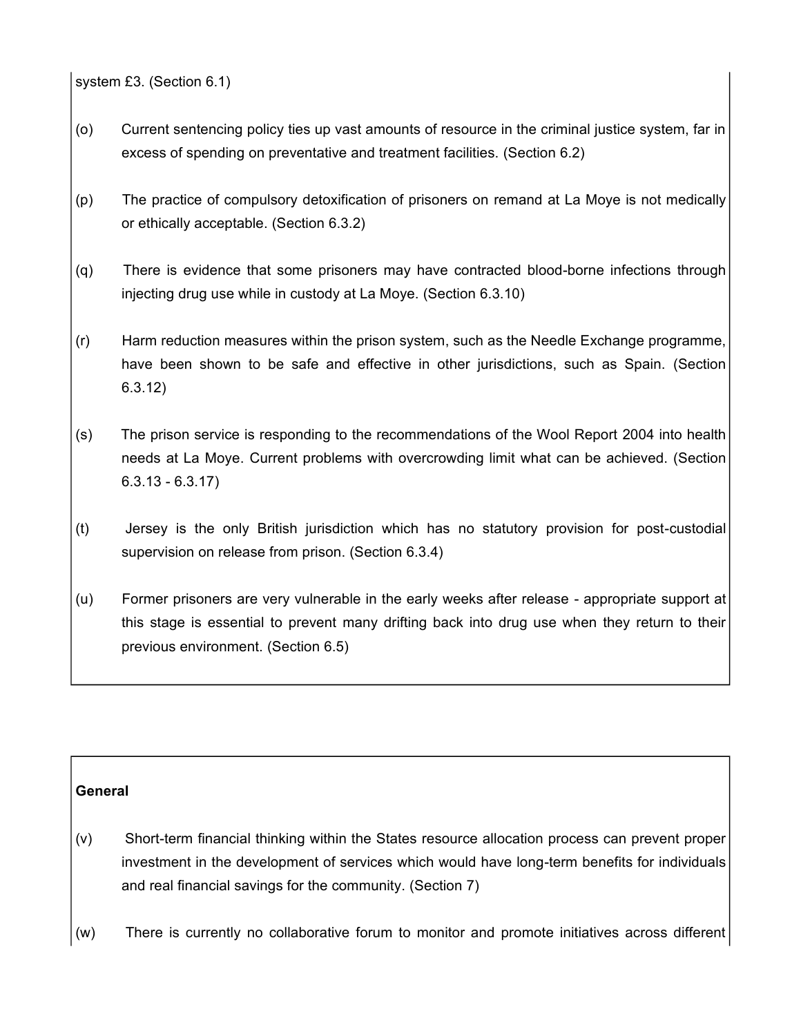system £3. (Section 6.1)

(o) Current sentencing policy ties up vast amounts of resource in the criminal justice system, far in excess of spending on preventative and treatment facilities. (Section 6.2)

(p) The practice of compulsory detoxification of prisoners on remand at La Moye is not medically or ethically acceptable. (Section 6.3.2)

(q) There is evidence that some prisoners may have contracted blood-borne infections through injecting drug use while in custody at La Moye. (Section 6.3.10)

(r) Harm reduction measures within the prison system, such as the Needle Exchange programme, have been shown to be safe and effective in other jurisdictions, such as Spain. (Section 6.3.12)

(s) The prison service is responding to the recommendations of the Wool Report 2004 into health needs at La Moye. Current problems with overcrowding limit what can be achieved. (Section 6.3.13 - 6.3.17)

(t) Jersey is the only British jurisdiction which has no statutory provision for post-custodial supervision on release from prison. (Section 6.3.4)

(u) Former prisoners are very vulnerable in the early weeks after release - appropriate support at this stage is essential to prevent many drifting back into drug use when they return to their previous environment. (Section 6.5)

**General**

(v) Short-term financial thinking within the States resource allocation process can prevent proper investment in the development of services which would have long-term benefits for individuals and real financial savings for the community. (Section 7)

(w) There is currently no collaborative forum to monitor and promote initiatives across different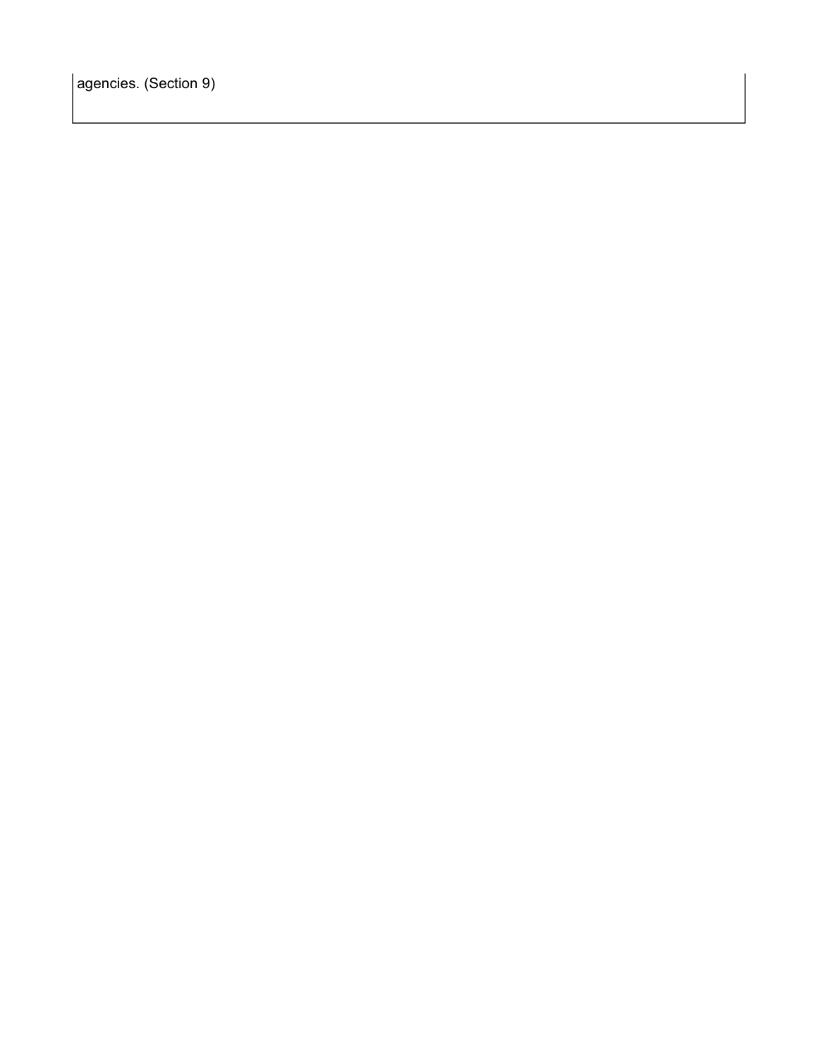agencies. (Section 9)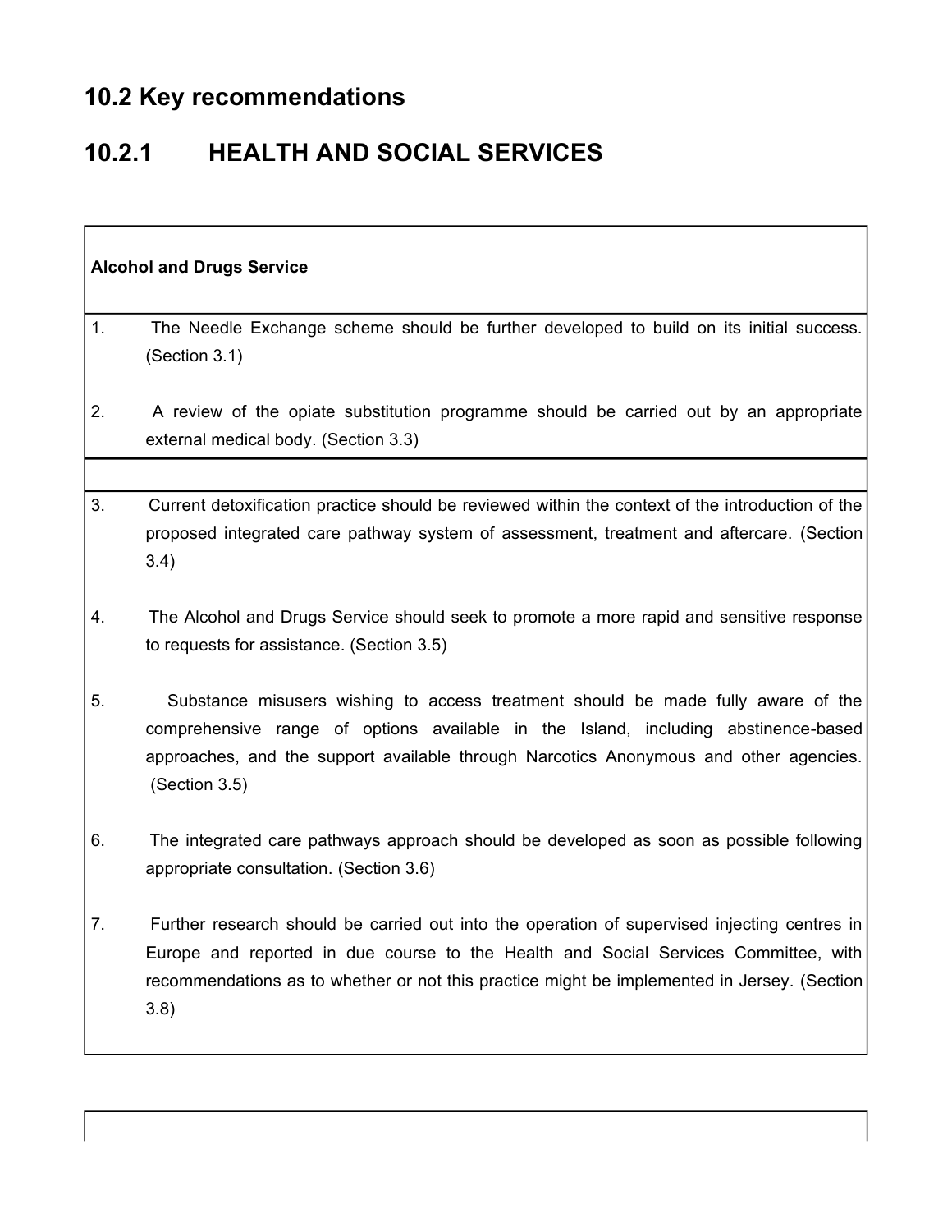## 10.2 Key recommendations

## 10.2.1 HEALTH AND SOCIAL SERVICES

**Alcohol and Drugs Service**

1. The Needle Exchange scheme should be further developed to build on its initial success. (Section 3.1)

2. A review of the opiate substitution programme should be carried out by an appropriate external medical body. (Section 3.3)

3. Current detoxification practice should be reviewed within the context of the introduction of the proposed integrated care pathway system of assessment, treatment and aftercare. (Section 3.4)

4. The Alcohol and Drugs Service should seek to promote a more rapid and sensitive response to requests for assistance. (Section 3.5)

5. Substance misusers wishing to access treatment should be made fully aware of the comprehensive range of options available in the Island, including abstinence-based approaches, and the support available through Narcotics Anonymous and other agencies. (Section 3.5)

6. The integrated care pathways approach should be developed as soon as possible following appropriate consultation. (Section 3.6)

7. Further research should be carried out into the operation of supervised injecting centres in Europe and reported in due course to the Health and Social Services Committee, with recommendations as to whether or not this practice might be implemented in Jersey. (Section 3.8)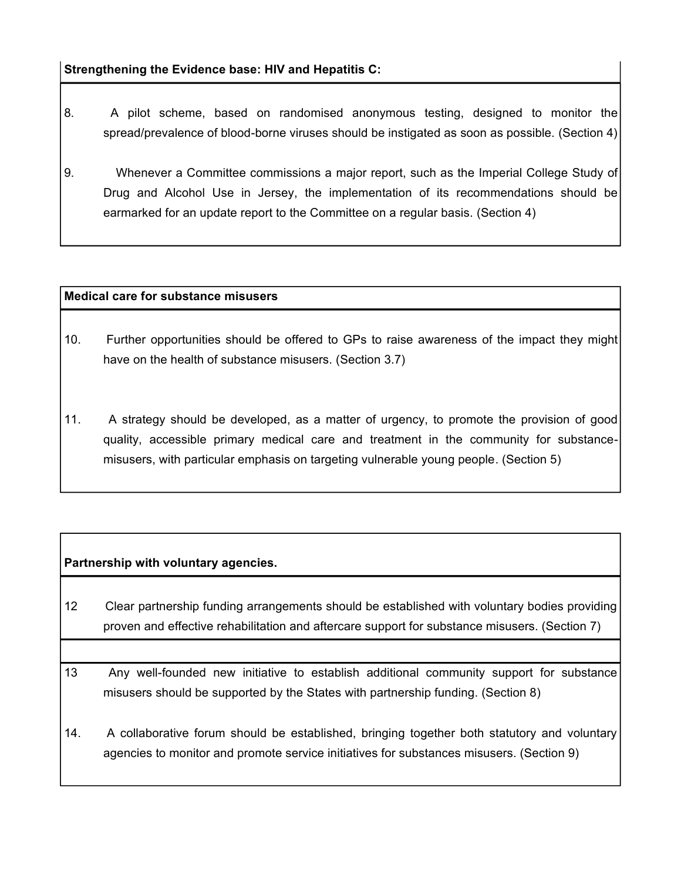**Strengthening the Evidence base: HIV and Hepatitis C:**

8. A pilot scheme, based on randomised anonymous testing, designed to monitor the spread/prevalence of blood-borne viruses should be instigated as soon as possible. (Section 4)

9. Whenever a Committee commissions a major report, such as the Imperial College Study of Drug and Alcohol Use in Jersey, the implementation of its recommendations should be earmarked for an update report to the Committee on a regular basis. (Section 4)

**Medical care for substance misusers**

10. Further opportunities should be offered to GPs to raise awareness of the impact they might have on the health of substance misusers. (Section 3.7)

11. A strategy should be developed, as a matter of urgency, to promote the provision of good quality, accessible primary medical care and treatment in the community for substance-misusers, with particular emphasis on targeting vulnerable young people. (Section 5)

**Partnership with voluntary agencies.**

12 Clear partnership funding arrangements should be established with voluntary bodies providing proven and effective rehabilitation and aftercare support for substance misusers. (Section 7)

13 Any well-founded new initiative to establish additional community support for substance misusers should be supported by the States with partnership funding. (Section 8)

14. A collaborative forum should be established, bringing together both statutory and voluntary agencies to monitor and promote service initiatives for substances misusers. (Section 9)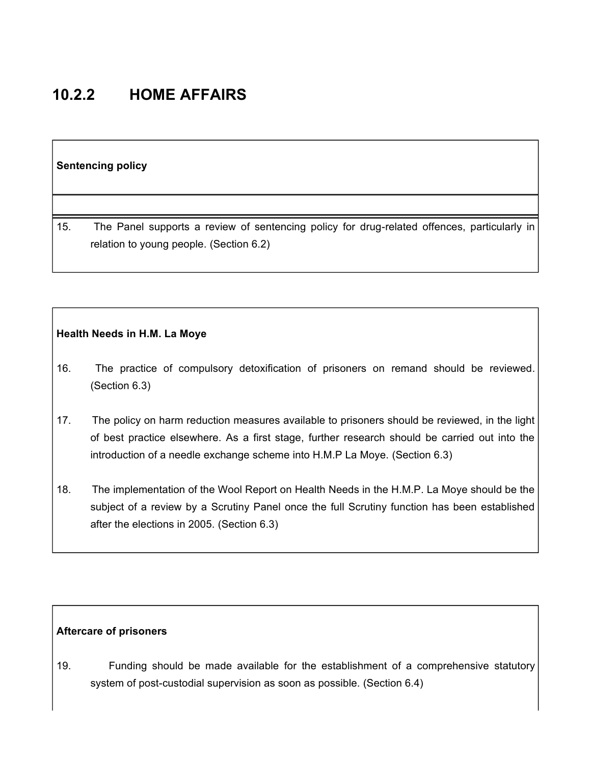## 10.2.2 HOME AFFAIRS

**Sentencing policy**

15. The Panel supports a review of sentencing policy for drug-related offences, particularly in relation to young people. (Section 6.2)

**Health Needs in H.M. La Moye**

16. The practice of compulsory detoxification of prisoners on remand should be reviewed. (Section 6.3)

17. The policy on harm reduction measures available to prisoners should be reviewed, in the light of best practice elsewhere. As a first stage, further research should be carried out into the introduction of a needle exchange scheme into H.M.P La Moye. (Section 6.3)

18. The implementation of the Wool Report on Health Needs in the H.M.P. La Moye should be the subject of a review by a Scrutiny Panel once the full Scrutiny function has been established after the elections in 2005. (Section 6.3)

**Aftercare of prisoners**

19. Funding should be made available for the establishment of a comprehensive statutory system of post-custodial supervision as soon as possible. (Section 6.4)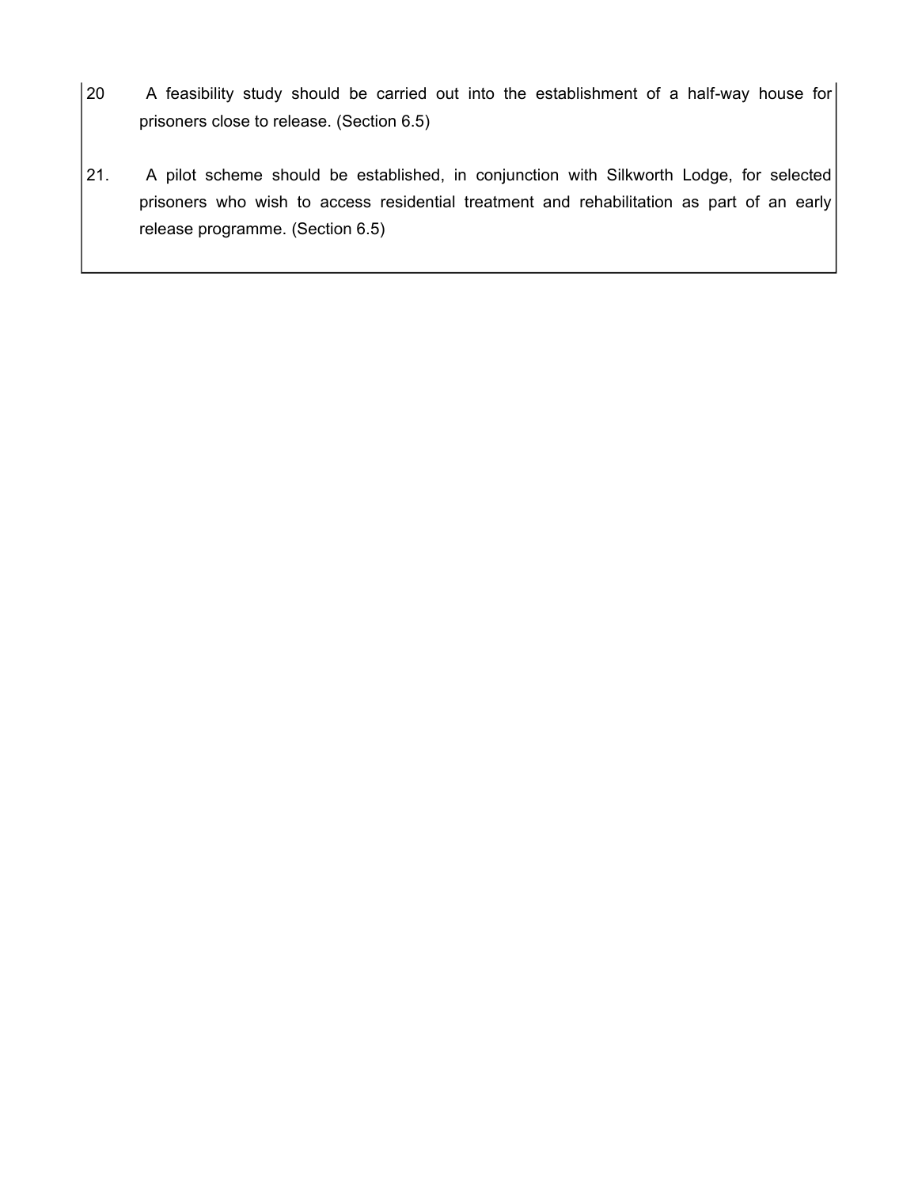20 A feasibility study should be carried out into the establishment of a half-way house for prisoners close to release. (Section 6.5)

21. A pilot scheme should be established, in conjunction with Silkworth Lodge, for selected prisoners who wish to access residential treatment and rehabilitation as part of an early release programme. (Section 6.5)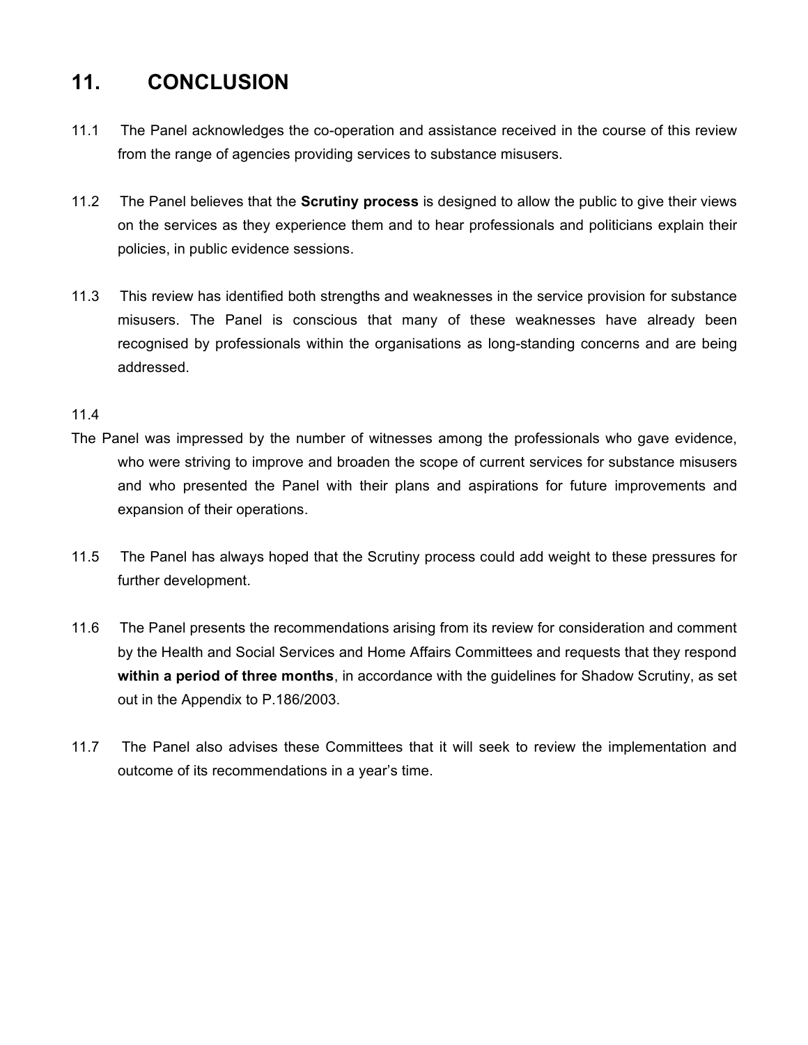# 11. CONCLUSION

11.1 The Panel acknowledges the co-operation and assistance received in the course of this review from the range of agencies providing services to substance misusers.

11.2 The Panel believes that the **Scrutiny process** is designed to allow the public to give their views on the services as they experience them and to hear professionals and politicians explain their policies, in public evidence sessions.

11.3 This review has identified both strengths and weaknesses in the service provision for substance misusers. The Panel is conscious that many of these weaknesses have already been recognised by professionals within the organisations as long-standing concerns and are being addressed.

11.4 The Panel was impressed by the number of witnesses among the professionals who gave evidence, who were striving to improve and broaden the scope of current services for substance misusers and who presented the Panel with their plans and aspirations for future improvements and expansion of their operations.

11.5 The Panel has always hoped that the Scrutiny process could add weight to these pressures for further development.

11.6 The Panel presents the recommendations arising from its review for consideration and comment by the Health and Social Services and Home Affairs Committees and requests that they respond **within a period of three months**, in accordance with the guidelines for Shadow Scrutiny, as set out in the Appendix to P.186/2003.

11.7 The Panel also advises these Committees that it will seek to review the implementation and outcome of its recommendations in a year's time.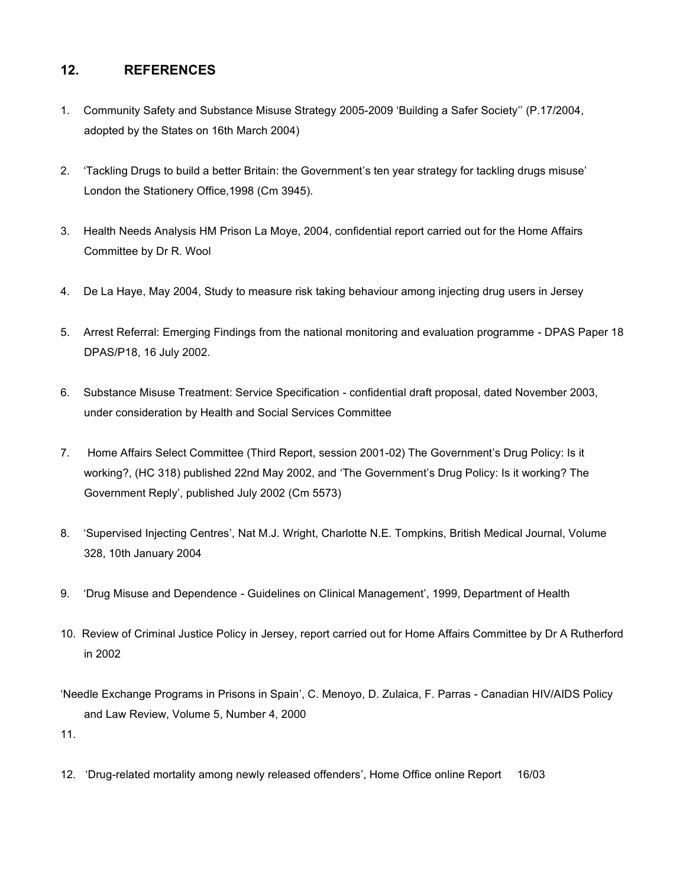## 12. REFERENCES

1. Community Safety and Substance Misuse Strategy 2005-2009 'Building a Safer Society'' (P.17/2004, adopted by the States on 16th March 2004)

2. 'Tackling Drugs to build a better Britain: the Government's ten year strategy for tackling drugs misuse' London the Stationery Office,1998 (Cm 3945).

3. Health Needs Analysis HM Prison La Moye, 2004, confidential report carried out for the Home Affairs Committee by Dr R. Wool

4. De La Haye, May 2004, Study to measure risk taking behaviour among injecting drug users in Jersey

5. Arrest Referral: Emerging Findings from the national monitoring and evaluation programme - DPAS Paper 18 DPAS/P18, 16 July 2002.

6. Substance Misuse Treatment: Service Specification - confidential draft proposal, dated November 2003, under consideration by Health and Social Services Committee

7. Home Affairs Select Committee (Third Report, session 2001-02) The Government's Drug Policy: Is it working?, (HC 318) published 22nd May 2002, and 'The Government's Drug Policy: Is it working? The Government Reply', published July 2002 (Cm 5573)

8. 'Supervised Injecting Centres', Nat M.J. Wright, Charlotte N.E. Tompkins, British Medical Journal, Volume 328, 10th January 2004

9. 'Drug Misuse and Dependence - Guidelines on Clinical Management', 1999, Department of Health

10. Review of Criminal Justice Policy in Jersey, report carried out for Home Affairs Committee by Dr A Rutherford in 2002

'Needle Exchange Programs in Prisons in Spain', C. Menoyo, D. Zulaica, F. Parras - Canadian HIV/AIDS Policy and Law Review, Volume 5, Number 4, 2000

11.

12. 'Drug-related mortality among newly released offenders', Home Office online Report 16/03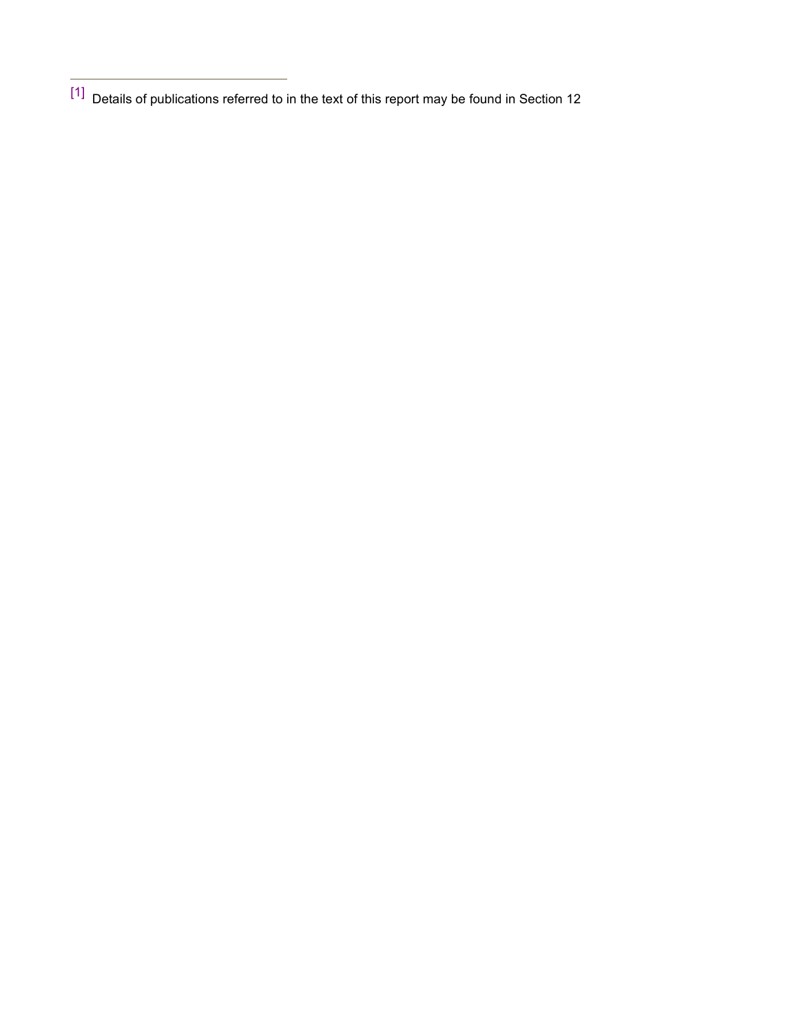[1] Details of publications referred to in the text of this report may be found in Section 12